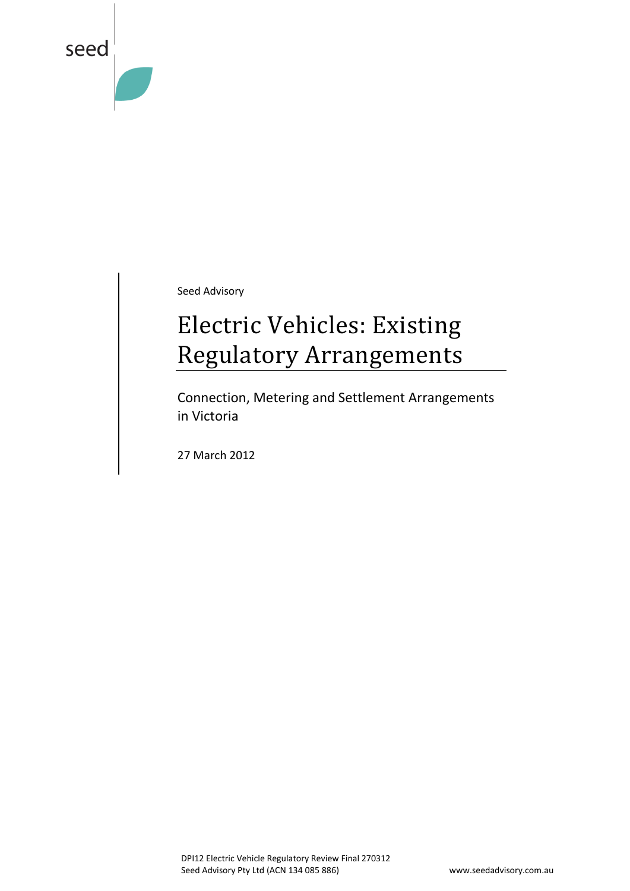seed

Seed Advisory

# Electric Vehicles: Existing Regulatory Arrangements

Connection, Metering and Settlement Arrangements in Victoria

27 March 2012

DPI12 Electric Vehicle Regulatory Review Final 270312
Seed Advisory Pty Ltd (ACN 134 085 886)
www.seedadvisory.com.au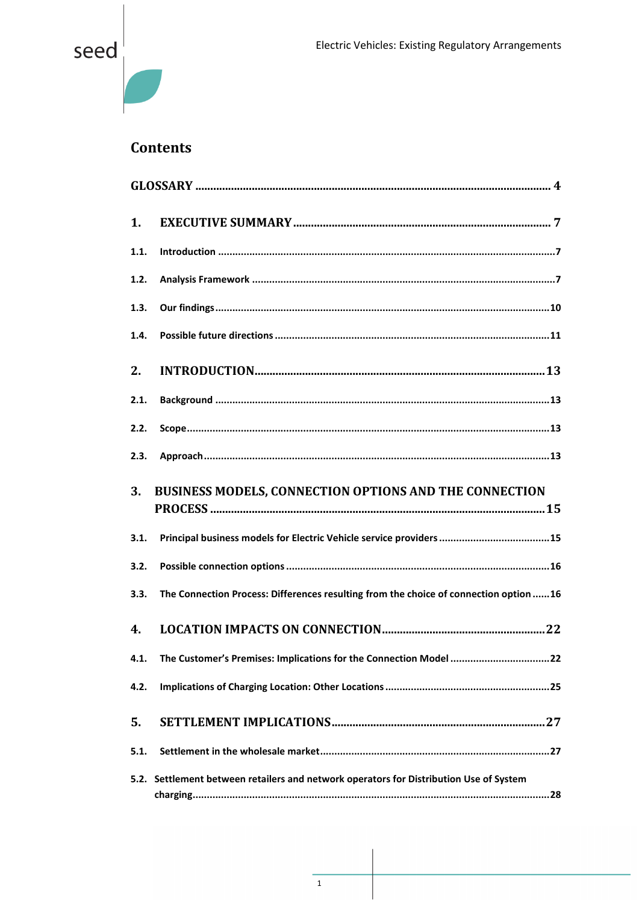## Contents

| | | |
|---|---|---|
| **GLOSSARY** | | **4** |
| **1.** | **EXECUTIVE SUMMARY** | **7** |
| 1.1. | Introduction | 7 |
| 1.2. | Analysis Framework | 7 |
| 1.3. | Our findings | 10 |
| 1.4. | Possible future directions | 11 |
| **2.** | **INTRODUCTION** | **13** |
| 2.1. | Background | 13 |
| 2.2. | Scope | 13 |
| 2.3. | Approach | 13 |
| **3.** | **BUSINESS MODELS, CONNECTION OPTIONS AND THE CONNECTION PROCESS** | **15** |
| 3.1. | Principal business models for Electric Vehicle service providers | 15 |
| 3.2. | Possible connection options | 16 |
| 3.3. | The Connection Process: Differences resulting from the choice of connection option | 16 |
| **4.** | **LOCATION IMPACTS ON CONNECTION** | **22** |
| 4.1. | The Customer's Premises: Implications for the Connection Model | 22 |
| 4.2. | Implications of Charging Location: Other Locations | 25 |
| **5.** | **SETTLEMENT IMPLICATIONS** | **27** |
| 5.1. | Settlement in the wholesale market | 27 |
| 5.2. | Settlement between retailers and network operators for Distribution Use of System charging | 28 |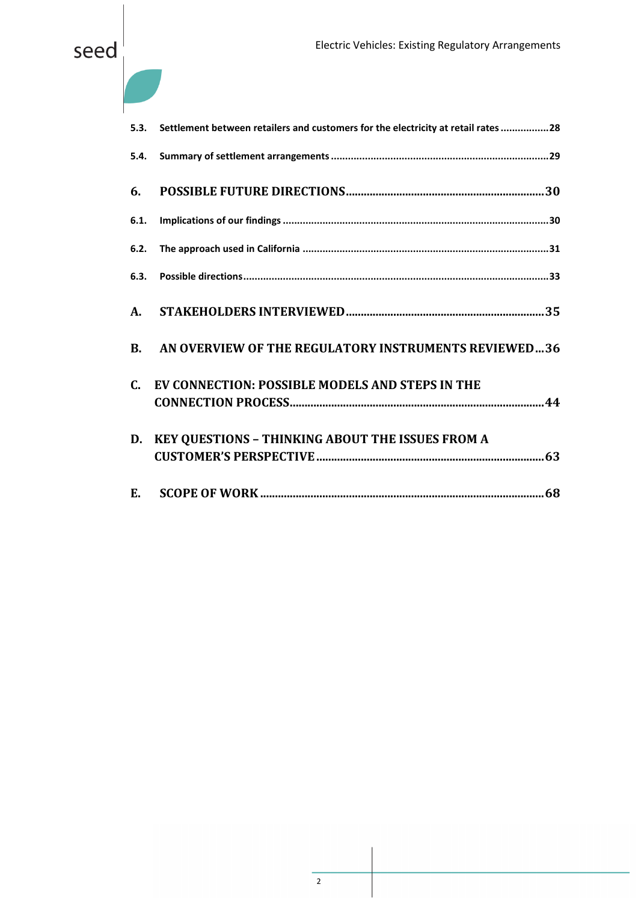5.3. Settlement between retailers and customers for the electricity at retail rates ................28

5.4. Summary of settlement arrangements ............................................................................29

6. POSSIBLE FUTURE DIRECTIONS..................................................................30

6.1. Implications of our findings ............................................................................................30

6.2. The approach used in California .....................................................................................31

6.3. Possible directions..........................................................................................................33

A. STAKEHOLDERS INTERVIEWED.................................................................35

B. AN OVERVIEW OF THE REGULATORY INSTRUMENTS REVIEWED...36

C. EV CONNECTION: POSSIBLE MODELS AND STEPS IN THE CONNECTION PROCESS....................................................................................44

D. KEY QUESTIONS – THINKING ABOUT THE ISSUES FROM A CUSTOMER'S PERSPECTIVE...........................................................................63

E. SCOPE OF WORK ...............................................................................................68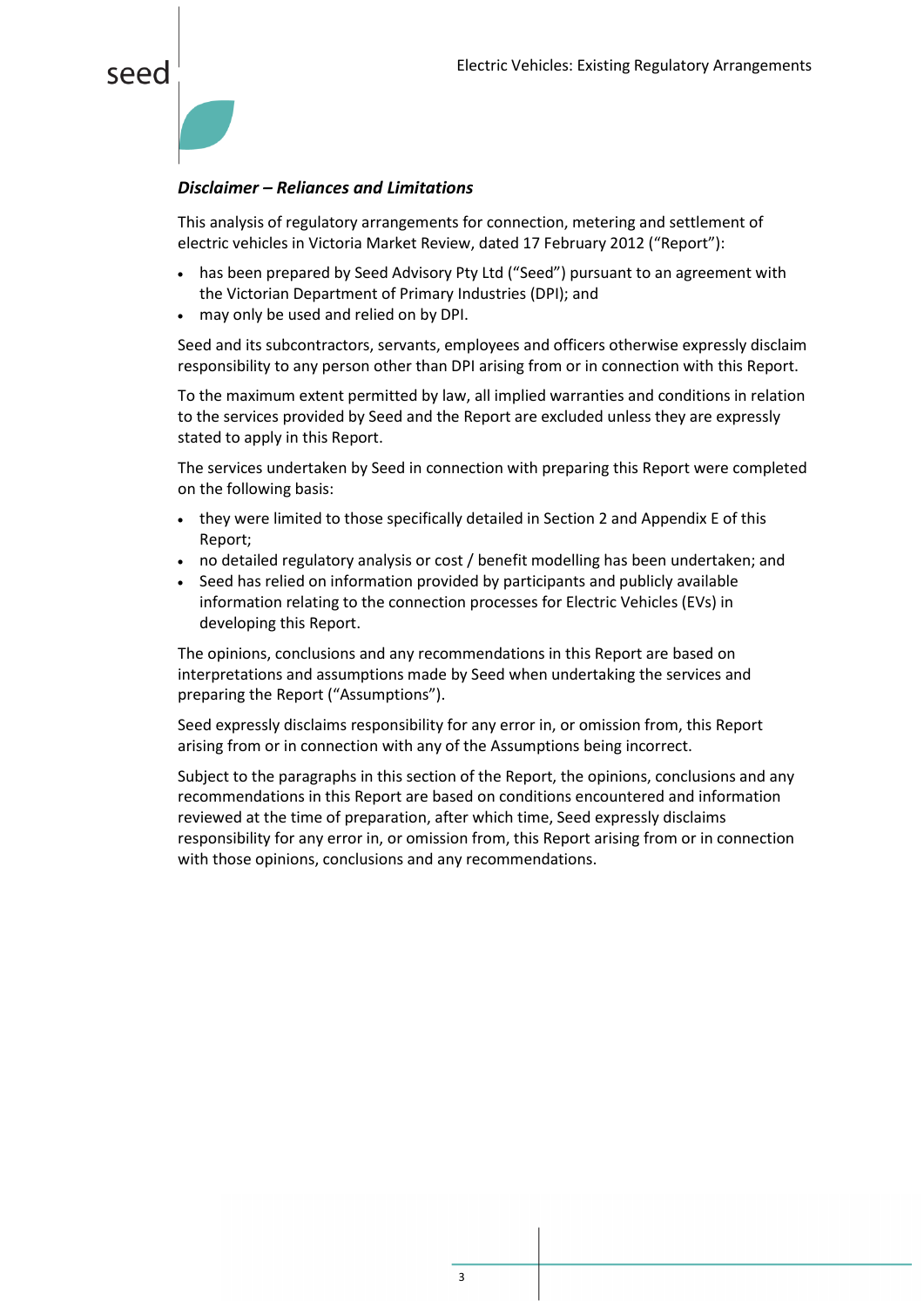### *Disclaimer – Reliances and Limitations*

This analysis of regulatory arrangements for connection, metering and settlement of electric vehicles in Victoria Market Review, dated 17 February 2012 ("Report"):

- has been prepared by Seed Advisory Pty Ltd ("Seed") pursuant to an agreement with the Victorian Department of Primary Industries (DPI); and
- may only be used and relied on by DPI.

Seed and its subcontractors, servants, employees and officers otherwise expressly disclaim responsibility to any person other than DPI arising from or in connection with this Report.

To the maximum extent permitted by law, all implied warranties and conditions in relation to the services provided by Seed and the Report are excluded unless they are expressly stated to apply in this Report.

The services undertaken by Seed in connection with preparing this Report were completed on the following basis:

- they were limited to those specifically detailed in Section 2 and Appendix E of this Report;
- no detailed regulatory analysis or cost / benefit modelling has been undertaken; and
- Seed has relied on information provided by participants and publicly available information relating to the connection processes for Electric Vehicles (EVs) in developing this Report.

The opinions, conclusions and any recommendations in this Report are based on interpretations and assumptions made by Seed when undertaking the services and preparing the Report ("Assumptions").

Seed expressly disclaims responsibility for any error in, or omission from, this Report arising from or in connection with any of the Assumptions being incorrect.

Subject to the paragraphs in this section of the Report, the opinions, conclusions and any recommendations in this Report are based on conditions encountered and information reviewed at the time of preparation, after which time, Seed expressly disclaims responsibility for any error in, or omission from, this Report arising from or in connection with those opinions, conclusions and any recommendations.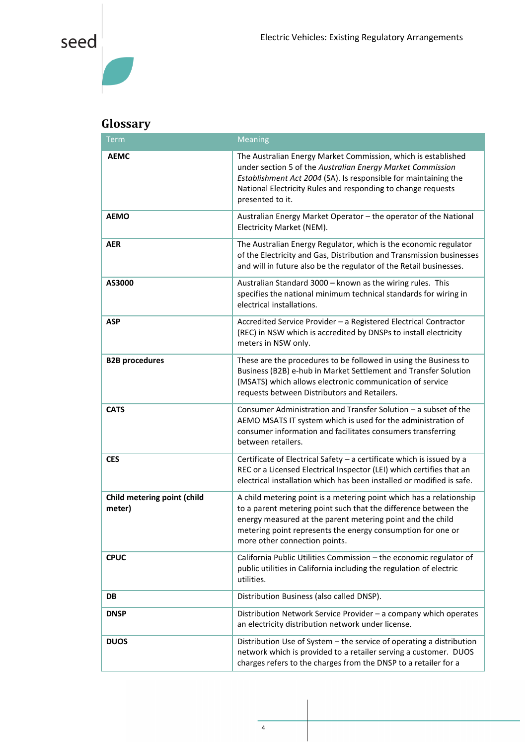## Glossary

| Term | Meaning |
|---|---|
| **AEMC** | The Australian Energy Market Commission, which is established under section 5 of the *Australian Energy Market Commission Establishment Act 2004* (SA). Is responsible for maintaining the National Electricity Rules and responding to change requests presented to it. |
| **AEMO** | Australian Energy Market Operator – the operator of the National Electricity Market (NEM). |
| **AER** | The Australian Energy Regulator, which is the economic regulator of the Electricity and Gas, Distribution and Transmission businesses and will in future also be the regulator of the Retail businesses. |
| **AS3000** | Australian Standard 3000 – known as the wiring rules. This specifies the national minimum technical standards for wiring in electrical installations. |
| **ASP** | Accredited Service Provider – a Registered Electrical Contractor (REC) in NSW which is accredited by DNSPs to install electricity meters in NSW only. |
| **B2B procedures** | These are the procedures to be followed in using the Business to Business (B2B) e-hub in Market Settlement and Transfer Solution (MSATS) which allows electronic communication of service requests between Distributors and Retailers. |
| **CATS** | Consumer Administration and Transfer Solution – a subset of the AEMO MSATS IT system which is used for the administration of consumer information and facilitates consumers transferring between retailers. |
| **CES** | Certificate of Electrical Safety – a certificate which is issued by a REC or a Licensed Electrical Inspector (LEI) which certifies that an electrical installation which has been installed or modified is safe. |
| **Child metering point (child meter)** | A child metering point is a metering point which has a relationship to a parent metering point such that the difference between the energy measured at the parent metering point and the child metering point represents the energy consumption for one or more other connection points. |
| **CPUC** | California Public Utilities Commission – the economic regulator of public utilities in California including the regulation of electric utilities. |
| **DB** | Distribution Business (also called DNSP). |
| **DNSP** | Distribution Network Service Provider – a company which operates an electricity distribution network under license. |
| **DUOS** | Distribution Use of System – the service of operating a distribution network which is provided to a retailer serving a customer. DUOS charges refers to the charges from the DNSP to a retailer for a |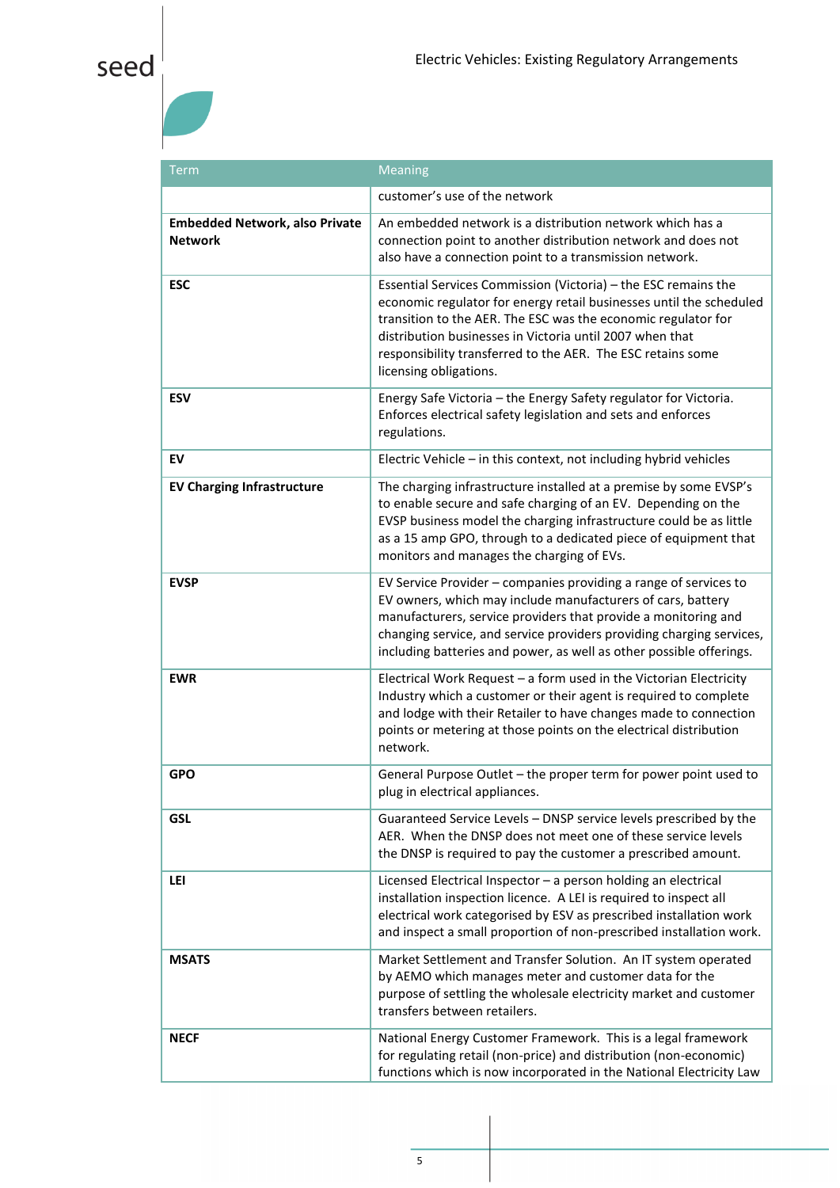| Term | Meaning |
|---|---|
| | customer's use of the network |
| **Embedded Network, also Private Network** | An embedded network is a distribution network which has a connection point to another distribution network and does not also have a connection point to a transmission network. |
| **ESC** | Essential Services Commission (Victoria) – the ESC remains the economic regulator for energy retail businesses until the scheduled transition to the AER. The ESC was the economic regulator for distribution businesses in Victoria until 2007 when that responsibility transferred to the AER. The ESC retains some licensing obligations. |
| **ESV** | Energy Safe Victoria – the Energy Safety regulator for Victoria. Enforces electrical safety legislation and sets and enforces regulations. |
| **EV** | Electric Vehicle – in this context, not including hybrid vehicles |
| **EV Charging Infrastructure** | The charging infrastructure installed at a premise by some EVSP's to enable secure and safe charging of an EV. Depending on the EVSP business model the charging infrastructure could be as little as a 15 amp GPO, through to a dedicated piece of equipment that monitors and manages the charging of EVs. |
| **EVSP** | EV Service Provider – companies providing a range of services to EV owners, which may include manufacturers of cars, battery manufacturers, service providers that provide a monitoring and changing service, and service providers providing charging services, including batteries and power, as well as other possible offerings. |
| **EWR** | Electrical Work Request – a form used in the Victorian Electricity Industry which a customer or their agent is required to complete and lodge with their Retailer to have changes made to connection points or metering at those points on the electrical distribution network. |
| **GPO** | General Purpose Outlet – the proper term for power point used to plug in electrical appliances. |
| **GSL** | Guaranteed Service Levels – DNSP service levels prescribed by the AER. When the DNSP does not meet one of these service levels the DNSP is required to pay the customer a prescribed amount. |
| **LEI** | Licensed Electrical Inspector – a person holding an electrical installation inspection licence. A LEI is required to inspect all electrical work categorised by ESV as prescribed installation work and inspect a small proportion of non-prescribed installation work. |
| **MSATS** | Market Settlement and Transfer Solution. An IT system operated by AEMO which manages meter and customer data for the purpose of settling the wholesale electricity market and customer transfers between retailers. |
| **NECF** | National Energy Customer Framework. This is a legal framework for regulating retail (non-price) and distribution (non-economic) functions which is now incorporated in the National Electricity Law |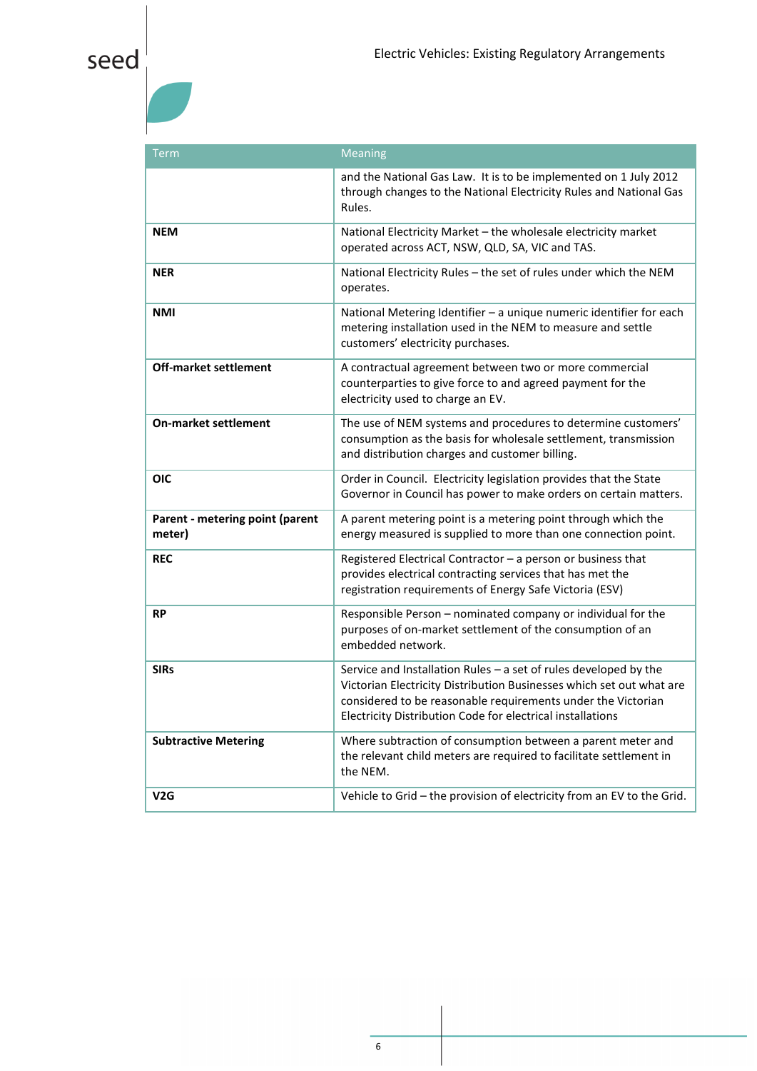| Term | Meaning |
|---|---|
| | and the National Gas Law. It is to be implemented on 1 July 2012 through changes to the National Electricity Rules and National Gas Rules. |
| **NEM** | National Electricity Market – the wholesale electricity market operated across ACT, NSW, QLD, SA, VIC and TAS. |
| **NER** | National Electricity Rules – the set of rules under which the NEM operates. |
| **NMI** | National Metering Identifier – a unique numeric identifier for each metering installation used in the NEM to measure and settle customers' electricity purchases. |
| **Off-market settlement** | A contractual agreement between two or more commercial counterparties to give force to and agreed payment for the electricity used to charge an EV. |
| **On-market settlement** | The use of NEM systems and procedures to determine customers' consumption as the basis for wholesale settlement, transmission and distribution charges and customer billing. |
| **OIC** | Order in Council. Electricity legislation provides that the State Governor in Council has power to make orders on certain matters. |
| **Parent - metering point (parent meter)** | A parent metering point is a metering point through which the energy measured is supplied to more than one connection point. |
| **REC** | Registered Electrical Contractor – a person or business that provides electrical contracting services that has met the registration requirements of Energy Safe Victoria (ESV) |
| **RP** | Responsible Person – nominated company or individual for the purposes of on-market settlement of the consumption of an embedded network. |
| **SIRs** | Service and Installation Rules – a set of rules developed by the Victorian Electricity Distribution Businesses which set out what are considered to be reasonable requirements under the Victorian Electricity Distribution Code for electrical installations |
| **Subtractive Metering** | Where subtraction of consumption between a parent meter and the relevant child meters are required to facilitate settlement in the NEM. |
| **V2G** | Vehicle to Grid – the provision of electricity from an EV to the Grid. |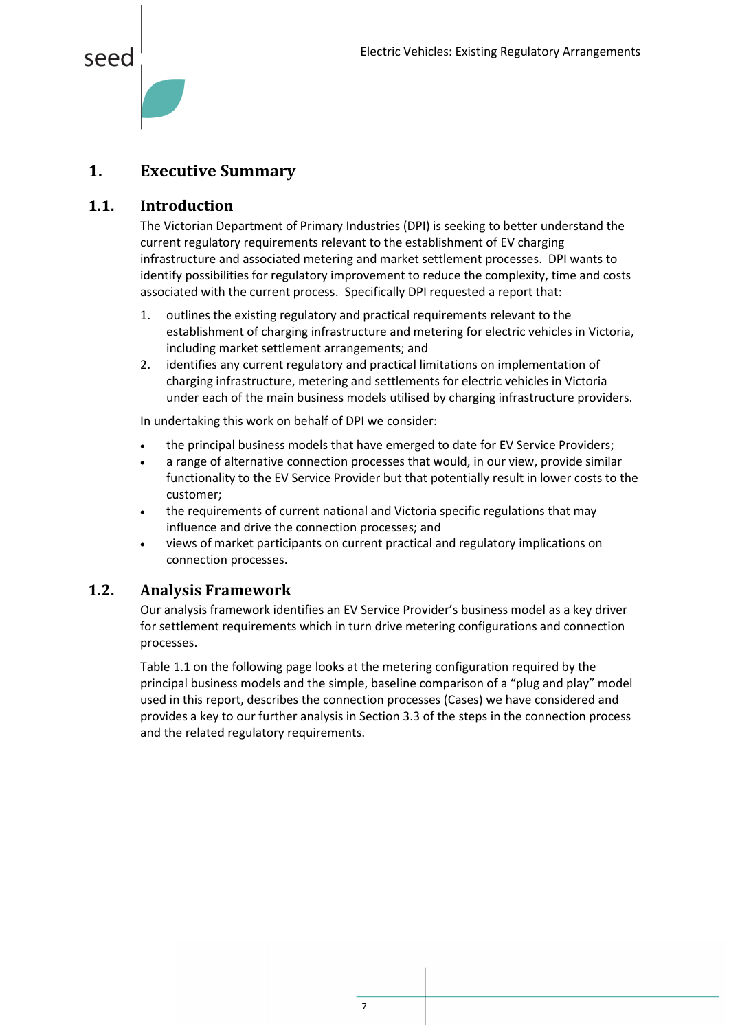# 1. Executive Summary

## 1.1. Introduction

The Victorian Department of Primary Industries (DPI) is seeking to better understand the current regulatory requirements relevant to the establishment of EV charging infrastructure and associated metering and market settlement processes. DPI wants to identify possibilities for regulatory improvement to reduce the complexity, time and costs associated with the current process. Specifically DPI requested a report that:

1. outlines the existing regulatory and practical requirements relevant to the establishment of charging infrastructure and metering for electric vehicles in Victoria, including market settlement arrangements; and
2. identifies any current regulatory and practical limitations on implementation of charging infrastructure, metering and settlements for electric vehicles in Victoria under each of the main business models utilised by charging infrastructure providers.

In undertaking this work on behalf of DPI we consider:

- the principal business models that have emerged to date for EV Service Providers;
- a range of alternative connection processes that would, in our view, provide similar functionality to the EV Service Provider but that potentially result in lower costs to the customer;
- the requirements of current national and Victoria specific regulations that may influence and drive the connection processes; and
- views of market participants on current practical and regulatory implications on connection processes.

## 1.2. Analysis Framework

Our analysis framework identifies an EV Service Provider's business model as a key driver for settlement requirements which in turn drive metering configurations and connection processes.

Table 1.1 on the following page looks at the metering configuration required by the principal business models and the simple, baseline comparison of a "plug and play" model used in this report, describes the connection processes (Cases) we have considered and provides a key to our further analysis in Section 3.3 of the steps in the connection process and the related regulatory requirements.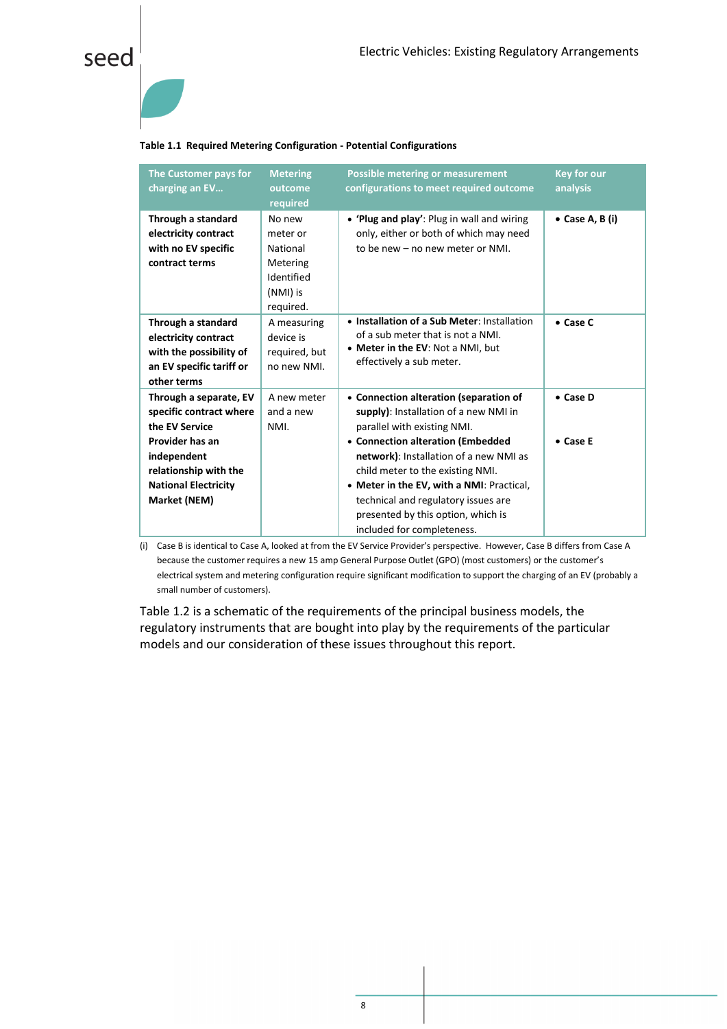**Table 1.1 Required Metering Configuration - Potential Configurations**

| The Customer pays for charging an EV… | Metering outcome required | Possible metering or measurement configurations to meet required outcome | Key for our analysis |
|---|---|---|---|
| **Through a standard electricity contract with no EV specific contract terms** | No new meter or National Metering Identified (NMI) is required. | • **'Plug and play'**: Plug in wall and wiring only, either or both of which may need to be new – no new meter or NMI. | • **Case A, B (i)** |
| **Through a standard electricity contract with the possibility of an EV specific tariff or other terms** | A measuring device is required, but no new NMI. | • **Installation of a Sub Meter**: Installation of a sub meter that is not a NMI.<br>• **Meter in the EV**: Not a NMI, but effectively a sub meter. | • **Case C** |
| **Through a separate, EV specific contract where the EV Service Provider has an independent relationship with the National Electricity Market (NEM)** | A new meter and a new NMI. | • **Connection alteration (separation of supply)**: Installation of a new NMI in parallel with existing NMI.<br>• **Connection alteration (Embedded network)**: Installation of a new NMI as child meter to the existing NMI.<br>• **Meter in the EV, with a NMI**: Practical, technical and regulatory issues are presented by this option, which is included for completeness. | • **Case D**<br><br>• **Case E** |

(i) Case B is identical to Case A, looked at from the EV Service Provider's perspective. However, Case B differs from Case A because the customer requires a new 15 amp General Purpose Outlet (GPO) (most customers) or the customer's electrical system and metering configuration require significant modification to support the charging of an EV (probably a small number of customers).

Table 1.2 is a schematic of the requirements of the principal business models, the regulatory instruments that are bought into play by the requirements of the particular models and our consideration of these issues throughout this report.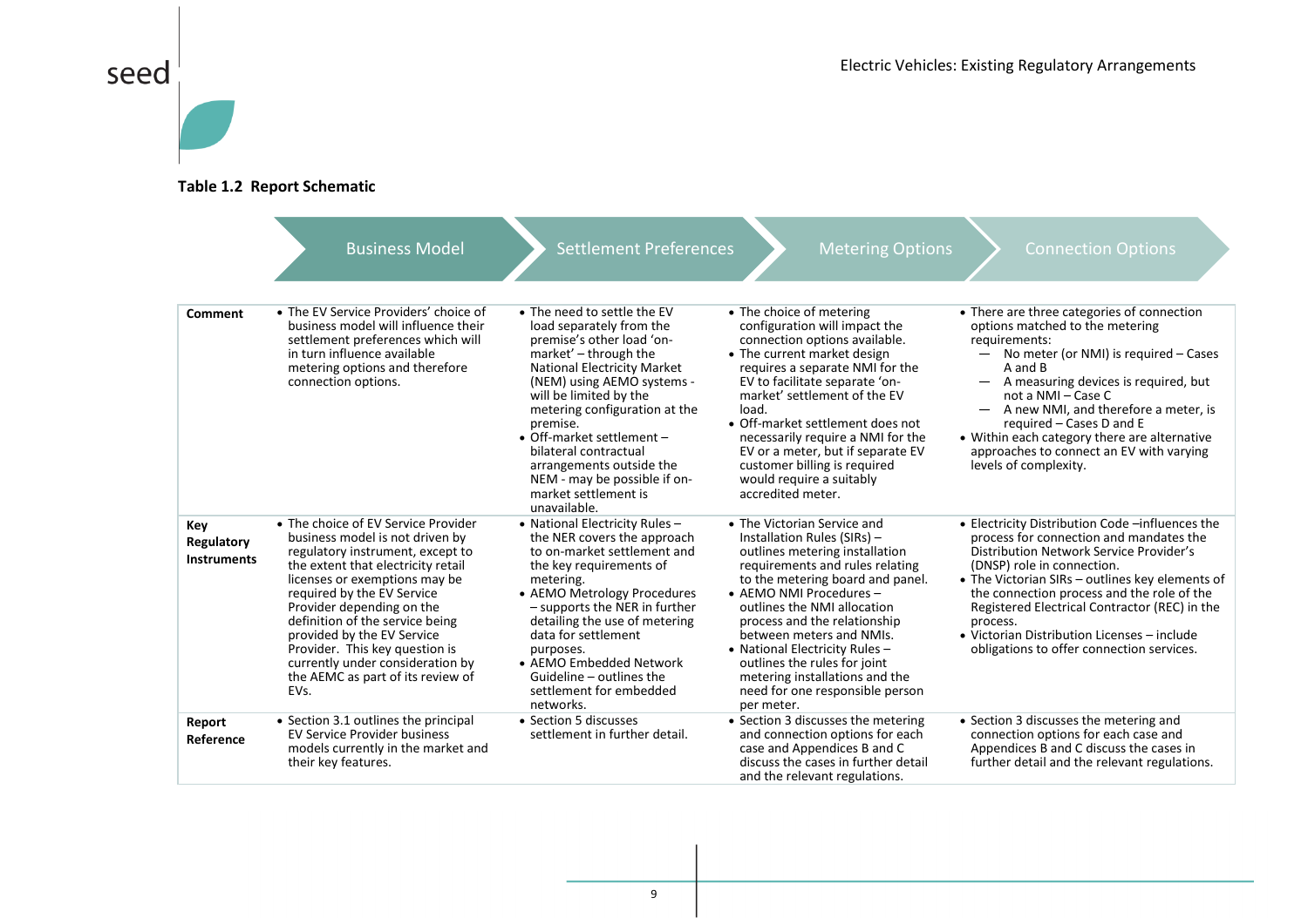**Table 1.2 Report Schematic**

| | Business Model | Settlement Preferences | Metering Options | Connection Options |
|---|---|---|---|---|
| **Comment** | • The EV Service Providers' choice of business model will influence their settlement preferences which will in turn influence available metering options and therefore connection options. | • The need to settle the EV load separately from the premise's other load 'on-market' – through the National Electricity Market (NEM) using AEMO systems - will be limited by the metering configuration at the premise.<br>• Off-market settlement – bilateral contractual arrangements outside the NEM - may be possible if on-market settlement is unavailable. | • The choice of metering configuration will impact the connection options available.<br>• The current market design requires a separate NMI for the EV to facilitate separate 'on-market' settlement of the EV load.<br>• Off-market settlement does not necessarily require a NMI for the EV or a meter, but if separate EV customer billing is required would require a suitably accredited meter. | • There are three categories of connection options matched to the metering requirements:<br>— No meter (or NMI) is required – Cases A and B<br>— A measuring devices is required, but not a NMI – Case C<br>— A new NMI, and therefore a meter, is required – Cases D and E<br>• Within each category there are alternative approaches to connect an EV with varying levels of complexity. |
| **Key Regulatory Instruments** | • The choice of EV Service Provider business model is not driven by regulatory instrument, except to the extent that electricity retail licenses or exemptions may be required by the EV Service Provider depending on the definition of the service being provided by the EV Service Provider. This key question is currently under consideration by the AEMC as part of its review of EVs. | • National Electricity Rules – the NER covers the approach to on-market settlement and the key requirements of metering.<br>• AEMO Metrology Procedures – supports the NER in further detailing the use of metering data for settlement purposes.<br>• AEMO Embedded Network Guideline – outlines the settlement for embedded networks. | • The Victorian Service and Installation Rules (SIRs) – outlines metering installation requirements and rules relating to the metering board and panel.<br>• AEMO NMI Procedures – outlines the NMI allocation process and the relationship between meters and NMIs.<br>• National Electricity Rules – outlines the rules for joint metering installations and the need for one responsible person per meter. | • Electricity Distribution Code –influences the process for connection and mandates the Distribution Network Service Provider's (DNSP) role in connection.<br>• The Victorian SIRs – outlines key elements of the connection process and the role of the Registered Electrical Contractor (REC) in the process.<br>• Victorian Distribution Licenses – include obligations to offer connection services. |
| **Report Reference** | • Section 3.1 outlines the principal EV Service Provider business models currently in the market and their key features. | • Section 5 discusses settlement in further detail. | • Section 3 discusses the metering and connection options for each case and Appendices B and C discuss the cases in further detail and the relevant regulations. | • Section 3 discusses the metering and connection options for each case and Appendices B and C discuss the cases in further detail and the relevant regulations. |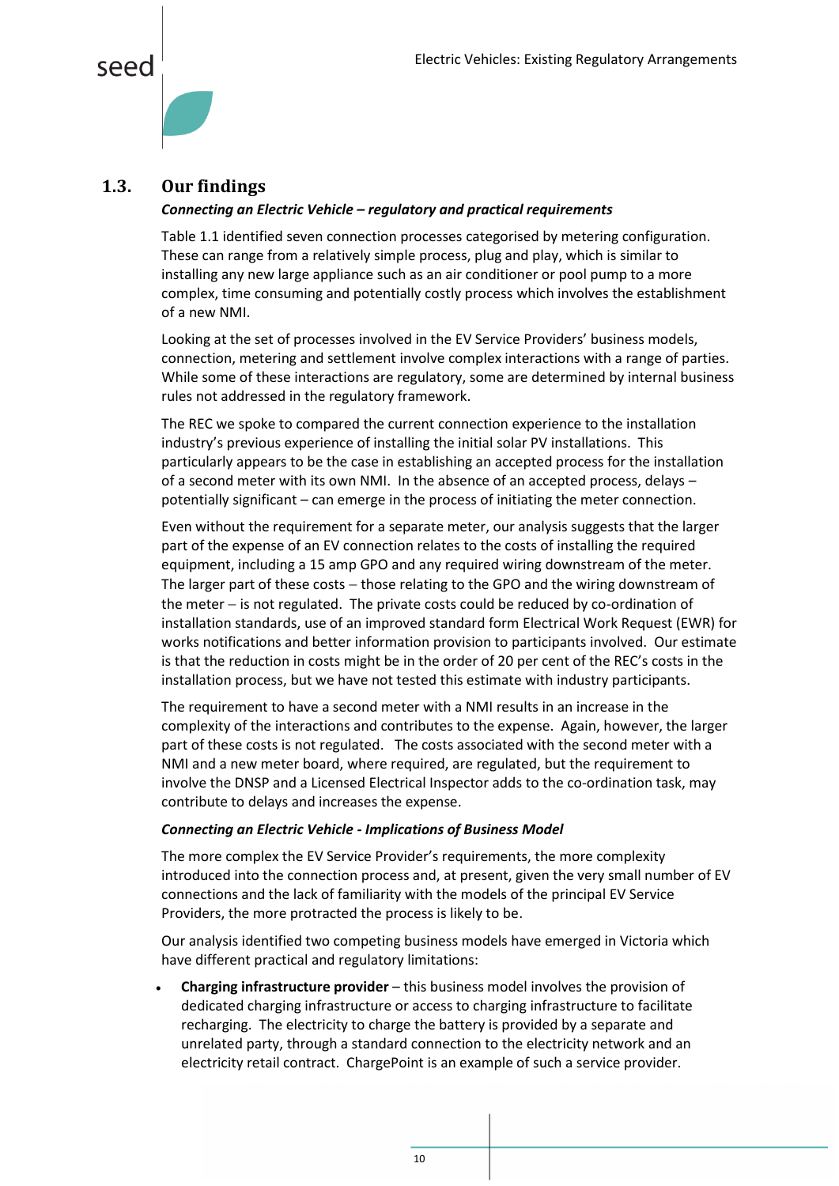## 1.3. Our findings

***Connecting an Electric Vehicle – regulatory and practical requirements***

Table 1.1 identified seven connection processes categorised by metering configuration. These can range from a relatively simple process, plug and play, which is similar to installing any new large appliance such as an air conditioner or pool pump to a more complex, time consuming and potentially costly process which involves the establishment of a new NMI.

Looking at the set of processes involved in the EV Service Providers' business models, connection, metering and settlement involve complex interactions with a range of parties. While some of these interactions are regulatory, some are determined by internal business rules not addressed in the regulatory framework.

The REC we spoke to compared the current connection experience to the installation industry's previous experience of installing the initial solar PV installations. This particularly appears to be the case in establishing an accepted process for the installation of a second meter with its own NMI. In the absence of an accepted process, delays – potentially significant – can emerge in the process of initiating the meter connection.

Even without the requirement for a separate meter, our analysis suggests that the larger part of the expense of an EV connection relates to the costs of installing the required equipment, including a 15 amp GPO and any required wiring downstream of the meter. The larger part of these costs – those relating to the GPO and the wiring downstream of the meter – is not regulated. The private costs could be reduced by co-ordination of installation standards, use of an improved standard form Electrical Work Request (EWR) for works notifications and better information provision to participants involved. Our estimate is that the reduction in costs might be in the order of 20 per cent of the REC's costs in the installation process, but we have not tested this estimate with industry participants.

The requirement to have a second meter with a NMI results in an increase in the complexity of the interactions and contributes to the expense. Again, however, the larger part of these costs is not regulated. The costs associated with the second meter with a NMI and a new meter board, where required, are regulated, but the requirement to involve the DNSP and a Licensed Electrical Inspector adds to the co-ordination task, may contribute to delays and increases the expense.

***Connecting an Electric Vehicle - Implications of Business Model***

The more complex the EV Service Provider's requirements, the more complexity introduced into the connection process and, at present, given the very small number of EV connections and the lack of familiarity with the models of the principal EV Service Providers, the more protracted the process is likely to be.

Our analysis identified two competing business models have emerged in Victoria which have different practical and regulatory limitations:

- **Charging infrastructure provider** – this business model involves the provision of dedicated charging infrastructure or access to charging infrastructure to facilitate recharging. The electricity to charge the battery is provided by a separate and unrelated party, through a standard connection to the electricity network and an electricity retail contract. ChargePoint is an example of such a service provider.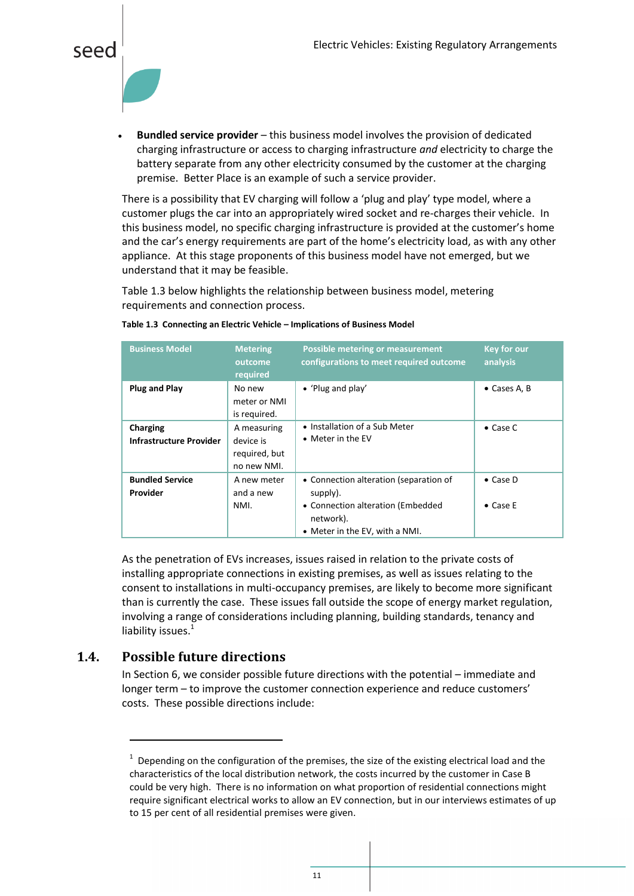- **Bundled service provider** – this business model involves the provision of dedicated charging infrastructure or access to charging infrastructure *and* electricity to charge the battery separate from any other electricity consumed by the customer at the charging premise. Better Place is an example of such a service provider.

There is a possibility that EV charging will follow a 'plug and play' type model, where a customer plugs the car into an appropriately wired socket and re-charges their vehicle. In this business model, no specific charging infrastructure is provided at the customer's home and the car's energy requirements are part of the home's electricity load, as with any other appliance. At this stage proponents of this business model have not emerged, but we understand that it may be feasible.

Table 1.3 below highlights the relationship between business model, metering requirements and connection process.

**Table 1.3 Connecting an Electric Vehicle – Implications of Business Model**

| Business Model | Metering outcome required | Possible metering or measurement configurations to meet required outcome | Key for our analysis |
|---|---|---|---|
| **Plug and Play** | No new meter or NMI is required. | • 'Plug and play' | • Cases A, B |
| **Charging Infrastructure Provider** | A measuring device is required, but no new NMI. | • Installation of a Sub Meter<br>• Meter in the EV | • Case C |
| **Bundled Service Provider** | A new meter and a new NMI. | • Connection alteration (separation of supply).<br>• Connection alteration (Embedded network).<br>• Meter in the EV, with a NMI. | • Case D<br><br>• Case E |

As the penetration of EVs increases, issues raised in relation to the private costs of installing appropriate connections in existing premises, as well as issues relating to the consent to installations in multi-occupancy premises, are likely to become more significant than is currently the case. These issues fall outside the scope of energy market regulation, involving a range of considerations including planning, building standards, tenancy and liability issues.[1]

## 1.4. Possible future directions

In Section 6, we consider possible future directions with the potential – immediate and longer term – to improve the customer connection experience and reduce customers' costs. These possible directions include:

[1] Depending on the configuration of the premises, the size of the existing electrical load and the characteristics of the local distribution network, the costs incurred by the customer in Case B could be very high. There is no information on what proportion of residential connections might require significant electrical works to allow an EV connection, but in our interviews estimates of up to 15 per cent of all residential premises were given.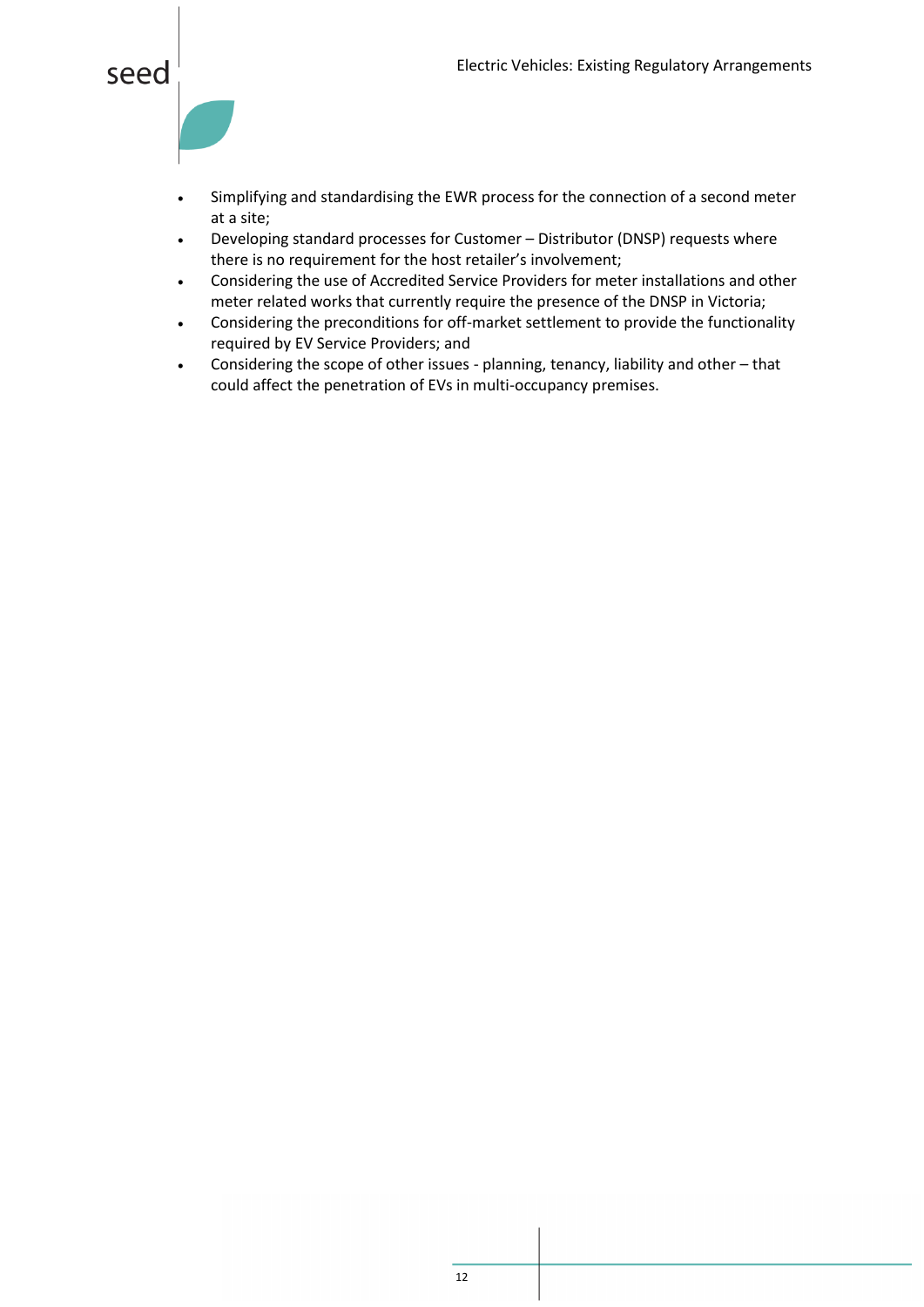- Simplifying and standardising the EWR process for the connection of a second meter at a site;
- Developing standard processes for Customer – Distributor (DNSP) requests where there is no requirement for the host retailer's involvement;
- Considering the use of Accredited Service Providers for meter installations and other meter related works that currently require the presence of the DNSP in Victoria;
- Considering the preconditions for off-market settlement to provide the functionality required by EV Service Providers; and
- Considering the scope of other issues - planning, tenancy, liability and other – that could affect the penetration of EVs in multi-occupancy premises.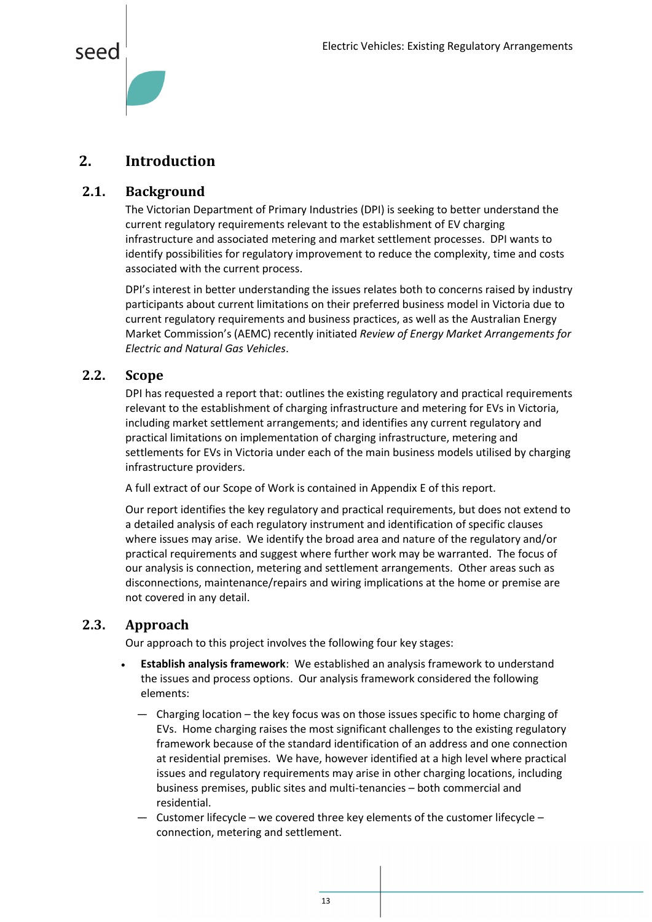# 2. Introduction

## 2.1. Background

The Victorian Department of Primary Industries (DPI) is seeking to better understand the current regulatory requirements relevant to the establishment of EV charging infrastructure and associated metering and market settlement processes. DPI wants to identify possibilities for regulatory improvement to reduce the complexity, time and costs associated with the current process.

DPI's interest in better understanding the issues relates both to concerns raised by industry participants about current limitations on their preferred business model in Victoria due to current regulatory requirements and business practices, as well as the Australian Energy Market Commission's (AEMC) recently initiated *Review of Energy Market Arrangements for Electric and Natural Gas Vehicles*.

## 2.2. Scope

DPI has requested a report that: outlines the existing regulatory and practical requirements relevant to the establishment of charging infrastructure and metering for EVs in Victoria, including market settlement arrangements; and identifies any current regulatory and practical limitations on implementation of charging infrastructure, metering and settlements for EVs in Victoria under each of the main business models utilised by charging infrastructure providers.

A full extract of our Scope of Work is contained in Appendix E of this report.

Our report identifies the key regulatory and practical requirements, but does not extend to a detailed analysis of each regulatory instrument and identification of specific clauses where issues may arise. We identify the broad area and nature of the regulatory and/or practical requirements and suggest where further work may be warranted. The focus of our analysis is connection, metering and settlement arrangements. Other areas such as disconnections, maintenance/repairs and wiring implications at the home or premise are not covered in any detail.

## 2.3. Approach

Our approach to this project involves the following four key stages:

- **Establish analysis framework**: We established an analysis framework to understand the issues and process options. Our analysis framework considered the following elements:
  - Charging location – the key focus was on those issues specific to home charging of EVs. Home charging raises the most significant challenges to the existing regulatory framework because of the standard identification of an address and one connection at residential premises. We have, however identified at a high level where practical issues and regulatory requirements may arise in other charging locations, including business premises, public sites and multi-tenancies – both commercial and residential.
  - Customer lifecycle – we covered three key elements of the customer lifecycle – connection, metering and settlement.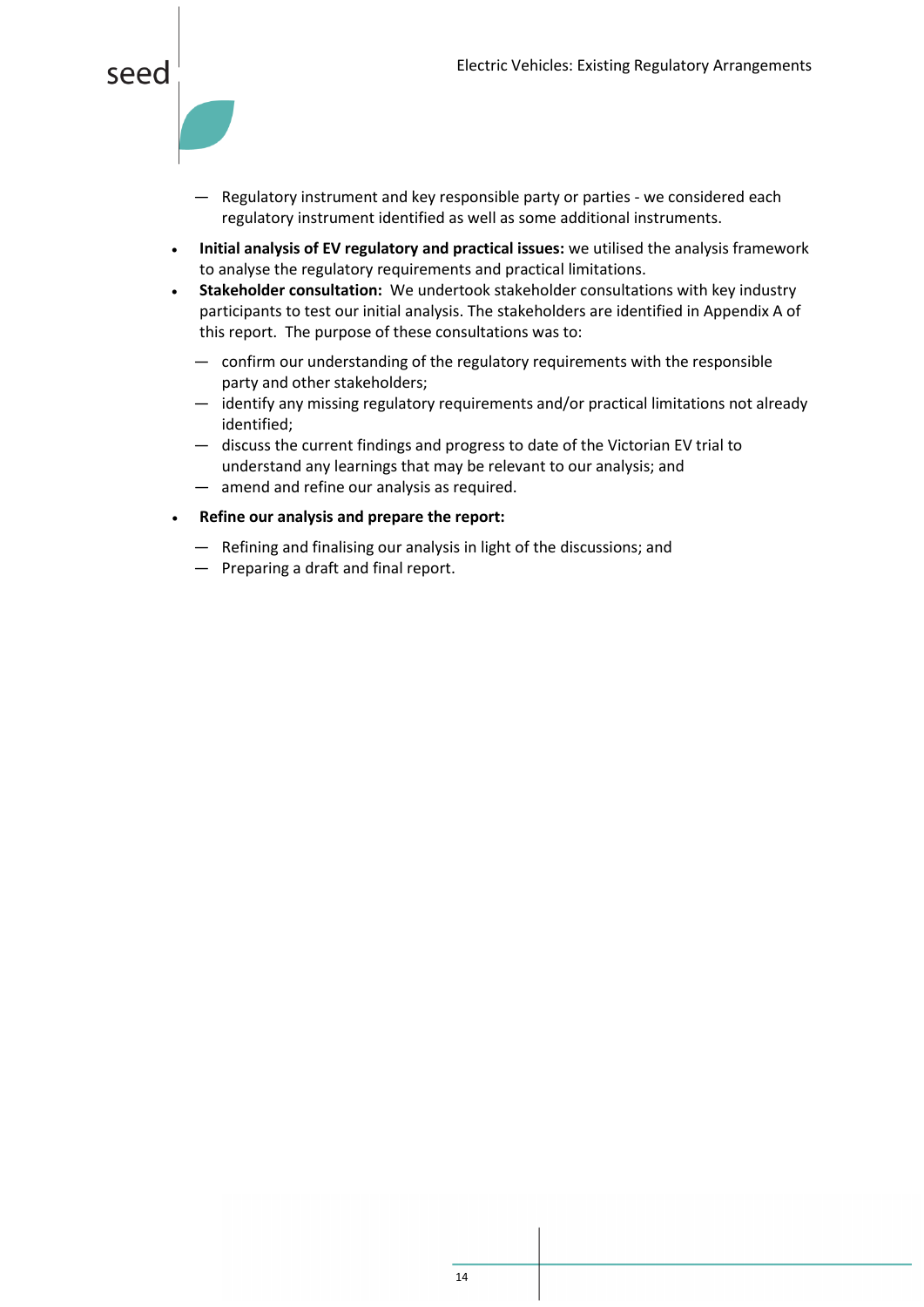- Regulatory instrument and key responsible party or parties - we considered each regulatory instrument identified as well as some additional instruments.

- **Initial analysis of EV regulatory and practical issues:** we utilised the analysis framework to analyse the regulatory requirements and practical limitations.
- **Stakeholder consultation:** We undertook stakeholder consultations with key industry participants to test our initial analysis. The stakeholders are identified in Appendix A of this report. The purpose of these consultations was to:
  - confirm our understanding of the regulatory requirements with the responsible party and other stakeholders;
  - identify any missing regulatory requirements and/or practical limitations not already identified;
  - discuss the current findings and progress to date of the Victorian EV trial to understand any learnings that may be relevant to our analysis; and
  - amend and refine our analysis as required.
- **Refine our analysis and prepare the report:**
  - Refining and finalising our analysis in light of the discussions; and
  - Preparing a draft and final report.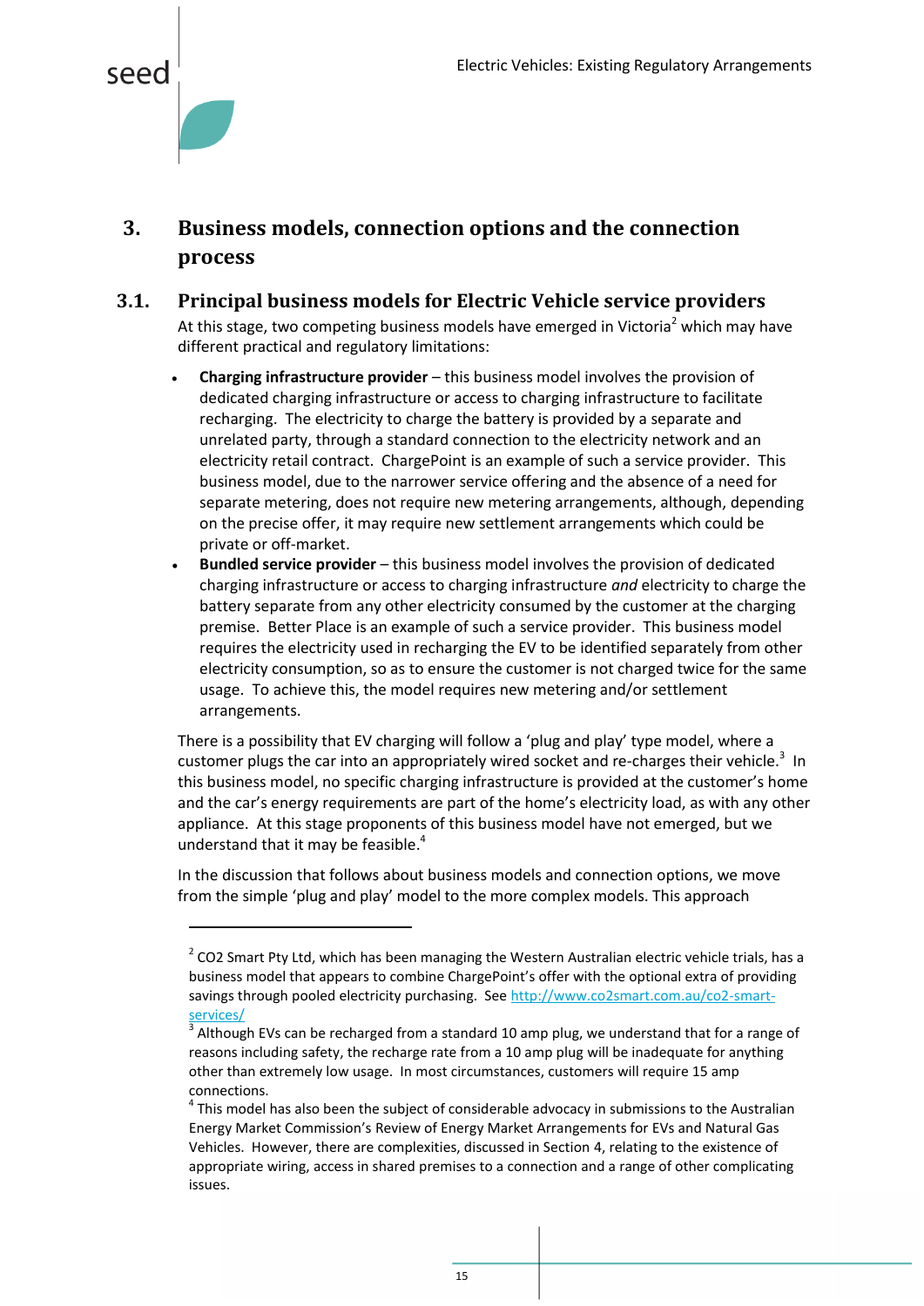# 3. Business models, connection options and the connection process

## 3.1. Principal business models for Electric Vehicle service providers

At this stage, two competing business models have emerged in Victoria[2] which may have different practical and regulatory limitations:

- **Charging infrastructure provider** – this business model involves the provision of dedicated charging infrastructure or access to charging infrastructure to facilitate recharging. The electricity to charge the battery is provided by a separate and unrelated party, through a standard connection to the electricity network and an electricity retail contract. ChargePoint is an example of such a service provider. This business model, due to the narrower service offering and the absence of a need for separate metering, does not require new metering arrangements, although, depending on the precise offer, it may require new settlement arrangements which could be private or off-market.
- **Bundled service provider** – this business model involves the provision of dedicated charging infrastructure or access to charging infrastructure *and* electricity to charge the battery separate from any other electricity consumed by the customer at the charging premise. Better Place is an example of such a service provider. This business model requires the electricity used in recharging the EV to be identified separately from other electricity consumption, so as to ensure the customer is not charged twice for the same usage. To achieve this, the model requires new metering and/or settlement arrangements.

There is a possibility that EV charging will follow a 'plug and play' type model, where a customer plugs the car into an appropriately wired socket and re-charges their vehicle.[3] In this business model, no specific charging infrastructure is provided at the customer's home and the car's energy requirements are part of the home's electricity load, as with any other appliance. At this stage proponents of this business model have not emerged, but we understand that it may be feasible.[4]

In the discussion that follows about business models and connection options, we move from the simple 'plug and play' model to the more complex models. This approach

---

[2] CO2 Smart Pty Ltd, which has been managing the Western Australian electric vehicle trials, has a business model that appears to combine ChargePoint's offer with the optional extra of providing savings through pooled electricity purchasing. See http://www.co2smart.com.au/co2-smart-services/

[3] Although EVs can be recharged from a standard 10 amp plug, we understand that for a range of reasons including safety, the recharge rate from a 10 amp plug will be inadequate for anything other than extremely low usage. In most circumstances, customers will require 15 amp connections.

[4] This model has also been the subject of considerable advocacy in submissions to the Australian Energy Market Commission's Review of Energy Market Arrangements for EVs and Natural Gas Vehicles. However, there are complexities, discussed in Section 4, relating to the existence of appropriate wiring, access in shared premises to a connection and a range of other complicating issues.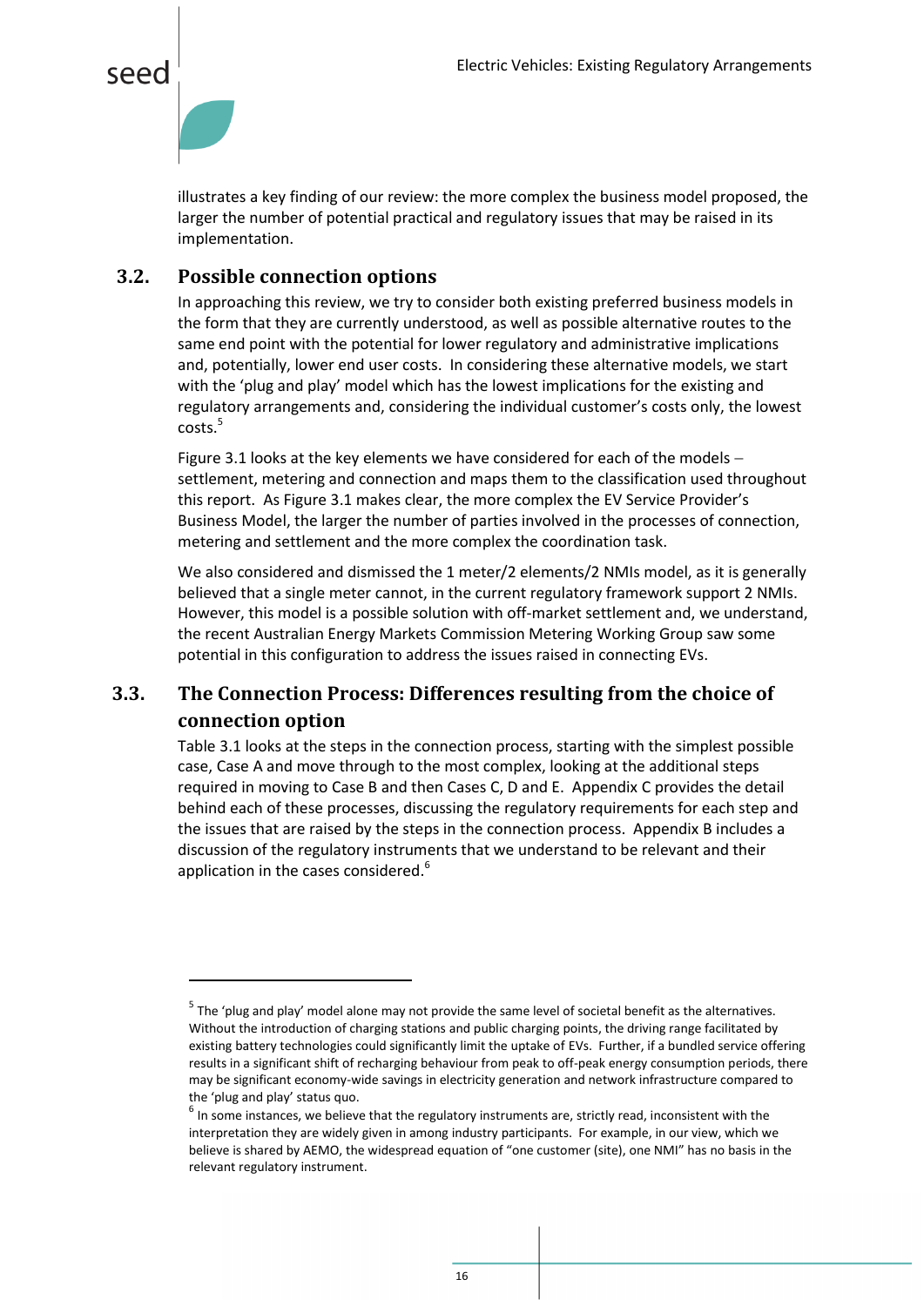illustrates a key finding of our review: the more complex the business model proposed, the larger the number of potential practical and regulatory issues that may be raised in its implementation.

## 3.2. Possible connection options

In approaching this review, we try to consider both existing preferred business models in the form that they are currently understood, as well as possible alternative routes to the same end point with the potential for lower regulatory and administrative implications and, potentially, lower end user costs. In considering these alternative models, we start with the 'plug and play' model which has the lowest implications for the existing and regulatory arrangements and, considering the individual customer's costs only, the lowest costs.[5]

Figure 3.1 looks at the key elements we have considered for each of the models – settlement, metering and connection and maps them to the classification used throughout this report. As Figure 3.1 makes clear, the more complex the EV Service Provider's Business Model, the larger the number of parties involved in the processes of connection, metering and settlement and the more complex the coordination task.

We also considered and dismissed the 1 meter/2 elements/2 NMIs model, as it is generally believed that a single meter cannot, in the current regulatory framework support 2 NMIs. However, this model is a possible solution with off-market settlement and, we understand, the recent Australian Energy Markets Commission Metering Working Group saw some potential in this configuration to address the issues raised in connecting EVs.

## 3.3. The Connection Process: Differences resulting from the choice of connection option

Table 3.1 looks at the steps in the connection process, starting with the simplest possible case, Case A and move through to the most complex, looking at the additional steps required in moving to Case B and then Cases C, D and E. Appendix C provides the detail behind each of these processes, discussing the regulatory requirements for each step and the issues that are raised by the steps in the connection process. Appendix B includes a discussion of the regulatory instruments that we understand to be relevant and their application in the cases considered.[6]

---

[5] The 'plug and play' model alone may not provide the same level of societal benefit as the alternatives. Without the introduction of charging stations and public charging points, the driving range facilitated by existing battery technologies could significantly limit the uptake of EVs. Further, if a bundled service offering results in a significant shift of recharging behaviour from peak to off-peak energy consumption periods, there may be significant economy-wide savings in electricity generation and network infrastructure compared to the 'plug and play' status quo.

[6] In some instances, we believe that the regulatory instruments are, strictly read, inconsistent with the interpretation they are widely given in among industry participants. For example, in our view, which we believe is shared by AEMO, the widespread equation of "one customer (site), one NMI" has no basis in the relevant regulatory instrument.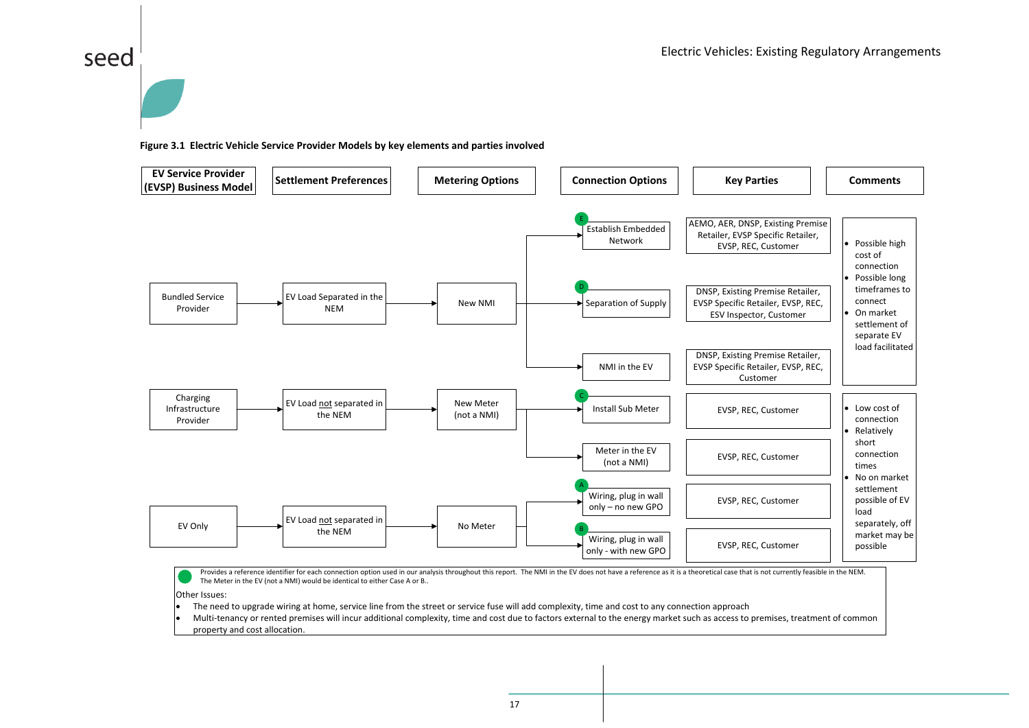**Figure 3.1 Electric Vehicle Service Provider Models by key elements and parties involved**

| EV Service Provider (EVSP) Business Model | Settlement Preferences | Metering Options | Connection Options | Key Parties | Comments |
|---|---|---|---|---|---|
| Bundled Service Provider | EV Load Separated in the NEM | New NMI | E: Establish Embedded Network | AEMO, AER, DNSP, Existing Premise Retailer, EVSP Specific Retailer, EVSP, REC, Customer | • Possible high cost of connection<br>• Possible long timeframes to connect<br>• On market settlement of separate EV load facilitated |
| | | | D: Separation of Supply | DNSP, Existing Premise Retailer, EVSP Specific Retailer, EVSP, REC, ESV Inspector, Customer | |
| | | | NMI in the EV | DNSP, Existing Premise Retailer, EVSP Specific Retailer, EVSP, REC, Customer | |
| Charging Infrastructure Provider | EV Load not separated in the NEM | New Meter (not a NMI) | C: Install Sub Meter | EVSP, REC, Customer | • Low cost of connection<br>• Relatively short connection times<br>• No on market settlement possible of EV load separately, off market may be possible |
| | | | Meter in the EV (not a NMI) | EVSP, REC, Customer | |
| EV Only | EV Load not separated in the NEM | No Meter | A: Wiring, plug in wall only – no new GPO | EVSP, REC, Customer | |
| | | | B: Wiring, plug in wall only - with new GPO | EVSP, REC, Customer | |

● Provides a reference identifier for each connection option used in our analysis throughout this report. The NMI in the EV does not have a reference as it is a theoretical case that is not currently feasible in the NEM. The Meter in the EV (not a NMI) would be identical to either Case A or B..

Other Issues:

- The need to upgrade wiring at home, service line from the street or service fuse will add complexity, time and cost to any connection approach
- Multi-tenancy or rented premises will incur additional complexity, time and cost due to factors external to the energy market such as access to premises, treatment of common property and cost allocation.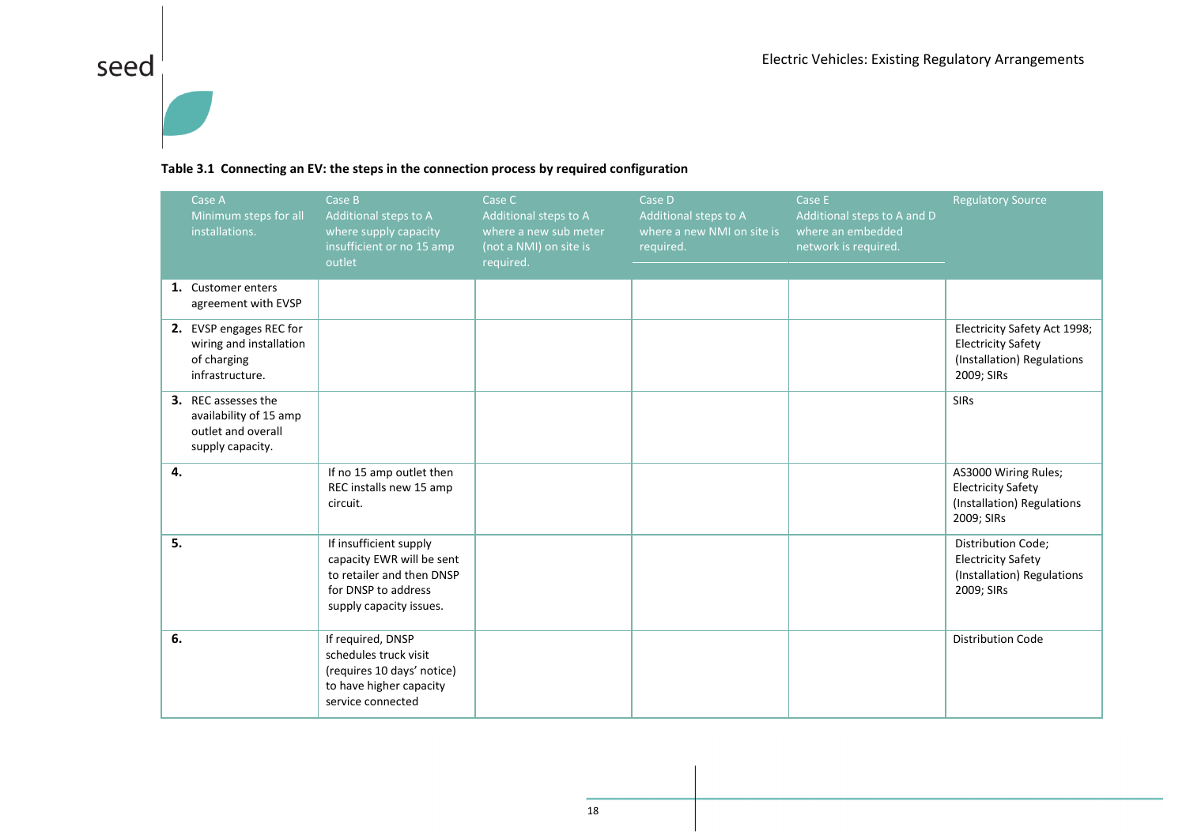**Table 3.1 Connecting an EV: the steps in the connection process by required configuration**

| Case A<br>Minimum steps for all installations. | Case B<br>Additional steps to A where supply capacity insufficient or no 15 amp outlet | Case C<br>Additional steps to A where a new sub meter (not a NMI) on site is required. | Case D<br>Additional steps to A where a new NMI on site is required. | Case E<br>Additional steps to A and D where an embedded network is required. | Regulatory Source |
|---|---|---|---|---|---|
| **1.** Customer enters agreement with EVSP | | | | | |
| **2.** EVSP engages REC for wiring and installation of charging infrastructure. | | | | | Electricity Safety Act 1998; Electricity Safety (Installation) Regulations 2009; SIRs |
| **3.** REC assesses the availability of 15 amp outlet and overall supply capacity. | | | | | SIRs |
| **4.** | If no 15 amp outlet then REC installs new 15 amp circuit. | | | | AS3000 Wiring Rules; Electricity Safety (Installation) Regulations 2009; SIRs |
| **5.** | If insufficient supply capacity EWR will be sent to retailer and then DNSP for DNSP to address supply capacity issues. | | | | Distribution Code; Electricity Safety (Installation) Regulations 2009; SIRs |
| **6.** | If required, DNSP schedules truck visit (requires 10 days' notice) to have higher capacity service connected | | | | Distribution Code |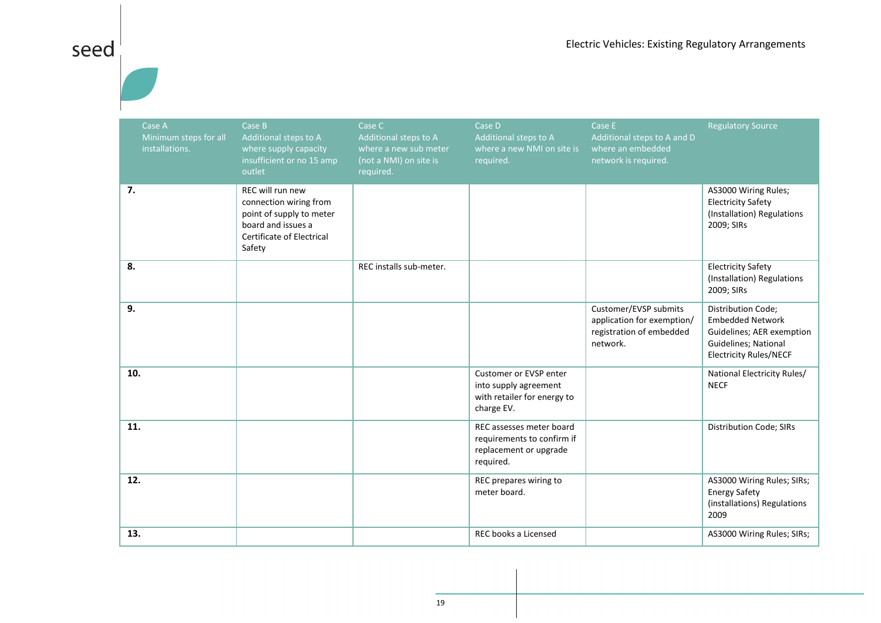| Case A Minimum steps for all installations. | Case B Additional steps to A where supply capacity insufficient or no 15 amp outlet | Case C Additional steps to A where a new sub meter (not a NMI) on site is required. | Case D Additional steps to A where a new NMI on site is required. | Case E Additional steps to A and D where an embedded network is required. | Regulatory Source |
|---|---|---|---|---|---|
| **7.** | REC will run new connection wiring from point of supply to meter board and issues a Certificate of Electrical Safety | | | | AS3000 Wiring Rules; Electricity Safety (Installation) Regulations 2009; SIRs |
| **8.** | | REC installs sub-meter. | | | Electricity Safety (Installation) Regulations 2009; SIRs |
| **9.** | | | | Customer/EVSP submits application for exemption/ registration of embedded network. | Distribution Code; Embedded Network Guidelines; AER exemption Guidelines; National Electricity Rules/NECF |
| **10.** | | | Customer or EVSP enter into supply agreement with retailer for energy to charge EV. | | National Electricity Rules/ NECF |
| **11.** | | | REC assesses meter board requirements to confirm if replacement or upgrade required. | | Distribution Code; SIRs |
| **12.** | | | REC prepares wiring to meter board. | | AS3000 Wiring Rules; SIRs; Energy Safety (installations) Regulations 2009 |
| **13.** | | | REC books a Licensed | | AS3000 Wiring Rules; SIRs; |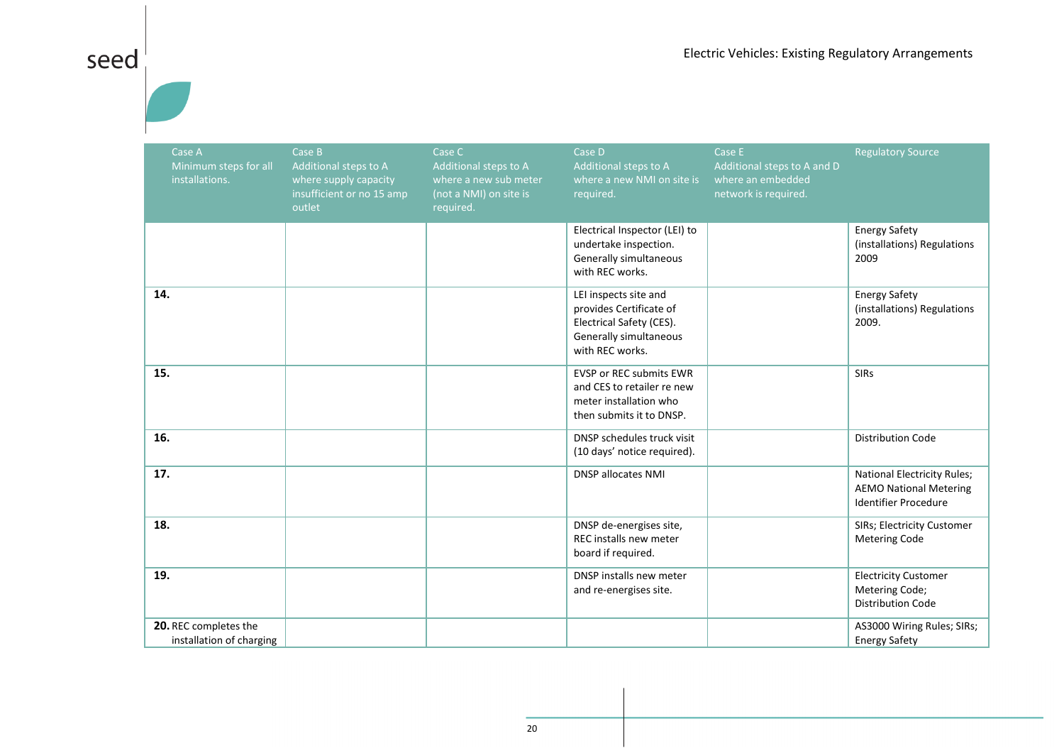| Case A Minimum steps for all installations. | Case B Additional steps to A where supply capacity insufficient or no 15 amp outlet | Case C Additional steps to A where a new sub meter (not a NMI) on site is required. | Case D Additional steps to A where a new NMI on site is required. | Case E Additional steps to A and D where an embedded network is required. | Regulatory Source |
|---|---|---|---|---|---|
| | | | Electrical Inspector (LEI) to undertake inspection. Generally simultaneous with REC works. | | Energy Safety (installations) Regulations 2009 |
| **14.** | | | LEI inspects site and provides Certificate of Electrical Safety (CES). Generally simultaneous with REC works. | | Energy Safety (installations) Regulations 2009. |
| **15.** | | | EVSP or REC submits EWR and CES to retailer re new meter installation who then submits it to DNSP. | | SIRs |
| **16.** | | | DNSP schedules truck visit (10 days' notice required). | | Distribution Code |
| **17.** | | | DNSP allocates NMI | | National Electricity Rules; AEMO National Metering Identifier Procedure |
| **18.** | | | DNSP de-energises site, REC installs new meter board if required. | | SIRs; Electricity Customer Metering Code |
| **19.** | | | DNSP installs new meter and re-energises site. | | Electricity Customer Metering Code; Distribution Code |
| **20.** REC completes the installation of charging | | | | | AS3000 Wiring Rules; SIRs; Energy Safety |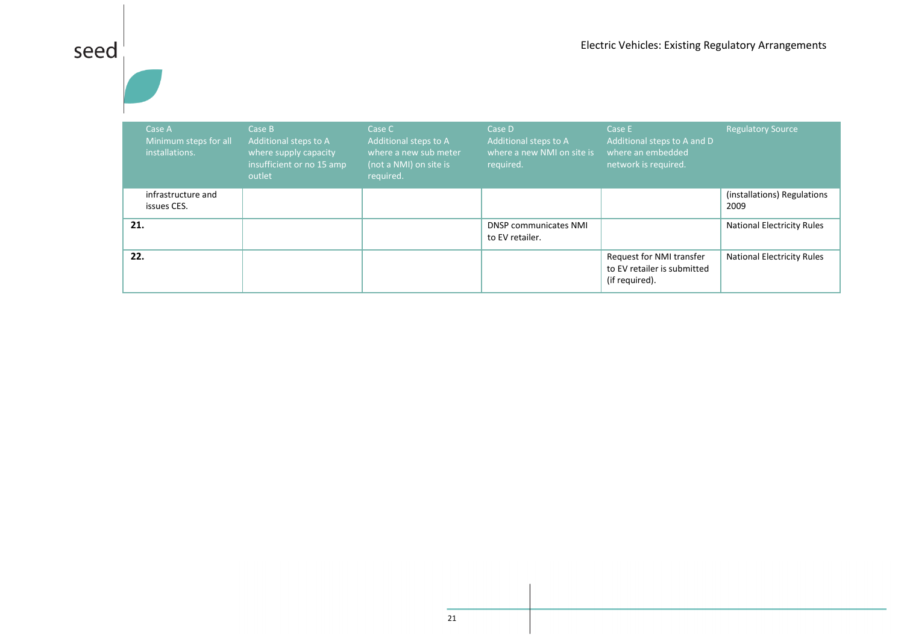| Case A Minimum steps for all installations. | Case B Additional steps to A where supply capacity insufficient or no 15 amp outlet | Case C Additional steps to A where a new sub meter (not a NMI) on site is required. | Case D Additional steps to A where a new NMI on site is required. | Case E Additional steps to A and D where an embedded network is required. | Regulatory Source |
|---|---|---|---|---|---|
| infrastructure and issues CES. | | | | | (installations) Regulations 2009 |
| **21.** | | | DNSP communicates NMI to EV retailer. | | National Electricity Rules |
| **22.** | | | | Request for NMI transfer to EV retailer is submitted (if required). | National Electricity Rules |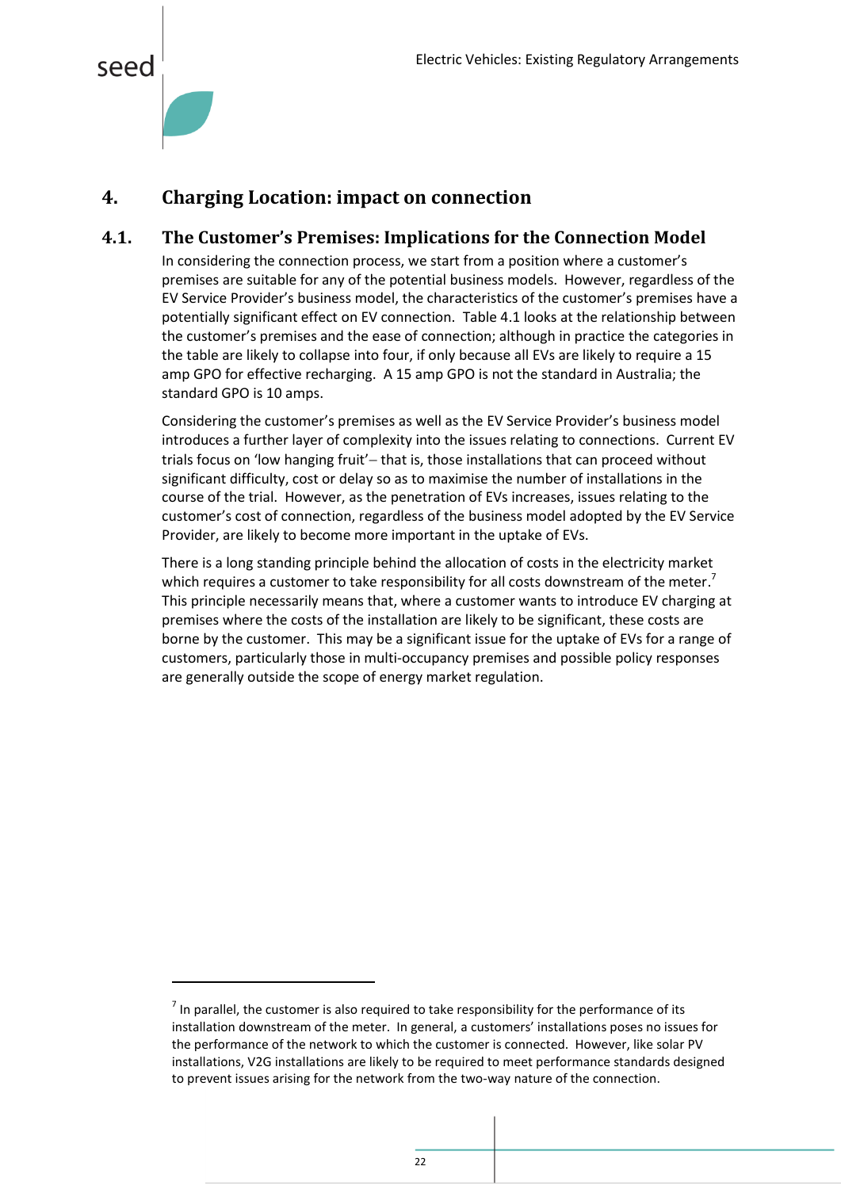# 4. Charging Location: impact on connection

## 4.1. The Customer's Premises: Implications for the Connection Model

In considering the connection process, we start from a position where a customer's premises are suitable for any of the potential business models. However, regardless of the EV Service Provider's business model, the characteristics of the customer's premises have a potentially significant effect on EV connection. Table 4.1 looks at the relationship between the customer's premises and the ease of connection; although in practice the categories in the table are likely to collapse into four, if only because all EVs are likely to require a 15 amp GPO for effective recharging. A 15 amp GPO is not the standard in Australia; the standard GPO is 10 amps.

Considering the customer's premises as well as the EV Service Provider's business model introduces a further layer of complexity into the issues relating to connections. Current EV trials focus on 'low hanging fruit'– that is, those installations that can proceed without significant difficulty, cost or delay so as to maximise the number of installations in the course of the trial. However, as the penetration of EVs increases, issues relating to the customer's cost of connection, regardless of the business model adopted by the EV Service Provider, are likely to become more important in the uptake of EVs.

There is a long standing principle behind the allocation of costs in the electricity market which requires a customer to take responsibility for all costs downstream of the meter.[7] This principle necessarily means that, where a customer wants to introduce EV charging at premises where the costs of the installation are likely to be significant, these costs are borne by the customer. This may be a significant issue for the uptake of EVs for a range of customers, particularly those in multi-occupancy premises and possible policy responses are generally outside the scope of energy market regulation.

---

[7] In parallel, the customer is also required to take responsibility for the performance of its installation downstream of the meter. In general, a customers' installations poses no issues for the performance of the network to which the customer is connected. However, like solar PV installations, V2G installations are likely to be required to meet performance standards designed to prevent issues arising for the network from the two-way nature of the connection.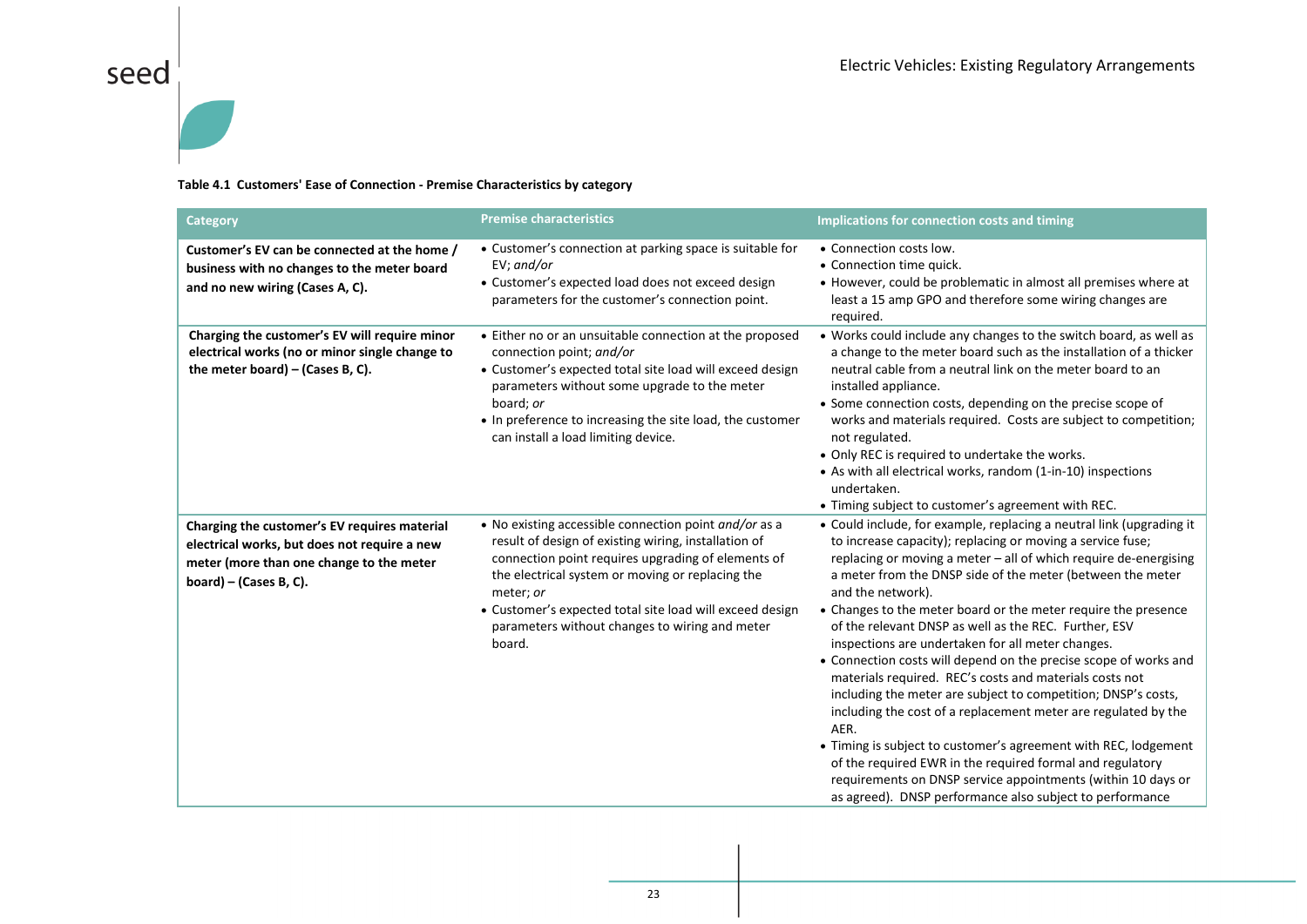**Table 4.1 Customers' Ease of Connection - Premise Characteristics by category**

| Category | Premise characteristics | Implications for connection costs and timing |
|---|---|---|
| **Customer's EV can be connected at the home / business with no changes to the meter board and no new wiring (Cases A, C).** | • Customer's connection at parking space is suitable for EV; *and/or*<br>• Customer's expected load does not exceed design parameters for the customer's connection point. | • Connection costs low.<br>• Connection time quick.<br>• However, could be problematic in almost all premises where at least a 15 amp GPO and therefore some wiring changes are required. |
| **Charging the customer's EV will require minor electrical works (no or minor single change to the meter board) – (Cases B, C).** | • Either no or an unsuitable connection at the proposed connection point; *and/or*<br>• Customer's expected total site load will exceed design parameters without some upgrade to the meter board; *or*<br>• In preference to increasing the site load, the customer can install a load limiting device. | • Works could include any changes to the switch board, as well as a change to the meter board such as the installation of a thicker neutral cable from a neutral link on the meter board to an installed appliance.<br>• Some connection costs, depending on the precise scope of works and materials required. Costs are subject to competition; not regulated.<br>• Only REC is required to undertake the works.<br>• As with all electrical works, random (1-in-10) inspections undertaken.<br>• Timing subject to customer's agreement with REC. |
| **Charging the customer's EV requires material electrical works, but does not require a new meter (more than one change to the meter board) – (Cases B, C).** | • No existing accessible connection point *and/or* as a result of design of existing wiring, installation of connection point requires upgrading of elements of the electrical system or moving or replacing the meter; *or*<br>• Customer's expected total site load will exceed design parameters without changes to wiring and meter board. | • Could include, for example, replacing a neutral link (upgrading it to increase capacity); replacing or moving a service fuse; replacing or moving a meter – all of which require de-energising a meter from the DNSP side of the meter (between the meter and the network).<br>• Changes to the meter board or the meter require the presence of the relevant DNSP as well as the REC. Further, ESV inspections are undertaken for all meter changes.<br>• Connection costs will depend on the precise scope of works and materials required. REC's costs and materials costs not including the meter are subject to competition; DNSP's costs, including the cost of a replacement meter are regulated by the AER.<br>• Timing is subject to customer's agreement with REC, lodgement of the required EWR in the required formal and regulatory requirements on DNSP service appointments (within 10 days or as agreed). DNSP performance also subject to performance |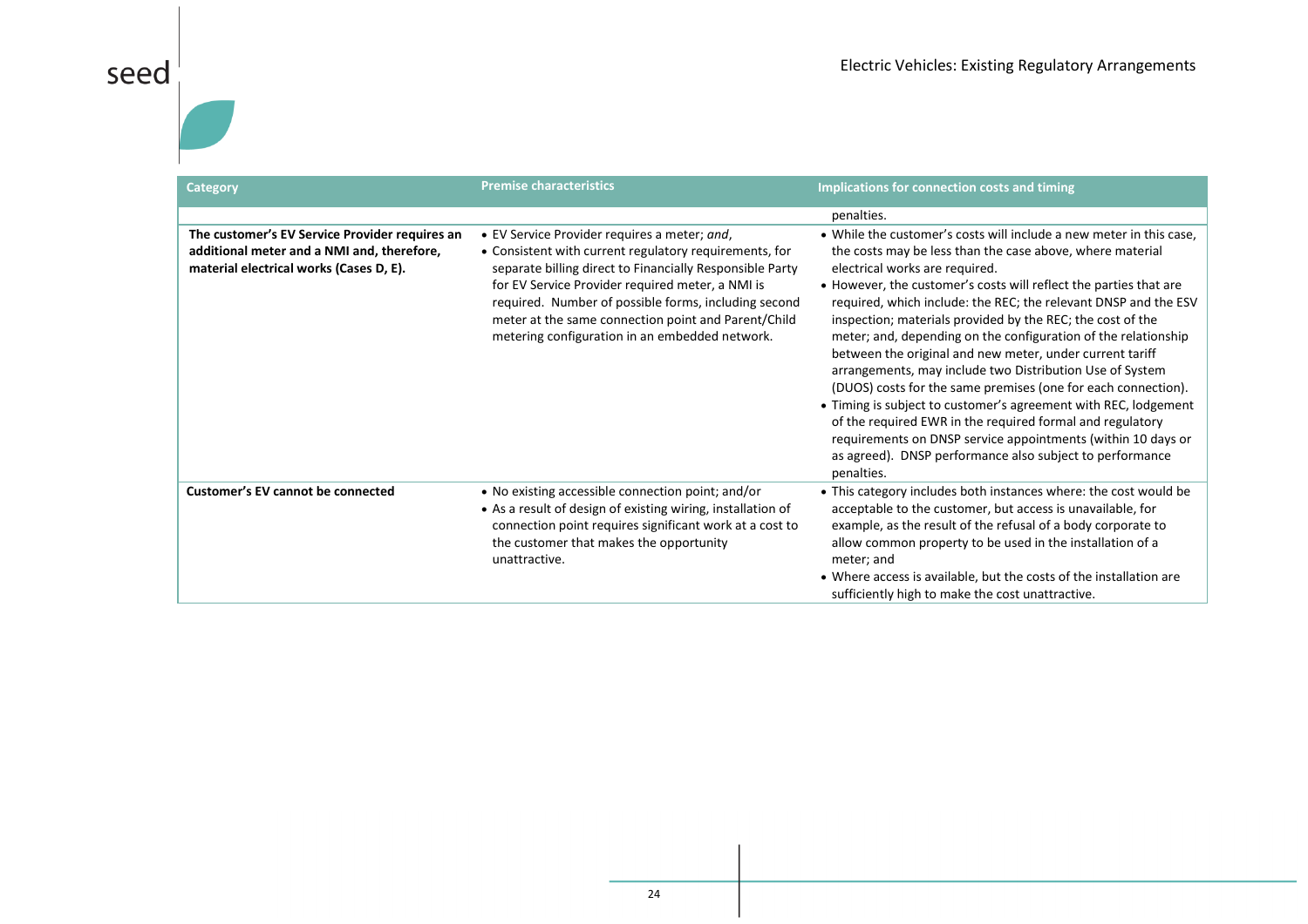| Category | Premise characteristics | Implications for connection costs and timing |
|---|---|---|
| | | penalties. |
| **The customer's EV Service Provider requires an additional meter and a NMI and, therefore, material electrical works (Cases D, E).** | • EV Service Provider requires a meter; *and*,<br>• Consistent with current regulatory requirements, for separate billing direct to Financially Responsible Party for EV Service Provider required meter, a NMI is required. Number of possible forms, including second meter at the same connection point and Parent/Child metering configuration in an embedded network. | • While the customer's costs will include a new meter in this case, the costs may be less than the case above, where material electrical works are required.<br>• However, the customer's costs will reflect the parties that are required, which include: the REC; the relevant DNSP and the ESV inspection; materials provided by the REC; the cost of the meter; and, depending on the configuration of the relationship between the original and new meter, under current tariff arrangements, may include two Distribution Use of System (DUOS) costs for the same premises (one for each connection).<br>• Timing is subject to customer's agreement with REC, lodgement of the required EWR in the required formal and regulatory requirements on DNSP service appointments (within 10 days or as agreed). DNSP performance also subject to performance penalties. |
| **Customer's EV cannot be connected** | • No existing accessible connection point; and/or<br>• As a result of design of existing wiring, installation of connection point requires significant work at a cost to the customer that makes the opportunity unattractive. | • This category includes both instances where: the cost would be acceptable to the customer, but access is unavailable, for example, as the result of the refusal of a body corporate to allow common property to be used in the installation of a meter; and<br>• Where access is available, but the costs of the installation are sufficiently high to make the cost unattractive. |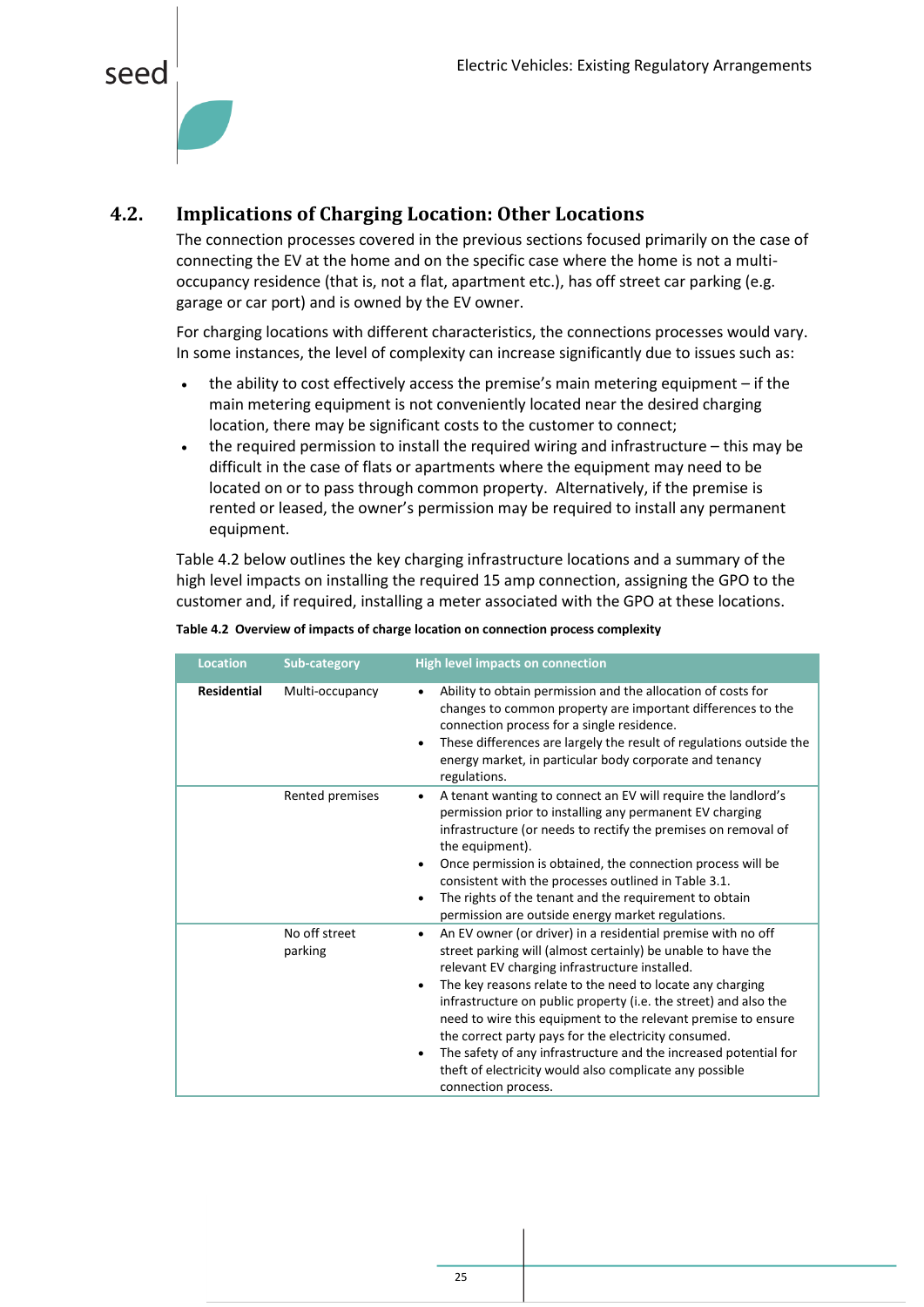## 4.2. Implications of Charging Location: Other Locations

The connection processes covered in the previous sections focused primarily on the case of connecting the EV at the home and on the specific case where the home is not a multi-occupancy residence (that is, not a flat, apartment etc.), has off street car parking (e.g. garage or car port) and is owned by the EV owner.

For charging locations with different characteristics, the connections processes would vary. In some instances, the level of complexity can increase significantly due to issues such as:

- the ability to cost effectively access the premise's main metering equipment – if the main metering equipment is not conveniently located near the desired charging location, there may be significant costs to the customer to connect;
- the required permission to install the required wiring and infrastructure – this may be difficult in the case of flats or apartments where the equipment may need to be located on or to pass through common property. Alternatively, if the premise is rented or leased, the owner's permission may be required to install any permanent equipment.

Table 4.2 below outlines the key charging infrastructure locations and a summary of the high level impacts on installing the required 15 amp connection, assigning the GPO to the customer and, if required, installing a meter associated with the GPO at these locations.

**Table 4.2 Overview of impacts of charge location on connection process complexity**

| Location | Sub-category | High level impacts on connection |
|---|---|---|
| **Residential** | Multi-occupancy | • Ability to obtain permission and the allocation of costs for changes to common property are important differences to the connection process for a single residence.<br>• These differences are largely the result of regulations outside the energy market, in particular body corporate and tenancy regulations. |
| | Rented premises | • A tenant wanting to connect an EV will require the landlord's permission prior to installing any permanent EV charging infrastructure (or needs to rectify the premises on removal of the equipment).<br>• Once permission is obtained, the connection process will be consistent with the processes outlined in Table 3.1.<br>• The rights of the tenant and the requirement to obtain permission are outside energy market regulations. |
| | No off street parking | • An EV owner (or driver) in a residential premise with no off street parking will (almost certainly) be unable to have the relevant EV charging infrastructure installed.<br>• The key reasons relate to the need to locate any charging infrastructure on public property (i.e. the street) and also the need to wire this equipment to the relevant premise to ensure the correct party pays for the electricity consumed.<br>• The safety of any infrastructure and the increased potential for theft of electricity would also complicate any possible connection process. |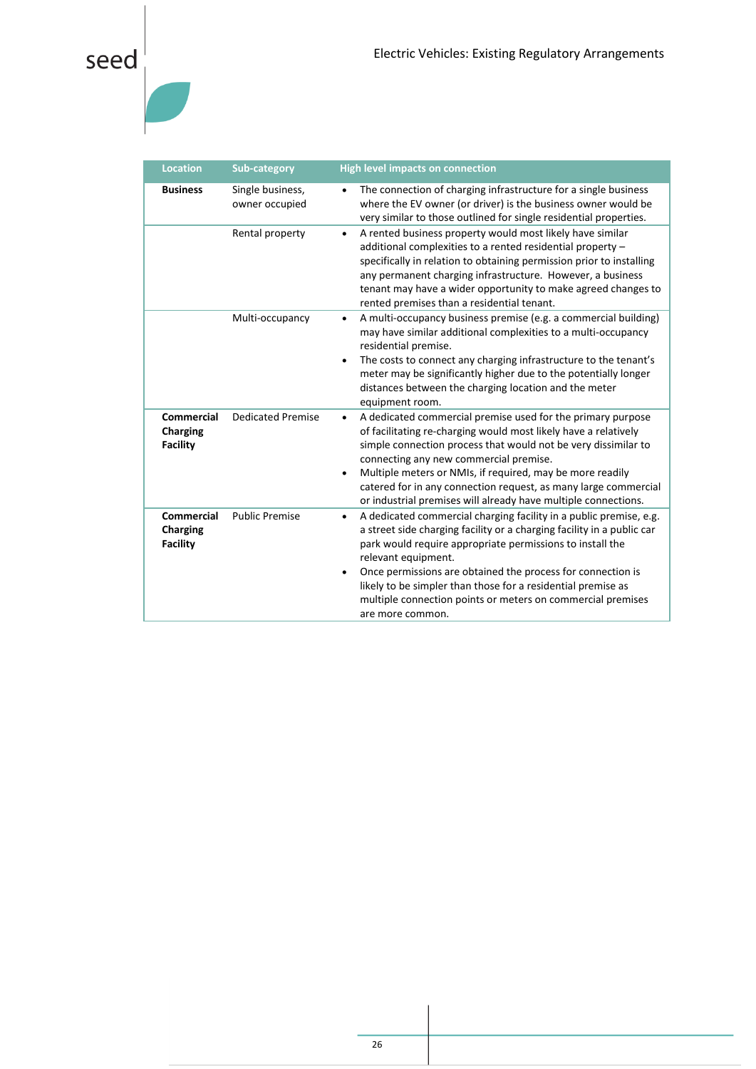| Location | Sub-category | High level impacts on connection |
|---|---|---|
| **Business** | Single business, owner occupied | • The connection of charging infrastructure for a single business where the EV owner (or driver) is the business owner would be very similar to those outlined for single residential properties. |
| | Rental property | • A rented business property would most likely have similar additional complexities to a rented residential property – specifically in relation to obtaining permission prior to installing any permanent charging infrastructure. However, a business tenant may have a wider opportunity to make agreed changes to rented premises than a residential tenant. |
| | Multi-occupancy | • A multi-occupancy business premise (e.g. a commercial building) may have similar additional complexities to a multi-occupancy residential premise.<br>• The costs to connect any charging infrastructure to the tenant's meter may be significantly higher due to the potentially longer distances between the charging location and the meter equipment room. |
| **Commercial Charging Facility** | Dedicated Premise | • A dedicated commercial premise used for the primary purpose of facilitating re-charging would most likely have a relatively simple connection process that would not be very dissimilar to connecting any new commercial premise.<br>• Multiple meters or NMIs, if required, may be more readily catered for in any connection request, as many large commercial or industrial premises will already have multiple connections. |
| **Commercial Charging Facility** | Public Premise | • A dedicated commercial charging facility in a public premise, e.g. a street side charging facility or a charging facility in a public car park would require appropriate permissions to install the relevant equipment.<br>• Once permissions are obtained the process for connection is likely to be simpler than those for a residential premise as multiple connection points or meters on commercial premises are more common. |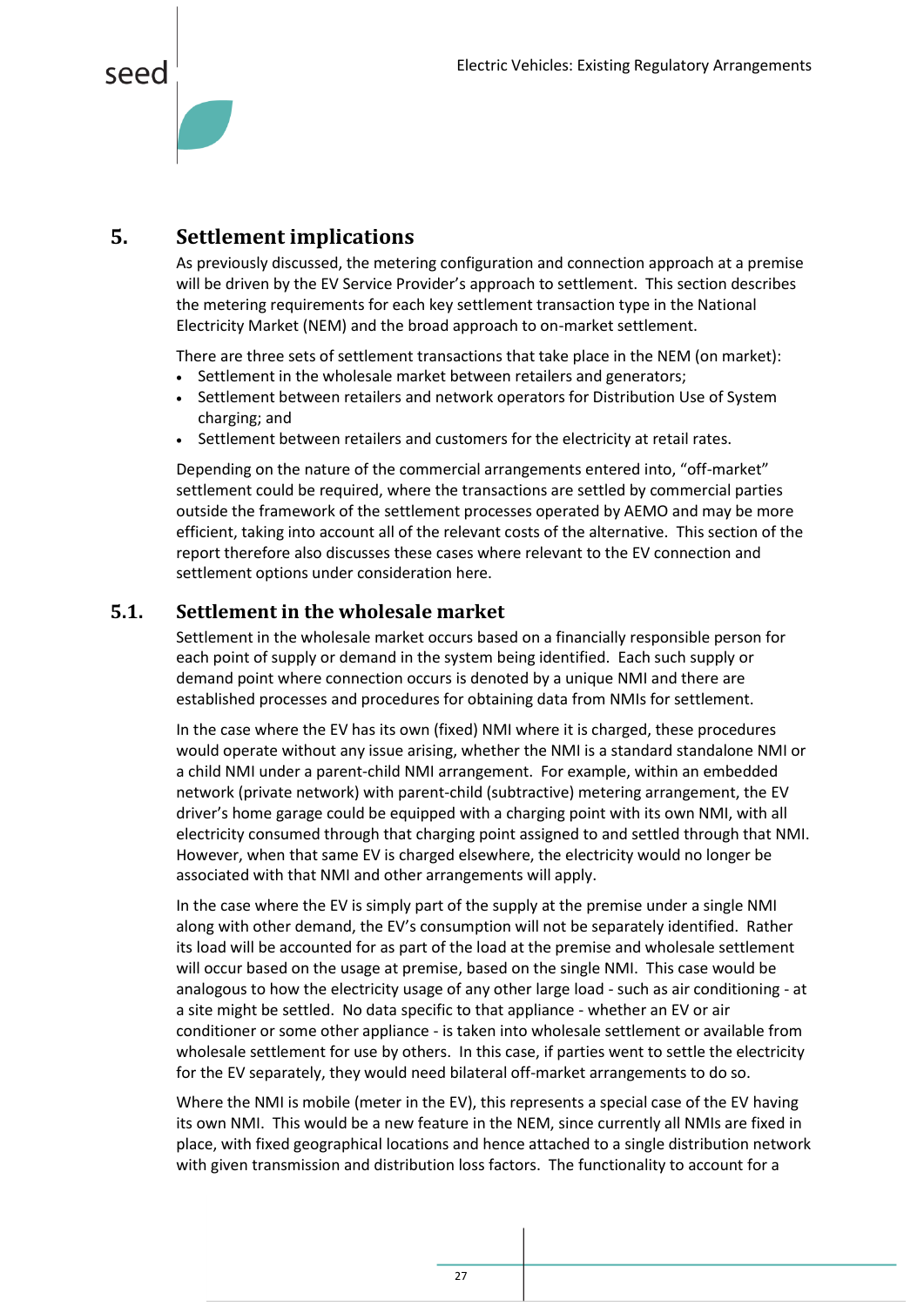# 5. Settlement implications

As previously discussed, the metering configuration and connection approach at a premise will be driven by the EV Service Provider's approach to settlement. This section describes the metering requirements for each key settlement transaction type in the National Electricity Market (NEM) and the broad approach to on-market settlement.

There are three sets of settlement transactions that take place in the NEM (on market):

- Settlement in the wholesale market between retailers and generators;
- Settlement between retailers and network operators for Distribution Use of System charging; and
- Settlement between retailers and customers for the electricity at retail rates.

Depending on the nature of the commercial arrangements entered into, "off-market" settlement could be required, where the transactions are settled by commercial parties outside the framework of the settlement processes operated by AEMO and may be more efficient, taking into account all of the relevant costs of the alternative. This section of the report therefore also discusses these cases where relevant to the EV connection and settlement options under consideration here.

## 5.1. Settlement in the wholesale market

Settlement in the wholesale market occurs based on a financially responsible person for each point of supply or demand in the system being identified. Each such supply or demand point where connection occurs is denoted by a unique NMI and there are established processes and procedures for obtaining data from NMIs for settlement.

In the case where the EV has its own (fixed) NMI where it is charged, these procedures would operate without any issue arising, whether the NMI is a standard standalone NMI or a child NMI under a parent-child NMI arrangement. For example, within an embedded network (private network) with parent-child (subtractive) metering arrangement, the EV driver's home garage could be equipped with a charging point with its own NMI, with all electricity consumed through that charging point assigned to and settled through that NMI. However, when that same EV is charged elsewhere, the electricity would no longer be associated with that NMI and other arrangements will apply.

In the case where the EV is simply part of the supply at the premise under a single NMI along with other demand, the EV's consumption will not be separately identified. Rather its load will be accounted for as part of the load at the premise and wholesale settlement will occur based on the usage at premise, based on the single NMI. This case would be analogous to how the electricity usage of any other large load - such as air conditioning - at a site might be settled. No data specific to that appliance - whether an EV or air conditioner or some other appliance - is taken into wholesale settlement or available from wholesale settlement for use by others. In this case, if parties went to settle the electricity for the EV separately, they would need bilateral off-market arrangements to do so.

Where the NMI is mobile (meter in the EV), this represents a special case of the EV having its own NMI. This would be a new feature in the NEM, since currently all NMIs are fixed in place, with fixed geographical locations and hence attached to a single distribution network with given transmission and distribution loss factors. The functionality to account for a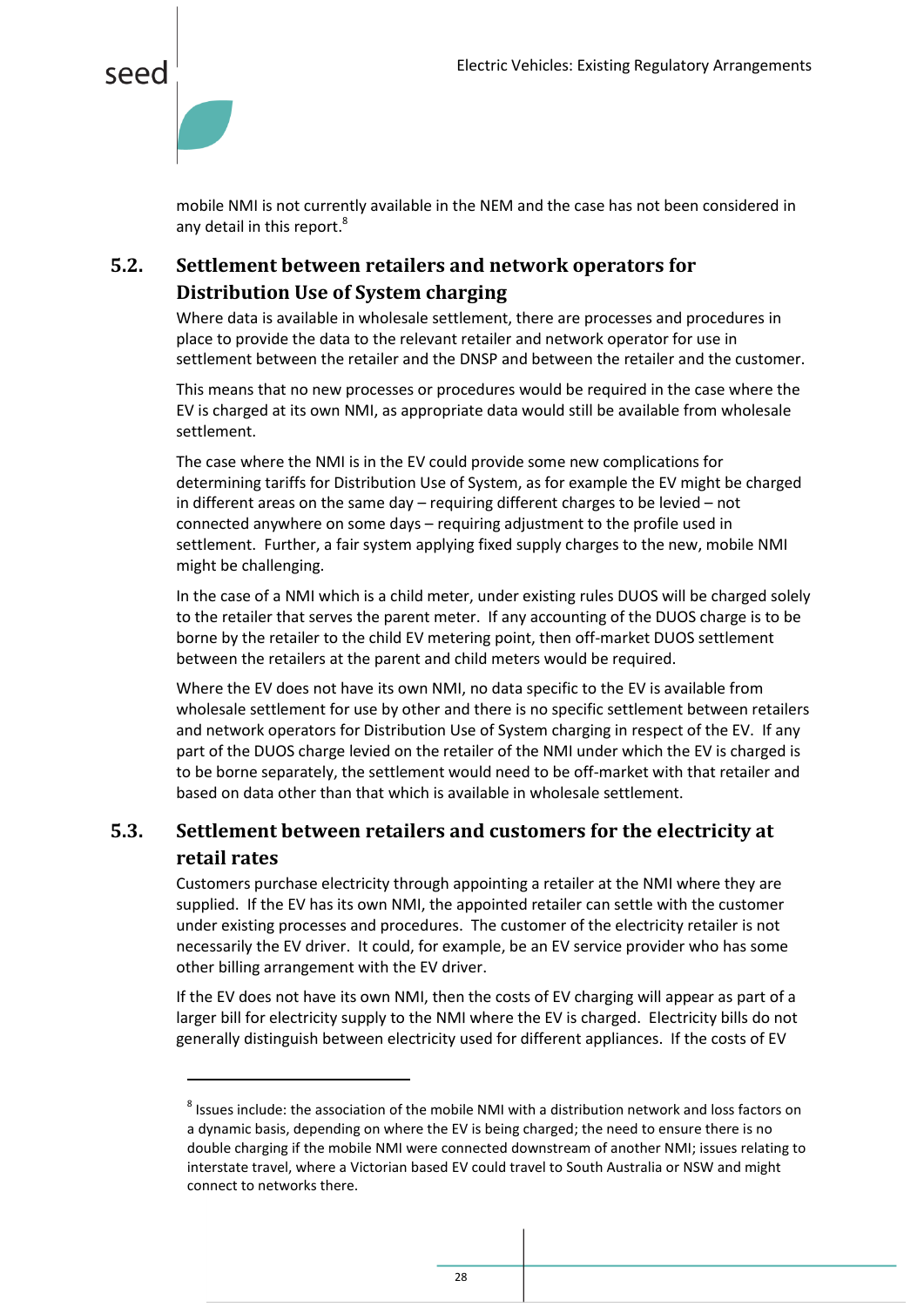mobile NMI is not currently available in the NEM and the case has not been considered in any detail in this report.[8]

## 5.2. Settlement between retailers and network operators for Distribution Use of System charging

Where data is available in wholesale settlement, there are processes and procedures in place to provide the data to the relevant retailer and network operator for use in settlement between the retailer and the DNSP and between the retailer and the customer.

This means that no new processes or procedures would be required in the case where the EV is charged at its own NMI, as appropriate data would still be available from wholesale settlement.

The case where the NMI is in the EV could provide some new complications for determining tariffs for Distribution Use of System, as for example the EV might be charged in different areas on the same day – requiring different charges to be levied – not connected anywhere on some days – requiring adjustment to the profile used in settlement. Further, a fair system applying fixed supply charges to the new, mobile NMI might be challenging.

In the case of a NMI which is a child meter, under existing rules DUOS will be charged solely to the retailer that serves the parent meter. If any accounting of the DUOS charge is to be borne by the retailer to the child EV metering point, then off-market DUOS settlement between the retailers at the parent and child meters would be required.

Where the EV does not have its own NMI, no data specific to the EV is available from wholesale settlement for use by other and there is no specific settlement between retailers and network operators for Distribution Use of System charging in respect of the EV. If any part of the DUOS charge levied on the retailer of the NMI under which the EV is charged is to be borne separately, the settlement would need to be off-market with that retailer and based on data other than that which is available in wholesale settlement.

## 5.3. Settlement between retailers and customers for the electricity at retail rates

Customers purchase electricity through appointing a retailer at the NMI where they are supplied. If the EV has its own NMI, the appointed retailer can settle with the customer under existing processes and procedures. The customer of the electricity retailer is not necessarily the EV driver. It could, for example, be an EV service provider who has some other billing arrangement with the EV driver.

If the EV does not have its own NMI, then the costs of EV charging will appear as part of a larger bill for electricity supply to the NMI where the EV is charged. Electricity bills do not generally distinguish between electricity used for different appliances. If the costs of EV

---

[8] Issues include: the association of the mobile NMI with a distribution network and loss factors on a dynamic basis, depending on where the EV is being charged; the need to ensure there is no double charging if the mobile NMI were connected downstream of another NMI; issues relating to interstate travel, where a Victorian based EV could travel to South Australia or NSW and might connect to networks there.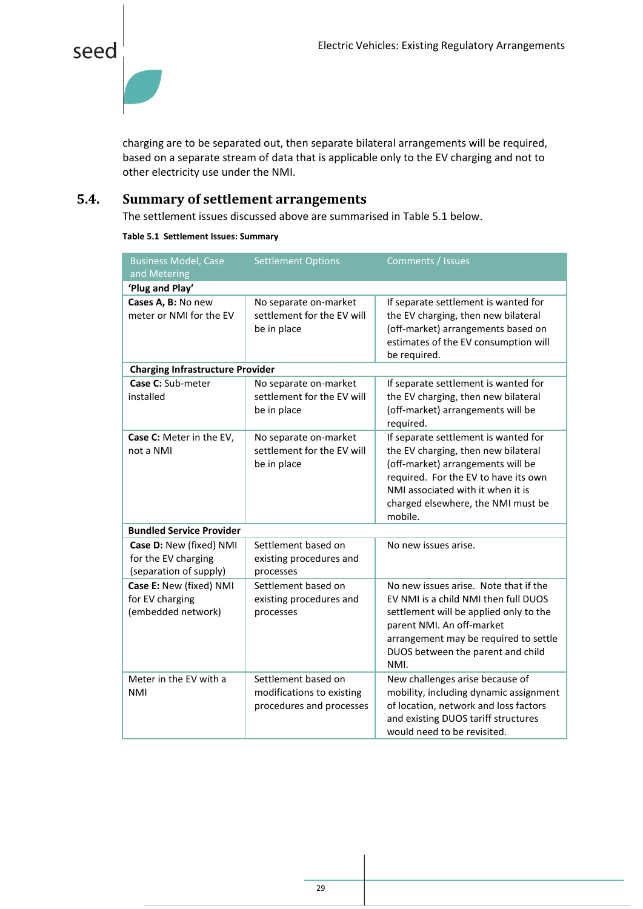charging are to be separated out, then separate bilateral arrangements will be required, based on a separate stream of data that is applicable only to the EV charging and not to other electricity use under the NMI.

## 5.4. Summary of settlement arrangements

The settlement issues discussed above are summarised in Table 5.1 below.

**Table 5.1 Settlement Issues: Summary**

| Business Model, Case and Metering | Settlement Options | Comments / Issues |
|---|---|---|
| **'Plug and Play'** | | |
| **Cases A, B:** No new meter or NMI for the EV | No separate on-market settlement for the EV will be in place | If separate settlement is wanted for the EV charging, then new bilateral (off-market) arrangements based on estimates of the EV consumption will be required. |
| **Charging Infrastructure Provider** | | |
| **Case C:** Sub-meter installed | No separate on-market settlement for the EV will be in place | If separate settlement is wanted for the EV charging, then new bilateral (off-market) arrangements will be required. |
| **Case C:** Meter in the EV, not a NMI | No separate on-market settlement for the EV will be in place | If separate settlement is wanted for the EV charging, then new bilateral (off-market) arrangements will be required. For the EV to have its own NMI associated with it when it is charged elsewhere, the NMI must be mobile. |
| **Bundled Service Provider** | | |
| **Case D:** New (fixed) NMI for the EV charging (separation of supply) | Settlement based on existing procedures and processes | No new issues arise. |
| **Case E:** New (fixed) NMI for EV charging (embedded network) | Settlement based on existing procedures and processes | No new issues arise. Note that if the EV NMI is a child NMI then full DUOS settlement will be applied only to the parent NMI. An off-market arrangement may be required to settle DUOS between the parent and child NMI. |
| Meter in the EV with a NMI | Settlement based on modifications to existing procedures and processes | New challenges arise because of mobility, including dynamic assignment of location, network and loss factors and existing DUOS tariff structures would need to be revisited. |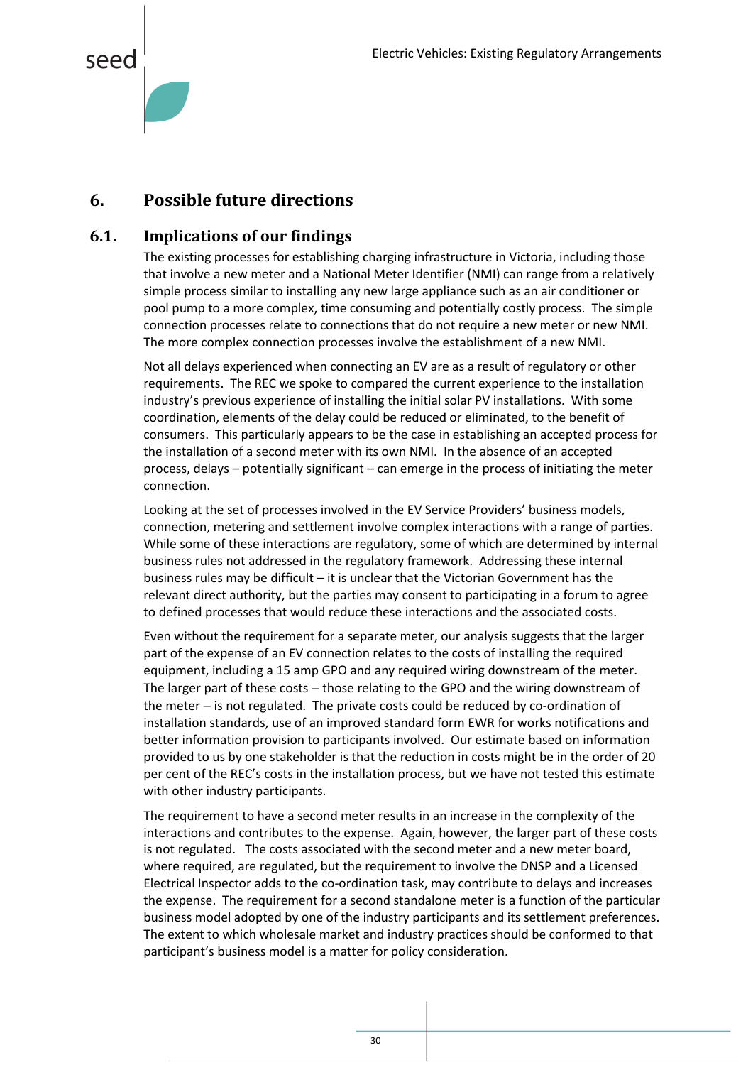# 6. Possible future directions

## 6.1. Implications of our findings

The existing processes for establishing charging infrastructure in Victoria, including those that involve a new meter and a National Meter Identifier (NMI) can range from a relatively simple process similar to installing any new large appliance such as an air conditioner or pool pump to a more complex, time consuming and potentially costly process. The simple connection processes relate to connections that do not require a new meter or new NMI. The more complex connection processes involve the establishment of a new NMI.

Not all delays experienced when connecting an EV are as a result of regulatory or other requirements. The REC we spoke to compared the current experience to the installation industry's previous experience of installing the initial solar PV installations. With some coordination, elements of the delay could be reduced or eliminated, to the benefit of consumers. This particularly appears to be the case in establishing an accepted process for the installation of a second meter with its own NMI. In the absence of an accepted process, delays – potentially significant – can emerge in the process of initiating the meter connection.

Looking at the set of processes involved in the EV Service Providers' business models, connection, metering and settlement involve complex interactions with a range of parties. While some of these interactions are regulatory, some of which are determined by internal business rules not addressed in the regulatory framework. Addressing these internal business rules may be difficult – it is unclear that the Victorian Government has the relevant direct authority, but the parties may consent to participating in a forum to agree to defined processes that would reduce these interactions and the associated costs.

Even without the requirement for a separate meter, our analysis suggests that the larger part of the expense of an EV connection relates to the costs of installing the required equipment, including a 15 amp GPO and any required wiring downstream of the meter. The larger part of these costs – those relating to the GPO and the wiring downstream of the meter – is not regulated. The private costs could be reduced by co-ordination of installation standards, use of an improved standard form EWR for works notifications and better information provision to participants involved. Our estimate based on information provided to us by one stakeholder is that the reduction in costs might be in the order of 20 per cent of the REC's costs in the installation process, but we have not tested this estimate with other industry participants.

The requirement to have a second meter results in an increase in the complexity of the interactions and contributes to the expense. Again, however, the larger part of these costs is not regulated. The costs associated with the second meter and a new meter board, where required, are regulated, but the requirement to involve the DNSP and a Licensed Electrical Inspector adds to the co-ordination task, may contribute to delays and increases the expense. The requirement for a second standalone meter is a function of the particular business model adopted by one of the industry participants and its settlement preferences. The extent to which wholesale market and industry practices should be conformed to that participant's business model is a matter for policy consideration.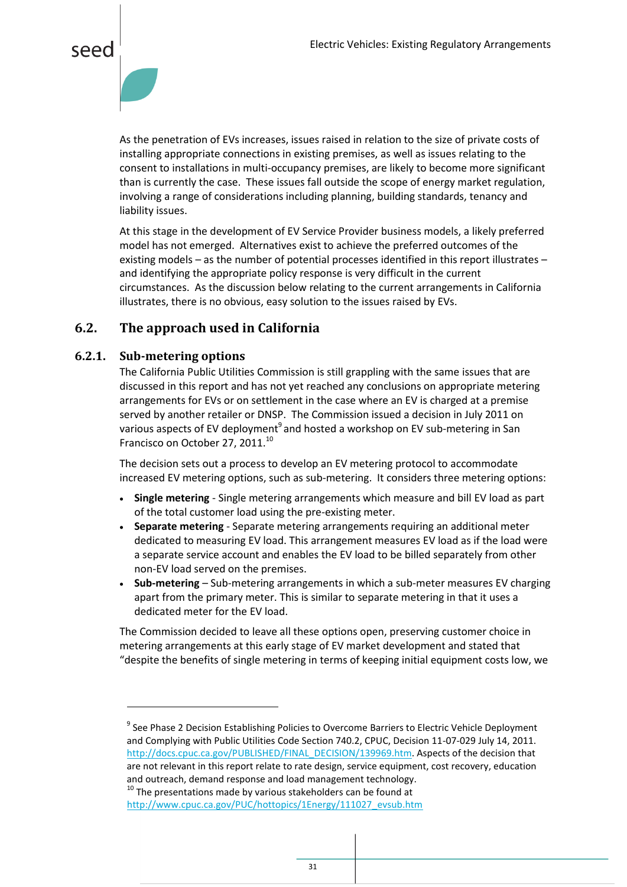As the penetration of EVs increases, issues raised in relation to the size of private costs of installing appropriate connections in existing premises, as well as issues relating to the consent to installations in multi-occupancy premises, are likely to become more significant than is currently the case. These issues fall outside the scope of energy market regulation, involving a range of considerations including planning, building standards, tenancy and liability issues.

At this stage in the development of EV Service Provider business models, a likely preferred model has not emerged. Alternatives exist to achieve the preferred outcomes of the existing models – as the number of potential processes identified in this report illustrates – and identifying the appropriate policy response is very difficult in the current circumstances. As the discussion below relating to the current arrangements in California illustrates, there is no obvious, easy solution to the issues raised by EVs.

## 6.2. The approach used in California

### 6.2.1. Sub-metering options

The California Public Utilities Commission is still grappling with the same issues that are discussed in this report and has not yet reached any conclusions on appropriate metering arrangements for EVs or on settlement in the case where an EV is charged at a premise served by another retailer or DNSP. The Commission issued a decision in July 2011 on various aspects of EV deployment[9] and hosted a workshop on EV sub-metering in San Francisco on October 27, 2011.[10]

The decision sets out a process to develop an EV metering protocol to accommodate increased EV metering options, such as sub-metering. It considers three metering options:

- **Single metering** - Single metering arrangements which measure and bill EV load as part of the total customer load using the pre-existing meter.
- **Separate metering** - Separate metering arrangements requiring an additional meter dedicated to measuring EV load. This arrangement measures EV load as if the load were a separate service account and enables the EV load to be billed separately from other non-EV load served on the premises.
- **Sub-metering** – Sub-metering arrangements in which a sub-meter measures EV charging apart from the primary meter. This is similar to separate metering in that it uses a dedicated meter for the EV load.

The Commission decided to leave all these options open, preserving customer choice in metering arrangements at this early stage of EV market development and stated that "despite the benefits of single metering in terms of keeping initial equipment costs low, we

---

[9] See Phase 2 Decision Establishing Policies to Overcome Barriers to Electric Vehicle Deployment and Complying with Public Utilities Code Section 740.2, CPUC, Decision 11-07-029 July 14, 2011. http://docs.cpuc.ca.gov/PUBLISHED/FINAL_DECISION/139969.htm. Aspects of the decision that are not relevant in this report relate to rate design, service equipment, cost recovery, education and outreach, demand response and load management technology.

[10] The presentations made by various stakeholders can be found at http://www.cpuc.ca.gov/PUC/hottopics/1Energy/111027_evsub.htm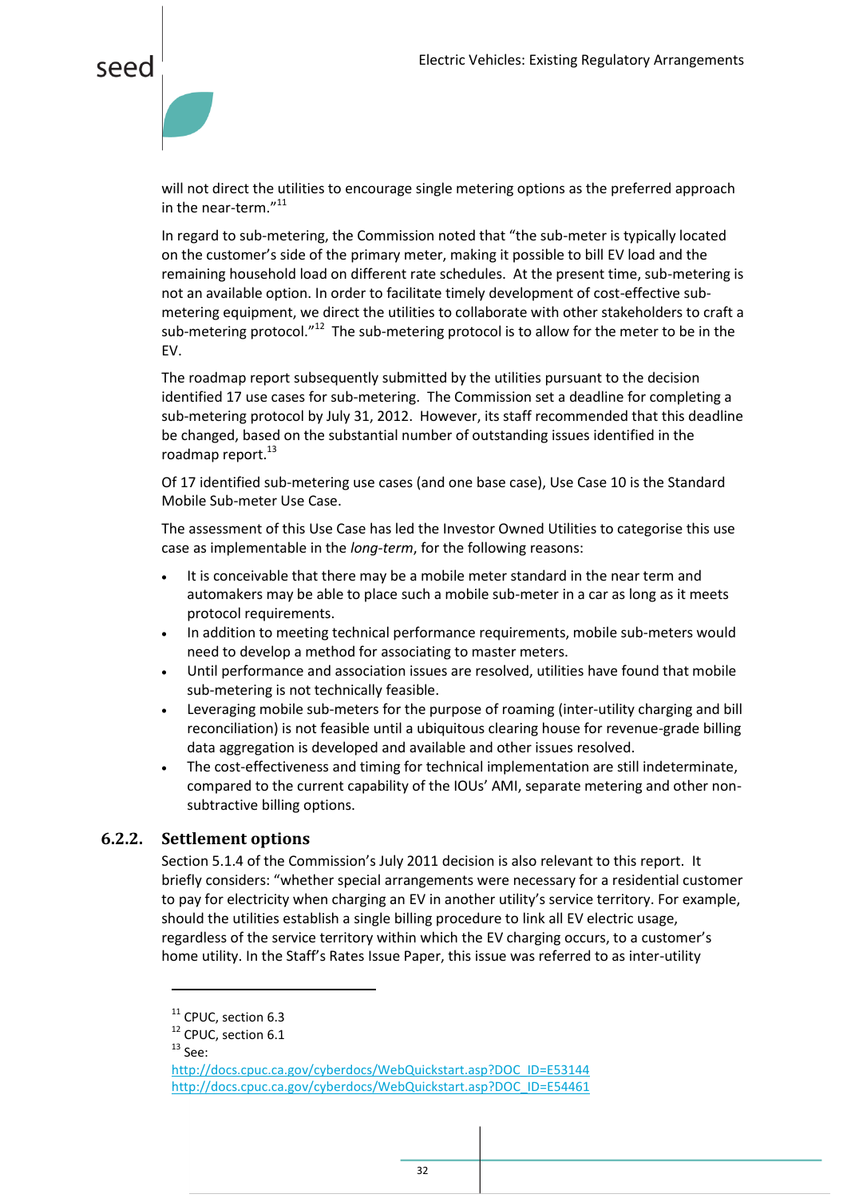will not direct the utilities to encourage single metering options as the preferred approach in the near-term."[11]

In regard to sub-metering, the Commission noted that "the sub-meter is typically located on the customer's side of the primary meter, making it possible to bill EV load and the remaining household load on different rate schedules. At the present time, sub-metering is not an available option. In order to facilitate timely development of cost-effective sub-metering equipment, we direct the utilities to collaborate with other stakeholders to craft a sub-metering protocol."[12] The sub-metering protocol is to allow for the meter to be in the EV.

The roadmap report subsequently submitted by the utilities pursuant to the decision identified 17 use cases for sub-metering. The Commission set a deadline for completing a sub-metering protocol by July 31, 2012. However, its staff recommended that this deadline be changed, based on the substantial number of outstanding issues identified in the roadmap report.[13]

Of 17 identified sub-metering use cases (and one base case), Use Case 10 is the Standard Mobile Sub-meter Use Case.

The assessment of this Use Case has led the Investor Owned Utilities to categorise this use case as implementable in the *long-term*, for the following reasons:

- It is conceivable that there may be a mobile meter standard in the near term and automakers may be able to place such a mobile sub-meter in a car as long as it meets protocol requirements.
- In addition to meeting technical performance requirements, mobile sub-meters would need to develop a method for associating to master meters.
- Until performance and association issues are resolved, utilities have found that mobile sub-metering is not technically feasible.
- Leveraging mobile sub-meters for the purpose of roaming (inter-utility charging and bill reconciliation) is not feasible until a ubiquitous clearing house for revenue-grade billing data aggregation is developed and available and other issues resolved.
- The cost-effectiveness and timing for technical implementation are still indeterminate, compared to the current capability of the IOUs' AMI, separate metering and other non-subtractive billing options.

### 6.2.2. Settlement options

Section 5.1.4 of the Commission's July 2011 decision is also relevant to this report. It briefly considers: "whether special arrangements were necessary for a residential customer to pay for electricity when charging an EV in another utility's service territory. For example, should the utilities establish a single billing procedure to link all EV electric usage, regardless of the service territory within which the EV charging occurs, to a customer's home utility. In the Staff's Rates Issue Paper, this issue was referred to as inter-utility

---

[11] CPUC, section 6.3

[12] CPUC, section 6.1

[13] See:
http://docs.cpuc.ca.gov/cyberdocs/WebQuickstart.asp?DOC_ID=E53144
http://docs.cpuc.ca.gov/cyberdocs/WebQuickstart.asp?DOC_ID=E54461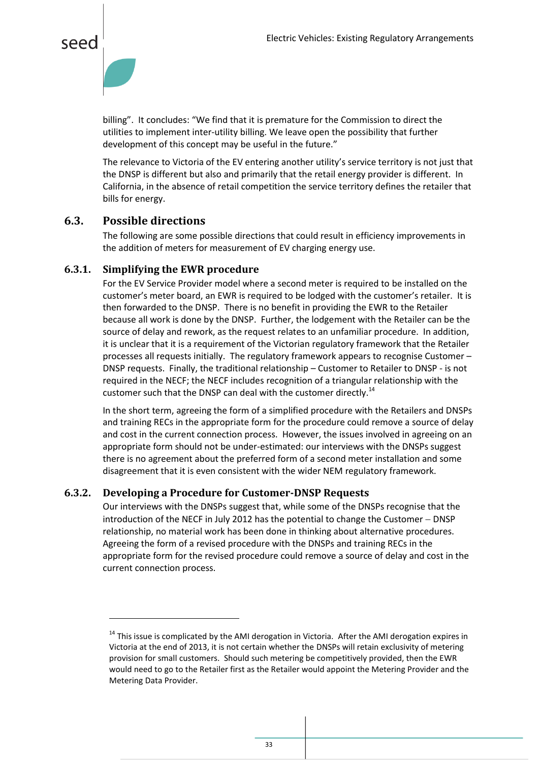billing". It concludes: "We find that it is premature for the Commission to direct the utilities to implement inter-utility billing. We leave open the possibility that further development of this concept may be useful in the future."

The relevance to Victoria of the EV entering another utility's service territory is not just that the DNSP is different but also and primarily that the retail energy provider is different. In California, in the absence of retail competition the service territory defines the retailer that bills for energy.

## 6.3. Possible directions

The following are some possible directions that could result in efficiency improvements in the addition of meters for measurement of EV charging energy use.

### 6.3.1. Simplifying the EWR procedure

For the EV Service Provider model where a second meter is required to be installed on the customer's meter board, an EWR is required to be lodged with the customer's retailer. It is then forwarded to the DNSP. There is no benefit in providing the EWR to the Retailer because all work is done by the DNSP. Further, the lodgement with the Retailer can be the source of delay and rework, as the request relates to an unfamiliar procedure. In addition, it is unclear that it is a requirement of the Victorian regulatory framework that the Retailer processes all requests initially. The regulatory framework appears to recognise Customer – DNSP requests. Finally, the traditional relationship – Customer to Retailer to DNSP - is not required in the NECF; the NECF includes recognition of a triangular relationship with the customer such that the DNSP can deal with the customer directly.[14]

In the short term, agreeing the form of a simplified procedure with the Retailers and DNSPs and training RECs in the appropriate form for the procedure could remove a source of delay and cost in the current connection process. However, the issues involved in agreeing on an appropriate form should not be under-estimated: our interviews with the DNSPs suggest there is no agreement about the preferred form of a second meter installation and some disagreement that it is even consistent with the wider NEM regulatory framework.

### 6.3.2. Developing a Procedure for Customer-DNSP Requests

Our interviews with the DNSPs suggest that, while some of the DNSPs recognise that the introduction of the NECF in July 2012 has the potential to change the Customer – DNSP relationship, no material work has been done in thinking about alternative procedures. Agreeing the form of a revised procedure with the DNSPs and training RECs in the appropriate form for the revised procedure could remove a source of delay and cost in the current connection process.

---

[14] This issue is complicated by the AMI derogation in Victoria. After the AMI derogation expires in Victoria at the end of 2013, it is not certain whether the DNSPs will retain exclusivity of metering provision for small customers. Should such metering be competitively provided, then the EWR would need to go to the Retailer first as the Retailer would appoint the Metering Provider and the Metering Data Provider.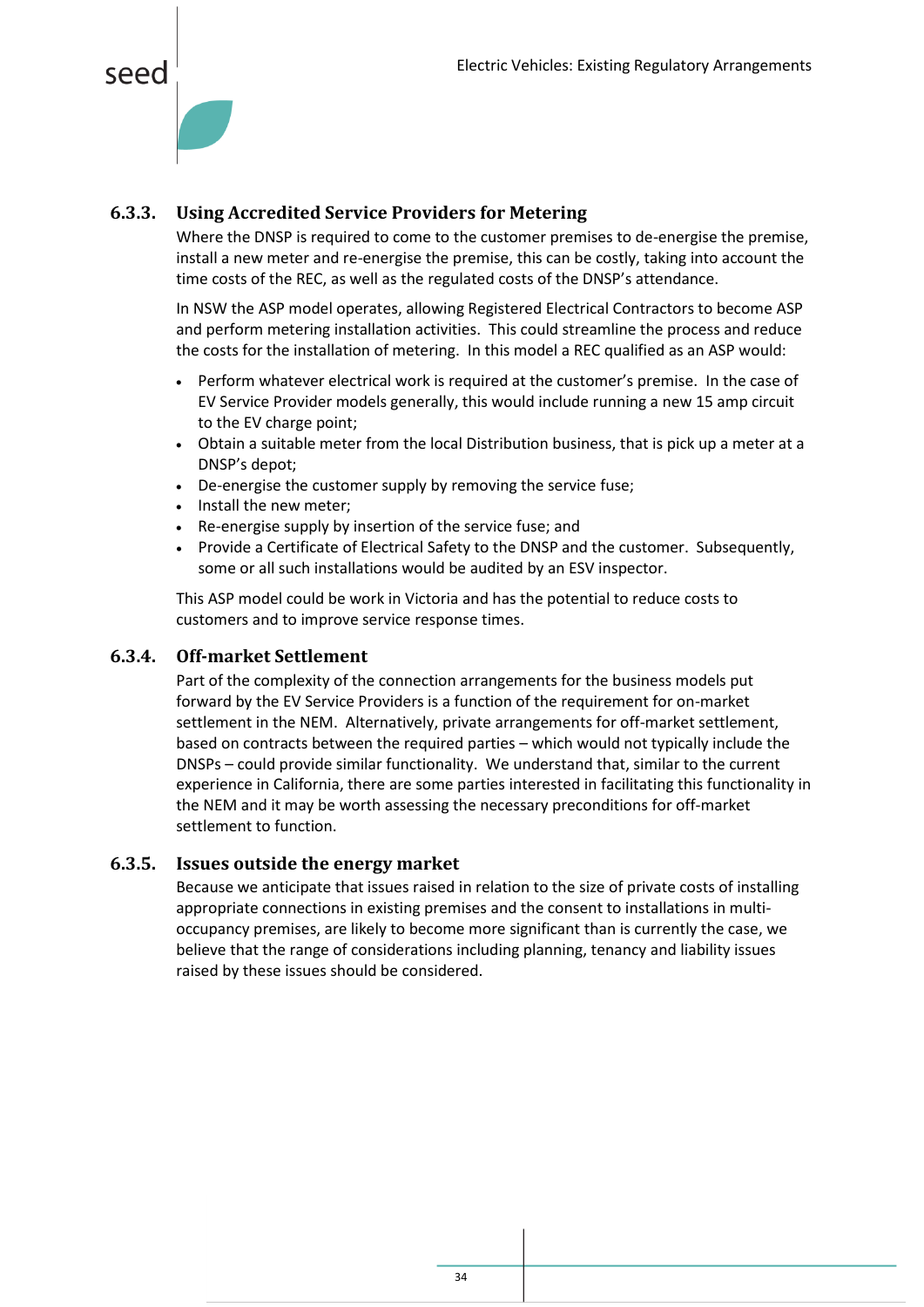### 6.3.3. Using Accredited Service Providers for Metering

Where the DNSP is required to come to the customer premises to de-energise the premise, install a new meter and re-energise the premise, this can be costly, taking into account the time costs of the REC, as well as the regulated costs of the DNSP's attendance.

In NSW the ASP model operates, allowing Registered Electrical Contractors to become ASP and perform metering installation activities. This could streamline the process and reduce the costs for the installation of metering. In this model a REC qualified as an ASP would:

- Perform whatever electrical work is required at the customer's premise. In the case of EV Service Provider models generally, this would include running a new 15 amp circuit to the EV charge point;
- Obtain a suitable meter from the local Distribution business, that is pick up a meter at a DNSP's depot;
- De-energise the customer supply by removing the service fuse;
- Install the new meter;
- Re-energise supply by insertion of the service fuse; and
- Provide a Certificate of Electrical Safety to the DNSP and the customer. Subsequently, some or all such installations would be audited by an ESV inspector.

This ASP model could be work in Victoria and has the potential to reduce costs to customers and to improve service response times.

### 6.3.4. Off-market Settlement

Part of the complexity of the connection arrangements for the business models put forward by the EV Service Providers is a function of the requirement for on-market settlement in the NEM. Alternatively, private arrangements for off-market settlement, based on contracts between the required parties – which would not typically include the DNSPs – could provide similar functionality. We understand that, similar to the current experience in California, there are some parties interested in facilitating this functionality in the NEM and it may be worth assessing the necessary preconditions for off-market settlement to function.

### 6.3.5. Issues outside the energy market

Because we anticipate that issues raised in relation to the size of private costs of installing appropriate connections in existing premises and the consent to installations in multi-occupancy premises, are likely to become more significant than is currently the case, we believe that the range of considerations including planning, tenancy and liability issues raised by these issues should be considered.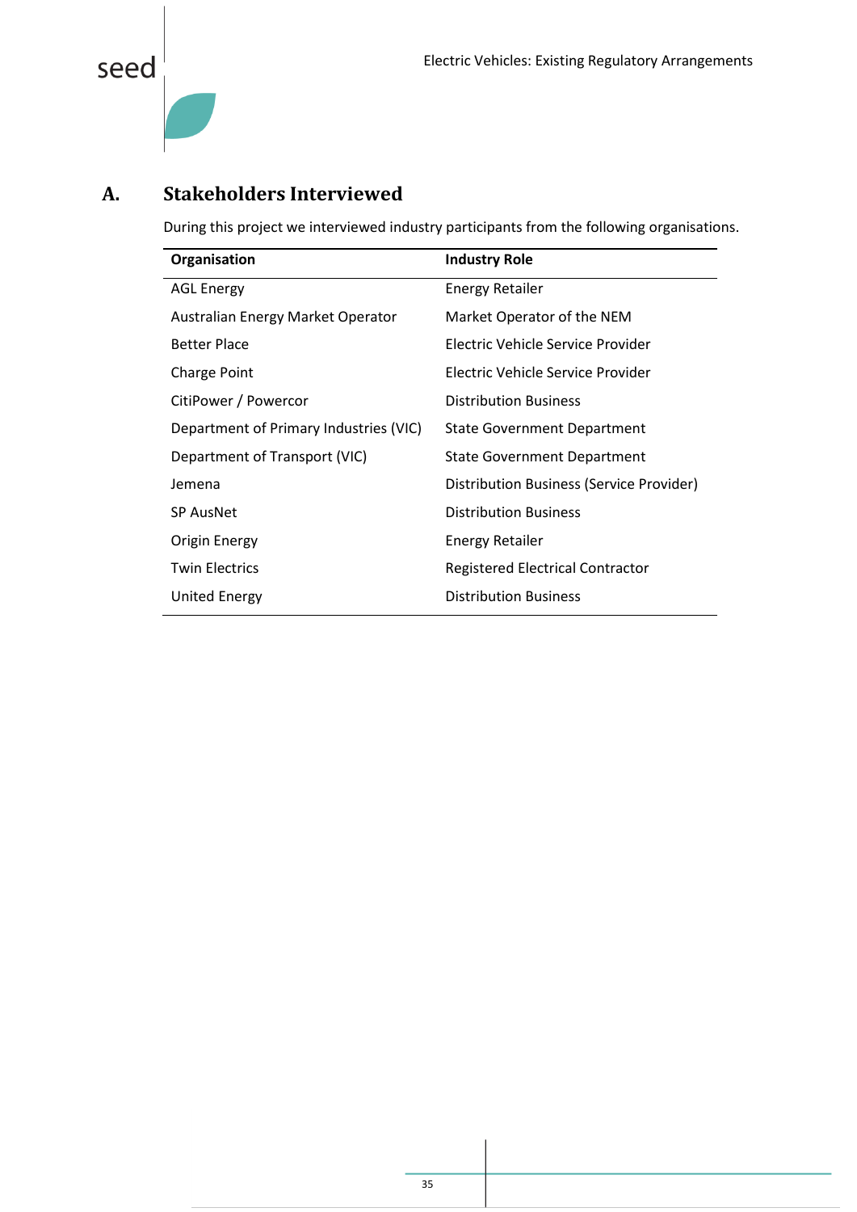# A. Stakeholders Interviewed

During this project we interviewed industry participants from the following organisations.

| Organisation | Industry Role |
|---|---|
| AGL Energy | Energy Retailer |
| Australian Energy Market Operator | Market Operator of the NEM |
| Better Place | Electric Vehicle Service Provider |
| Charge Point | Electric Vehicle Service Provider |
| CitiPower / Powercor | Distribution Business |
| Department of Primary Industries (VIC) | State Government Department |
| Department of Transport (VIC) | State Government Department |
| Jemena | Distribution Business (Service Provider) |
| SP AusNet | Distribution Business |
| Origin Energy | Energy Retailer |
| Twin Electrics | Registered Electrical Contractor |
| United Energy | Distribution Business |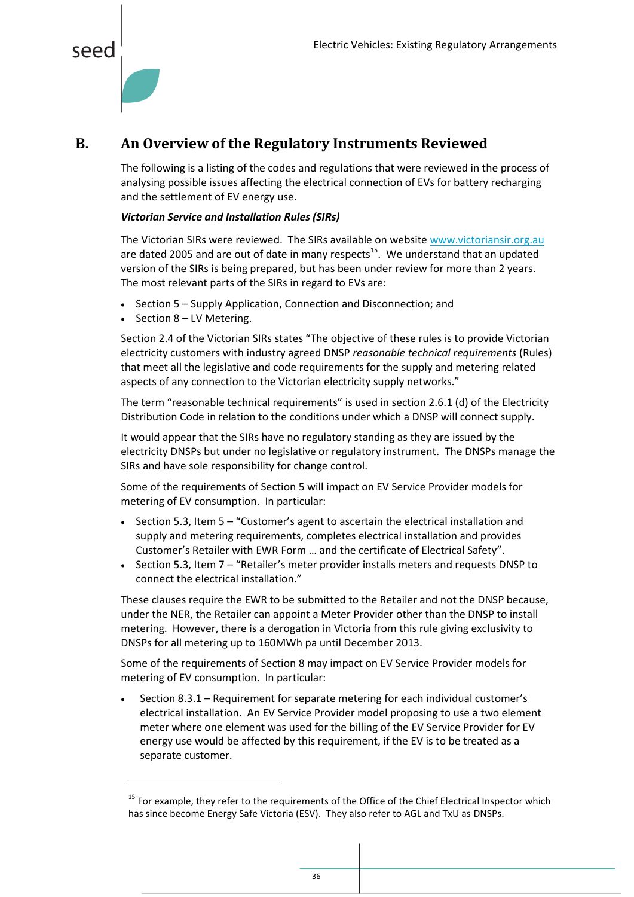# B. An Overview of the Regulatory Instruments Reviewed

The following is a listing of the codes and regulations that were reviewed in the process of analysing possible issues affecting the electrical connection of EVs for battery recharging and the settlement of EV energy use.

***Victorian Service and Installation Rules (SIRs)***

The Victorian SIRs were reviewed. The SIRs available on website www.victoriansir.org.au are dated 2005 and are out of date in many respects[15]. We understand that an updated version of the SIRs is being prepared, but has been under review for more than 2 years. The most relevant parts of the SIRs in regard to EVs are:

- Section 5 – Supply Application, Connection and Disconnection; and
- Section 8 – LV Metering.

Section 2.4 of the Victorian SIRs states "The objective of these rules is to provide Victorian electricity customers with industry agreed DNSP *reasonable technical requirements* (Rules) that meet all the legislative and code requirements for the supply and metering related aspects of any connection to the Victorian electricity supply networks."

The term "reasonable technical requirements" is used in section 2.6.1 (d) of the Electricity Distribution Code in relation to the conditions under which a DNSP will connect supply.

It would appear that the SIRs have no regulatory standing as they are issued by the electricity DNSPs but under no legislative or regulatory instrument. The DNSPs manage the SIRs and have sole responsibility for change control.

Some of the requirements of Section 5 will impact on EV Service Provider models for metering of EV consumption. In particular:

- Section 5.3, Item 5 – "Customer's agent to ascertain the electrical installation and supply and metering requirements, completes electrical installation and provides Customer's Retailer with EWR Form … and the certificate of Electrical Safety".
- Section 5.3, Item 7 – "Retailer's meter provider installs meters and requests DNSP to connect the electrical installation."

These clauses require the EWR to be submitted to the Retailer and not the DNSP because, under the NER, the Retailer can appoint a Meter Provider other than the DNSP to install metering. However, there is a derogation in Victoria from this rule giving exclusivity to DNSPs for all metering up to 160MWh pa until December 2013.

Some of the requirements of Section 8 may impact on EV Service Provider models for metering of EV consumption. In particular:

- Section 8.3.1 – Requirement for separate metering for each individual customer's electrical installation. An EV Service Provider model proposing to use a two element meter where one element was used for the billing of the EV Service Provider for EV energy use would be affected by this requirement, if the EV is to be treated as a separate customer.

---

[15] For example, they refer to the requirements of the Office of the Chief Electrical Inspector which has since become Energy Safe Victoria (ESV). They also refer to AGL and TxU as DNSPs.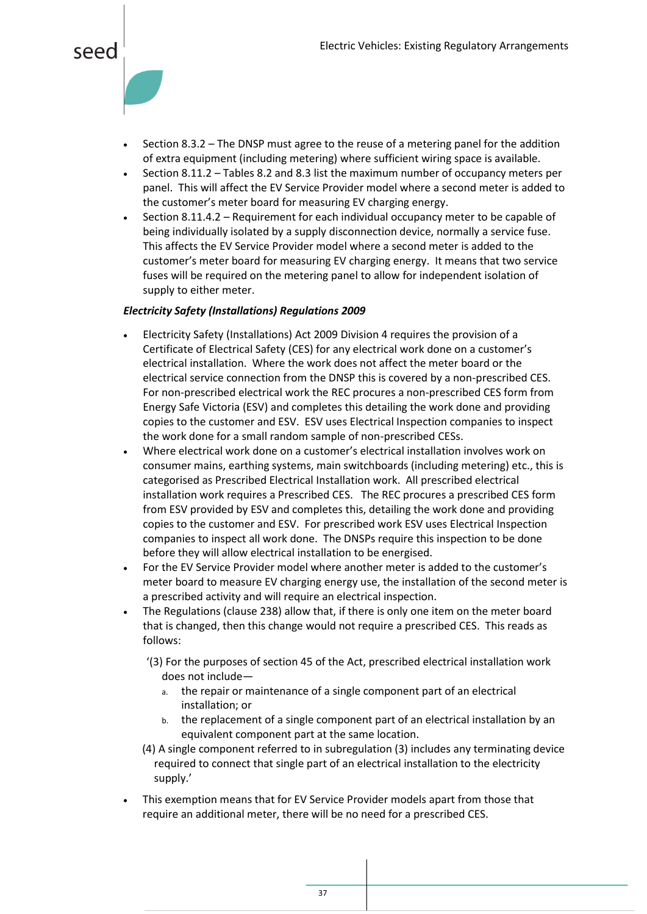- Section 8.3.2 – The DNSP must agree to the reuse of a metering panel for the addition of extra equipment (including metering) where sufficient wiring space is available.
- Section 8.11.2 – Tables 8.2 and 8.3 list the maximum number of occupancy meters per panel. This will affect the EV Service Provider model where a second meter is added to the customer's meter board for measuring EV charging energy.
- Section 8.11.4.2 – Requirement for each individual occupancy meter to be capable of being individually isolated by a supply disconnection device, normally a service fuse. This affects the EV Service Provider model where a second meter is added to the customer's meter board for measuring EV charging energy. It means that two service fuses will be required on the metering panel to allow for independent isolation of supply to either meter.

***Electricity Safety (Installations) Regulations 2009***

- Electricity Safety (Installations) Act 2009 Division 4 requires the provision of a Certificate of Electrical Safety (CES) for any electrical work done on a customer's electrical installation. Where the work does not affect the meter board or the electrical service connection from the DNSP this is covered by a non-prescribed CES. For non-prescribed electrical work the REC procures a non-prescribed CES form from Energy Safe Victoria (ESV) and completes this detailing the work done and providing copies to the customer and ESV. ESV uses Electrical Inspection companies to inspect the work done for a small random sample of non-prescribed CESs.
- Where electrical work done on a customer's electrical installation involves work on consumer mains, earthing systems, main switchboards (including metering) etc., this is categorised as Prescribed Electrical Installation work. All prescribed electrical installation work requires a Prescribed CES. The REC procures a prescribed CES form from ESV provided by ESV and completes this, detailing the work done and providing copies to the customer and ESV. For prescribed work ESV uses Electrical Inspection companies to inspect all work done. The DNSPs require this inspection to be done before they will allow electrical installation to be energised.
- For the EV Service Provider model where another meter is added to the customer's meter board to measure EV charging energy use, the installation of the second meter is a prescribed activity and will require an electrical inspection.
- The Regulations (clause 238) allow that, if there is only one item on the meter board that is changed, then this change would not require a prescribed CES. This reads as follows:

  '(3) For the purposes of section 45 of the Act, prescribed electrical installation work does not include—

  a. the repair or maintenance of a single component part of an electrical installation; or
  b. the replacement of a single component part of an electrical installation by an equivalent component part at the same location.

  (4) A single component referred to in subregulation (3) includes any terminating device required to connect that single part of an electrical installation to the electricity supply.'

- This exemption means that for EV Service Provider models apart from those that require an additional meter, there will be no need for a prescribed CES.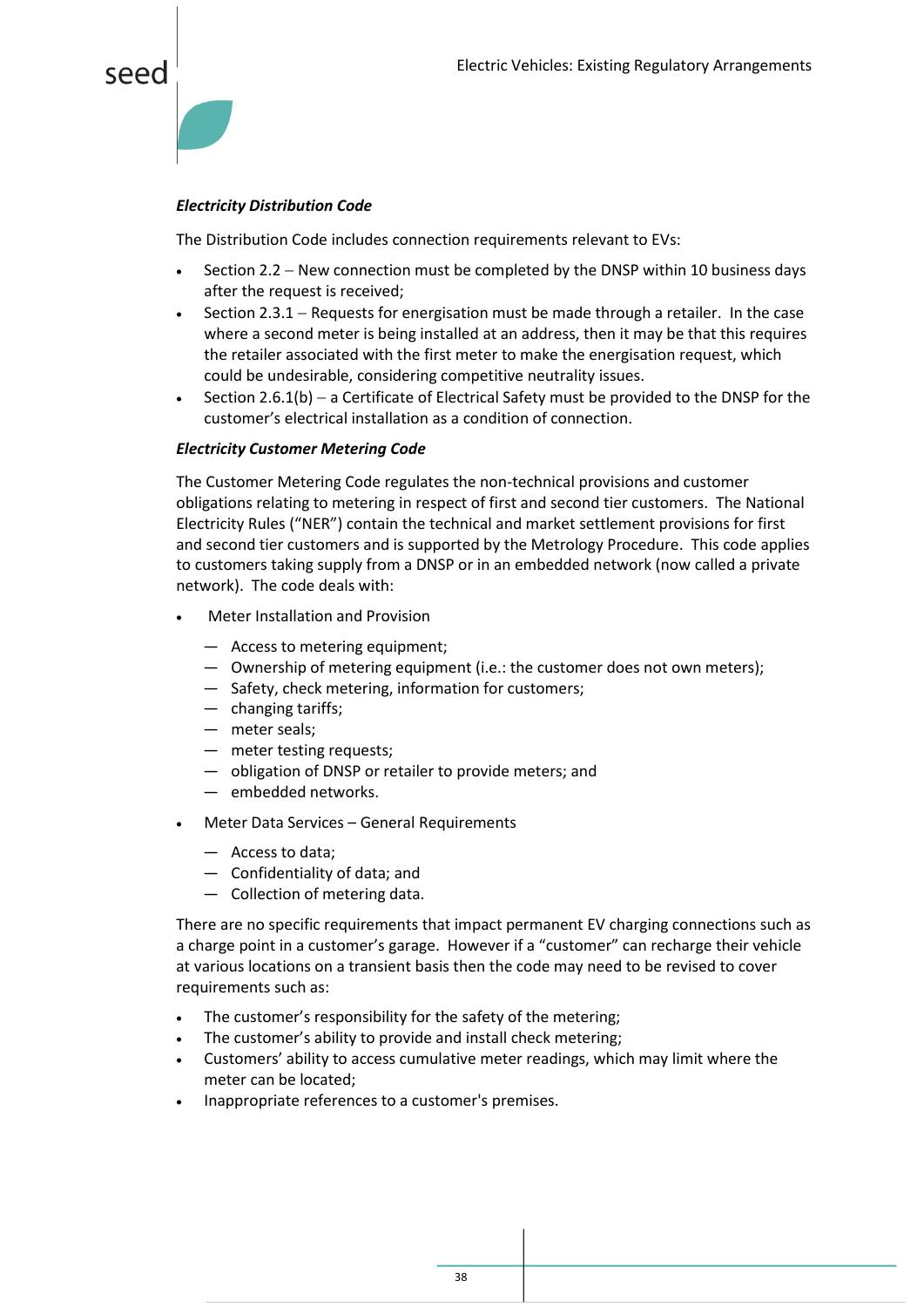***Electricity Distribution Code***

The Distribution Code includes connection requirements relevant to EVs:

- Section 2.2 – New connection must be completed by the DNSP within 10 business days after the request is received;
- Section 2.3.1 – Requests for energisation must be made through a retailer. In the case where a second meter is being installed at an address, then it may be that this requires the retailer associated with the first meter to make the energisation request, which could be undesirable, considering competitive neutrality issues.
- Section 2.6.1(b) – a Certificate of Electrical Safety must be provided to the DNSP for the customer's electrical installation as a condition of connection.

***Electricity Customer Metering Code***

The Customer Metering Code regulates the non-technical provisions and customer obligations relating to metering in respect of first and second tier customers. The National Electricity Rules ("NER") contain the technical and market settlement provisions for first and second tier customers and is supported by the Metrology Procedure. This code applies to customers taking supply from a DNSP or in an embedded network (now called a private network). The code deals with:

- Meter Installation and Provision
  - Access to metering equipment;
  - Ownership of metering equipment (i.e.: the customer does not own meters);
  - Safety, check metering, information for customers;
  - changing tariffs;
  - meter seals;
  - meter testing requests;
  - obligation of DNSP or retailer to provide meters; and
  - embedded networks.
- Meter Data Services – General Requirements
  - Access to data;
  - Confidentiality of data; and
  - Collection of metering data.

There are no specific requirements that impact permanent EV charging connections such as a charge point in a customer's garage. However if a "customer" can recharge their vehicle at various locations on a transient basis then the code may need to be revised to cover requirements such as:

- The customer's responsibility for the safety of the metering;
- The customer's ability to provide and install check metering;
- Customers' ability to access cumulative meter readings, which may limit where the meter can be located;
- Inappropriate references to a customer's premises.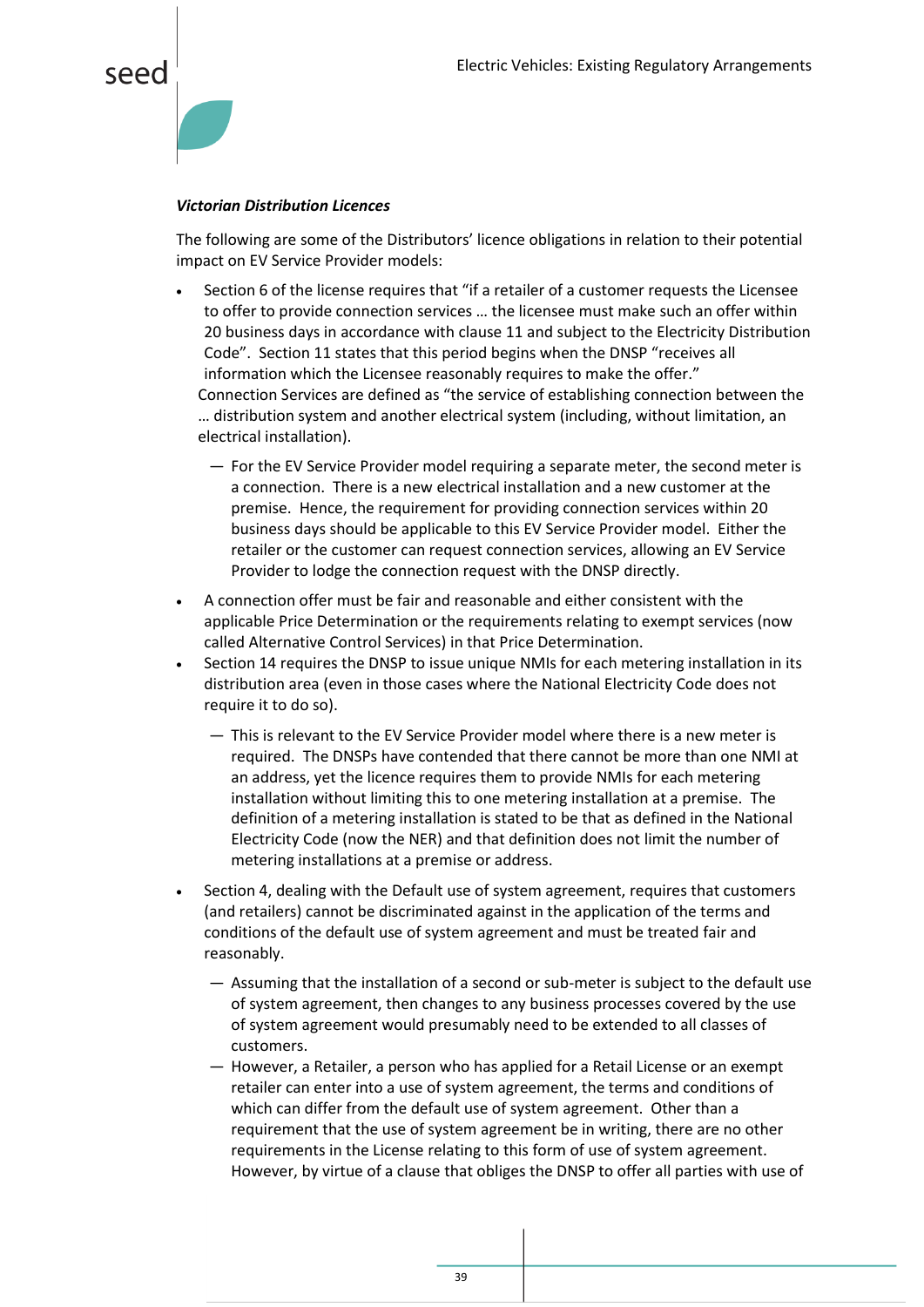***Victorian Distribution Licences***

The following are some of the Distributors' licence obligations in relation to their potential impact on EV Service Provider models:

- Section 6 of the license requires that "if a retailer of a customer requests the Licensee to offer to provide connection services … the licensee must make such an offer within 20 business days in accordance with clause 11 and subject to the Electricity Distribution Code". Section 11 states that this period begins when the DNSP "receives all information which the Licensee reasonably requires to make the offer."
  Connection Services are defined as "the service of establishing connection between the … distribution system and another electrical system (including, without limitation, an electrical installation).
  - For the EV Service Provider model requiring a separate meter, the second meter is a connection. There is a new electrical installation and a new customer at the premise. Hence, the requirement for providing connection services within 20 business days should be applicable to this EV Service Provider model. Either the retailer or the customer can request connection services, allowing an EV Service Provider to lodge the connection request with the DNSP directly.
- A connection offer must be fair and reasonable and either consistent with the applicable Price Determination or the requirements relating to exempt services (now called Alternative Control Services) in that Price Determination.
- Section 14 requires the DNSP to issue unique NMIs for each metering installation in its distribution area (even in those cases where the National Electricity Code does not require it to do so).
  - This is relevant to the EV Service Provider model where there is a new meter is required. The DNSPs have contended that there cannot be more than one NMI at an address, yet the licence requires them to provide NMIs for each metering installation without limiting this to one metering installation at a premise. The definition of a metering installation is stated to be that as defined in the National Electricity Code (now the NER) and that definition does not limit the number of metering installations at a premise or address.
- Section 4, dealing with the Default use of system agreement, requires that customers (and retailers) cannot be discriminated against in the application of the terms and conditions of the default use of system agreement and must be treated fair and reasonably.
  - Assuming that the installation of a second or sub-meter is subject to the default use of system agreement, then changes to any business processes covered by the use of system agreement would presumably need to be extended to all classes of customers.
  - However, a Retailer, a person who has applied for a Retail License or an exempt retailer can enter into a use of system agreement, the terms and conditions of which can differ from the default use of system agreement. Other than a requirement that the use of system agreement be in writing, there are no other requirements in the License relating to this form of use of system agreement. However, by virtue of a clause that obliges the DNSP to offer all parties with use of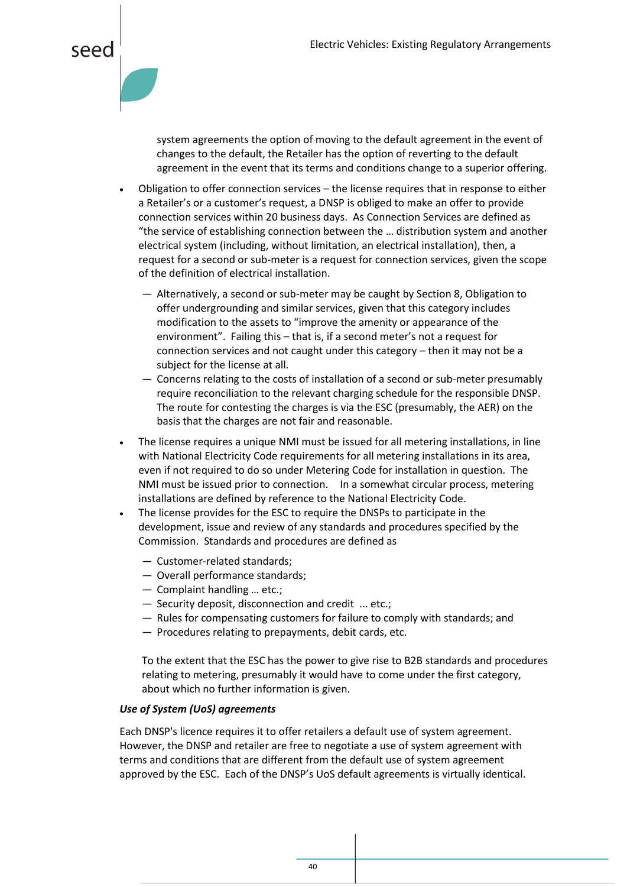system agreements the option of moving to the default agreement in the event of changes to the default, the Retailer has the option of reverting to the default agreement in the event that its terms and conditions change to a superior offering.

- Obligation to offer connection services – the license requires that in response to either a Retailer's or a customer's request, a DNSP is obliged to make an offer to provide connection services within 20 business days. As Connection Services are defined as "the service of establishing connection between the … distribution system and another electrical system (including, without limitation, an electrical installation), then, a request for a second or sub-meter is a request for connection services, given the scope of the definition of electrical installation.
  - Alternatively, a second or sub-meter may be caught by Section 8, Obligation to offer undergrounding and similar services, given that this category includes modification to the assets to "improve the amenity or appearance of the environment". Failing this – that is, if a second meter's not a request for connection services and not caught under this category – then it may not be a subject for the license at all.
  - Concerns relating to the costs of installation of a second or sub-meter presumably require reconciliation to the relevant charging schedule for the responsible DNSP. The route for contesting the charges is via the ESC (presumably, the AER) on the basis that the charges are not fair and reasonable.
- The license requires a unique NMI must be issued for all metering installations, in line with National Electricity Code requirements for all metering installations in its area, even if not required to do so under Metering Code for installation in question. The NMI must be issued prior to connection. In a somewhat circular process, metering installations are defined by reference to the National Electricity Code.
- The license provides for the ESC to require the DNSPs to participate in the development, issue and review of any standards and procedures specified by the Commission. Standards and procedures are defined as
  - Customer-related standards;
  - Overall performance standards;
  - Complaint handling … etc.;
  - Security deposit, disconnection and credit ... etc.;
  - Rules for compensating customers for failure to comply with standards; and
  - Procedures relating to prepayments, debit cards, etc.

  To the extent that the ESC has the power to give rise to B2B standards and procedures relating to metering, presumably it would have to come under the first category, about which no further information is given.

***Use of System (UoS) agreements***

Each DNSP's licence requires it to offer retailers a default use of system agreement. However, the DNSP and retailer are free to negotiate a use of system agreement with terms and conditions that are different from the default use of system agreement approved by the ESC. Each of the DNSP's UoS default agreements is virtually identical.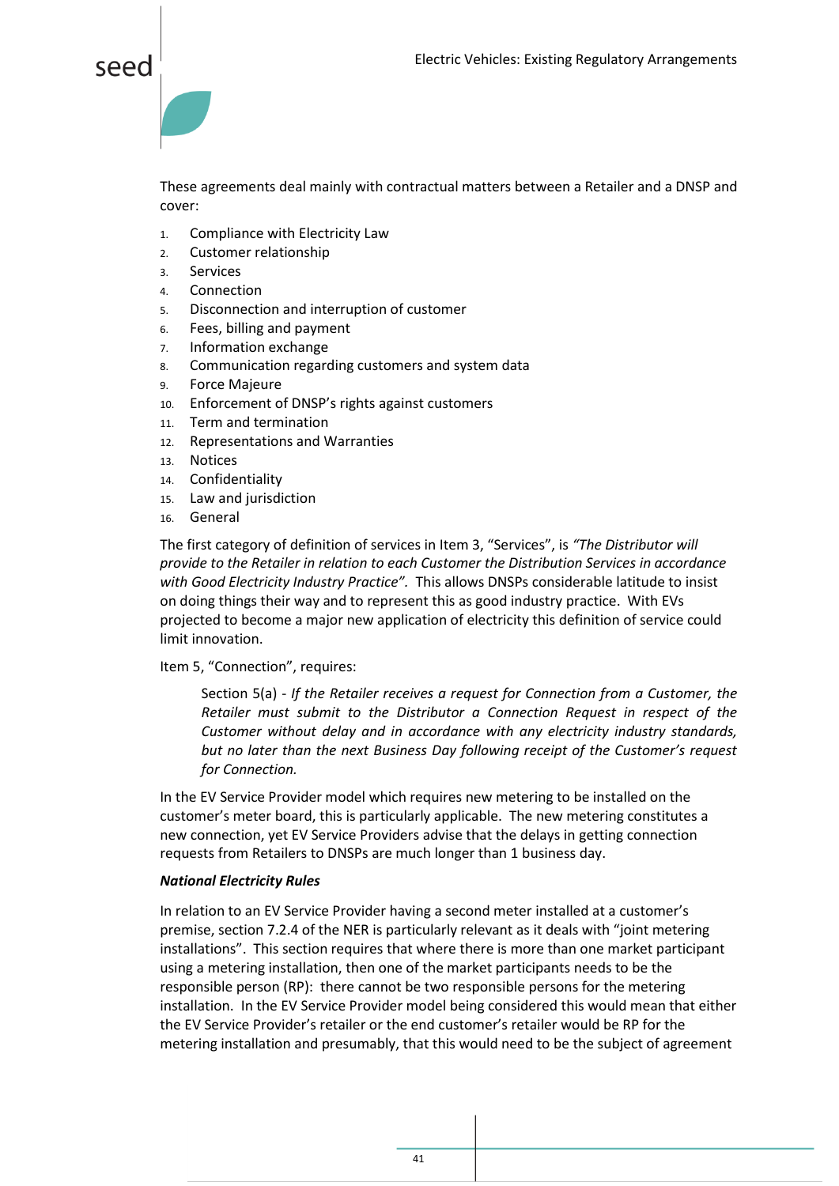These agreements deal mainly with contractual matters between a Retailer and a DNSP and cover:

1. Compliance with Electricity Law
2. Customer relationship
3. Services
4. Connection
5. Disconnection and interruption of customer
6. Fees, billing and payment
7. Information exchange
8. Communication regarding customers and system data
9. Force Majeure
10. Enforcement of DNSP's rights against customers
11. Term and termination
12. Representations and Warranties
13. Notices
14. Confidentiality
15. Law and jurisdiction
16. General

The first category of definition of services in Item 3, "Services", is *"The Distributor will provide to the Retailer in relation to each Customer the Distribution Services in accordance with Good Electricity Industry Practice".* This allows DNSPs considerable latitude to insist on doing things their way and to represent this as good industry practice. With EVs projected to become a major new application of electricity this definition of service could limit innovation.

Item 5, "Connection", requires:

> Section 5(a) - *If the Retailer receives a request for Connection from a Customer, the Retailer must submit to the Distributor a Connection Request in respect of the Customer without delay and in accordance with any electricity industry standards, but no later than the next Business Day following receipt of the Customer's request for Connection.*

In the EV Service Provider model which requires new metering to be installed on the customer's meter board, this is particularly applicable. The new metering constitutes a new connection, yet EV Service Providers advise that the delays in getting connection requests from Retailers to DNSPs are much longer than 1 business day.

***National Electricity Rules***

In relation to an EV Service Provider having a second meter installed at a customer's premise, section 7.2.4 of the NER is particularly relevant as it deals with "joint metering installations". This section requires that where there is more than one market participant using a metering installation, then one of the market participants needs to be the responsible person (RP): there cannot be two responsible persons for the metering installation. In the EV Service Provider model being considered this would mean that either the EV Service Provider's retailer or the end customer's retailer would be RP for the metering installation and presumably, that this would need to be the subject of agreement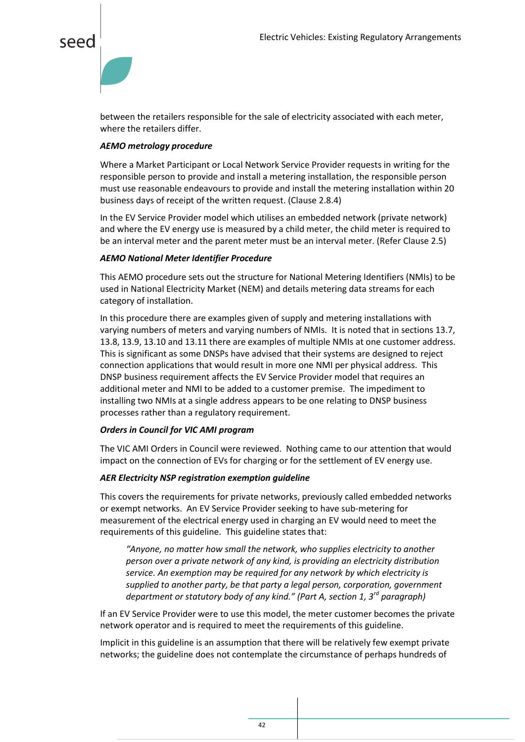between the retailers responsible for the sale of electricity associated with each meter, where the retailers differ.

***AEMO metrology procedure***

Where a Market Participant or Local Network Service Provider requests in writing for the responsible person to provide and install a metering installation, the responsible person must use reasonable endeavours to provide and install the metering installation within 20 business days of receipt of the written request. (Clause 2.8.4)

In the EV Service Provider model which utilises an embedded network (private network) and where the EV energy use is measured by a child meter, the child meter is required to be an interval meter and the parent meter must be an interval meter. (Refer Clause 2.5)

***AEMO National Meter Identifier Procedure***

This AEMO procedure sets out the structure for National Metering Identifiers (NMIs) to be used in National Electricity Market (NEM) and details metering data streams for each category of installation.

In this procedure there are examples given of supply and metering installations with varying numbers of meters and varying numbers of NMIs. It is noted that in sections 13.7, 13.8, 13.9, 13.10 and 13.11 there are examples of multiple NMIs at one customer address. This is significant as some DNSPs have advised that their systems are designed to reject connection applications that would result in more one NMI per physical address. This DNSP business requirement affects the EV Service Provider model that requires an additional meter and NMI to be added to a customer premise. The impediment to installing two NMIs at a single address appears to be one relating to DNSP business processes rather than a regulatory requirement.

***Orders in Council for VIC AMI program***

The VIC AMI Orders in Council were reviewed. Nothing came to our attention that would impact on the connection of EVs for charging or for the settlement of EV energy use.

***AER Electricity NSP registration exemption guideline***

This covers the requirements for private networks, previously called embedded networks or exempt networks. An EV Service Provider seeking to have sub-metering for measurement of the electrical energy used in charging an EV would need to meet the requirements of this guideline. This guideline states that:

> *"Anyone, no matter how small the network, who supplies electricity to another person over a private network of any kind, is providing an electricity distribution service. An exemption may be required for any network by which electricity is supplied to another party, be that party a legal person, corporation, government department or statutory body of any kind." (Part A, section 1, 3rd paragraph)*

If an EV Service Provider were to use this model, the meter customer becomes the private network operator and is required to meet the requirements of this guideline.

Implicit in this guideline is an assumption that there will be relatively few exempt private networks; the guideline does not contemplate the circumstance of perhaps hundreds of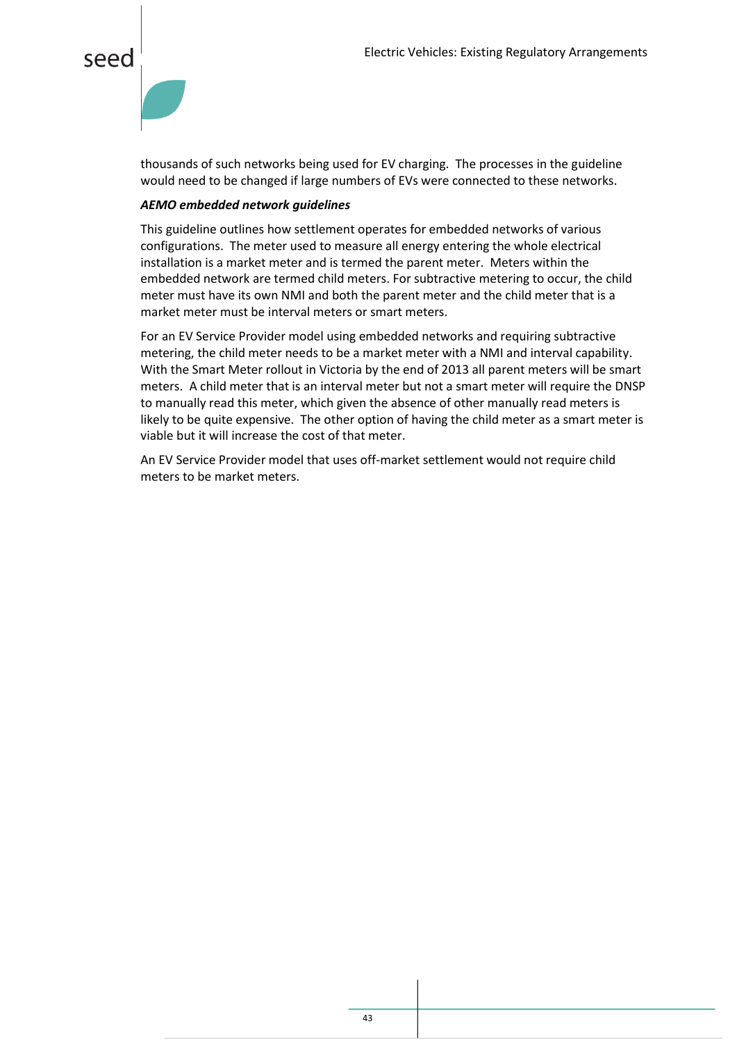thousands of such networks being used for EV charging. The processes in the guideline would need to be changed if large numbers of EVs were connected to these networks.

***AEMO embedded network guidelines***

This guideline outlines how settlement operates for embedded networks of various configurations. The meter used to measure all energy entering the whole electrical installation is a market meter and is termed the parent meter. Meters within the embedded network are termed child meters. For subtractive metering to occur, the child meter must have its own NMI and both the parent meter and the child meter that is a market meter must be interval meters or smart meters.

For an EV Service Provider model using embedded networks and requiring subtractive metering, the child meter needs to be a market meter with a NMI and interval capability. With the Smart Meter rollout in Victoria by the end of 2013 all parent meters will be smart meters. A child meter that is an interval meter but not a smart meter will require the DNSP to manually read this meter, which given the absence of other manually read meters is likely to be quite expensive. The other option of having the child meter as a smart meter is viable but it will increase the cost of that meter.

An EV Service Provider model that uses off-market settlement would not require child meters to be market meters.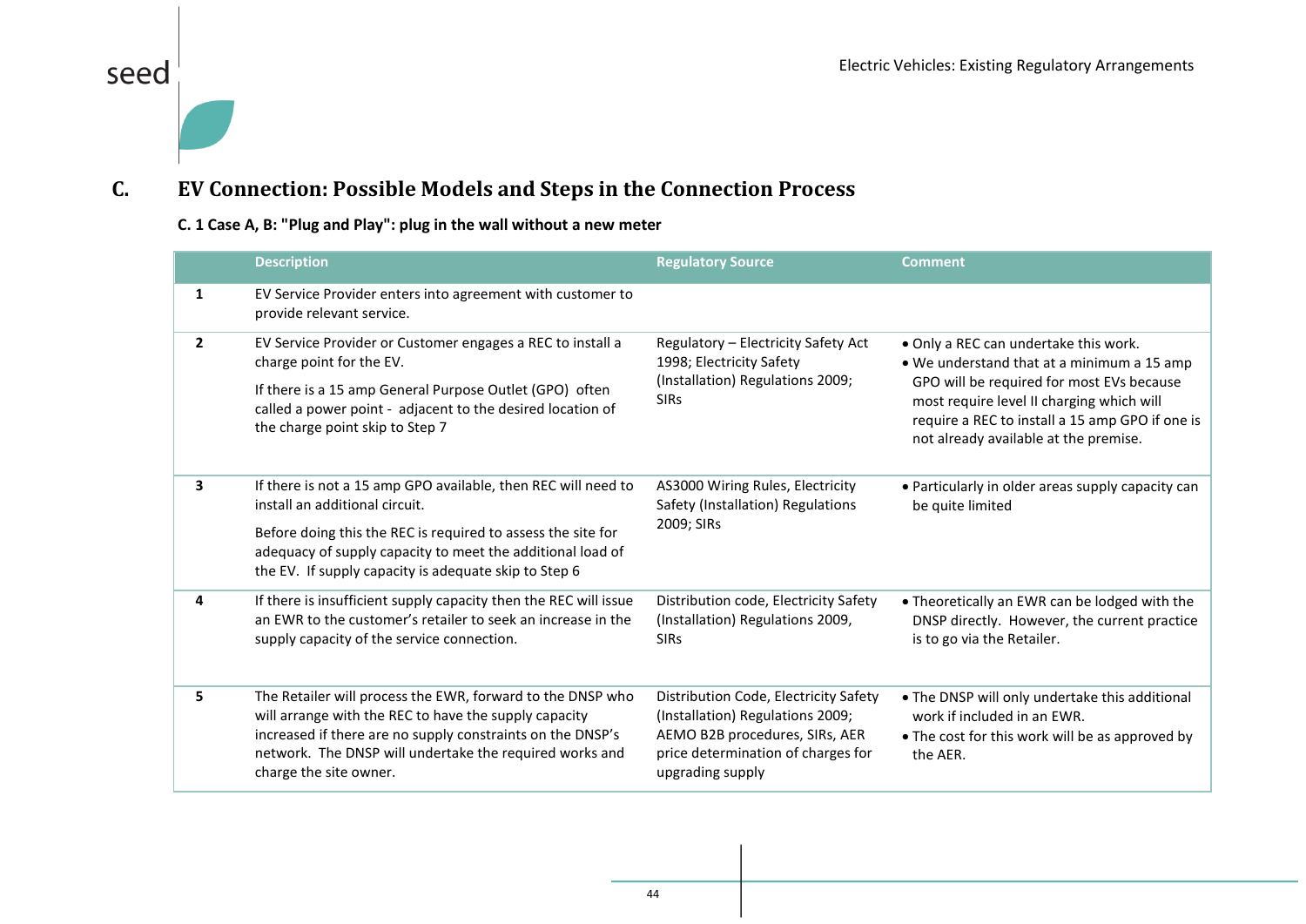## C. EV Connection: Possible Models and Steps in the Connection Process

### C. 1 Case A, B: "Plug and Play": plug in the wall without a new meter

| | Description | Regulatory Source | Comment |
|---|---|---|---|
| **1** | EV Service Provider enters into agreement with customer to provide relevant service. | | |
| **2** | EV Service Provider or Customer engages a REC to install a charge point for the EV.<br><br>If there is a 15 amp General Purpose Outlet (GPO) often called a power point - adjacent to the desired location of the charge point skip to Step 7 | Regulatory – Electricity Safety Act 1998; Electricity Safety (Installation) Regulations 2009; SIRs | • Only a REC can undertake this work.<br>• We understand that at a minimum a 15 amp GPO will be required for most EVs because most require level II charging which will require a REC to install a 15 amp GPO if one is not already available at the premise. |
| **3** | If there is not a 15 amp GPO available, then REC will need to install an additional circuit.<br><br>Before doing this the REC is required to assess the site for adequacy of supply capacity to meet the additional load of the EV. If supply capacity is adequate skip to Step 6 | AS3000 Wiring Rules, Electricity Safety (Installation) Regulations 2009; SIRs | • Particularly in older areas supply capacity can be quite limited |
| **4** | If there is insufficient supply capacity then the REC will issue an EWR to the customer's retailer to seek an increase in the supply capacity of the service connection. | Distribution code, Electricity Safety (Installation) Regulations 2009, SIRs | • Theoretically an EWR can be lodged with the DNSP directly. However, the current practice is to go via the Retailer. |
| **5** | The Retailer will process the EWR, forward to the DNSP who will arrange with the REC to have the supply capacity increased if there are no supply constraints on the DNSP's network. The DNSP will undertake the required works and charge the site owner. | Distribution Code, Electricity Safety (Installation) Regulations 2009; AEMO B2B procedures, SIRs, AER price determination of charges for upgrading supply | • The DNSP will only undertake this additional work if included in an EWR.<br>• The cost for this work will be as approved by the AER. |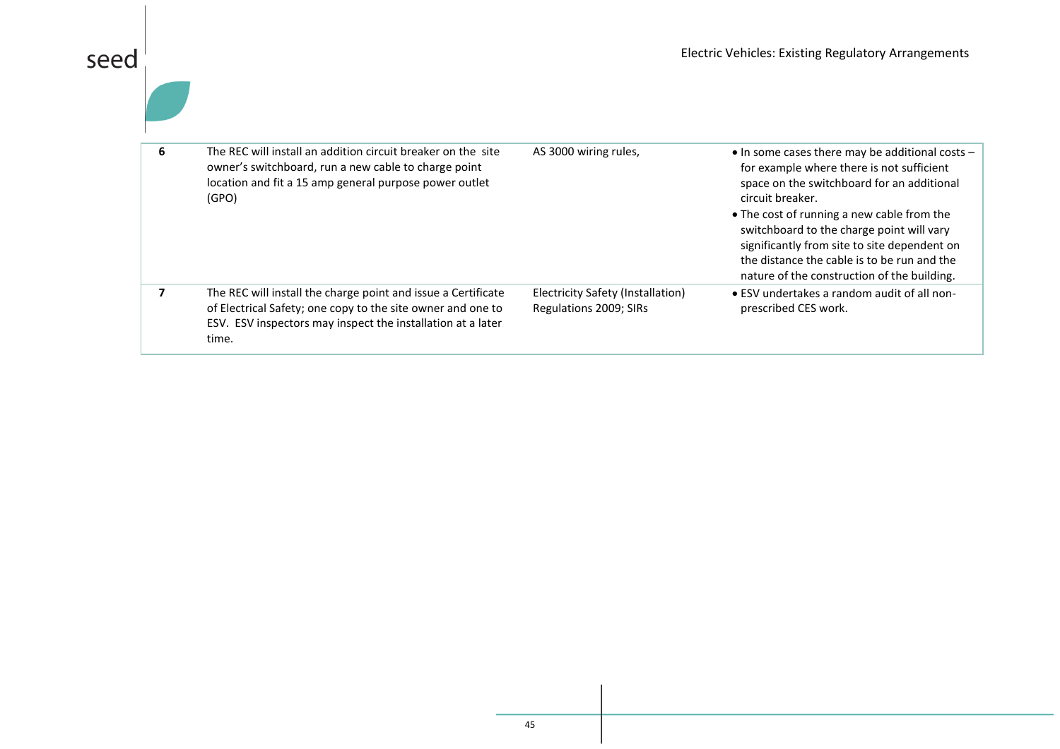| | | | |
|---|---|---|---|
| **6** | The REC will install an addition circuit breaker on the site owner's switchboard, run a new cable to charge point location and fit a 15 amp general purpose power outlet (GPO) | AS 3000 wiring rules, | • In some cases there may be additional costs – for example where there is not sufficient space on the switchboard for an additional circuit breaker.<br>• The cost of running a new cable from the switchboard to the charge point will vary significantly from site to site dependent on the distance the cable is to be run and the nature of the construction of the building. |
| **7** | The REC will install the charge point and issue a Certificate of Electrical Safety; one copy to the site owner and one to ESV. ESV inspectors may inspect the installation at a later time. | Electricity Safety (Installation) Regulations 2009; SIRs | • ESV undertakes a random audit of all non-prescribed CES work. |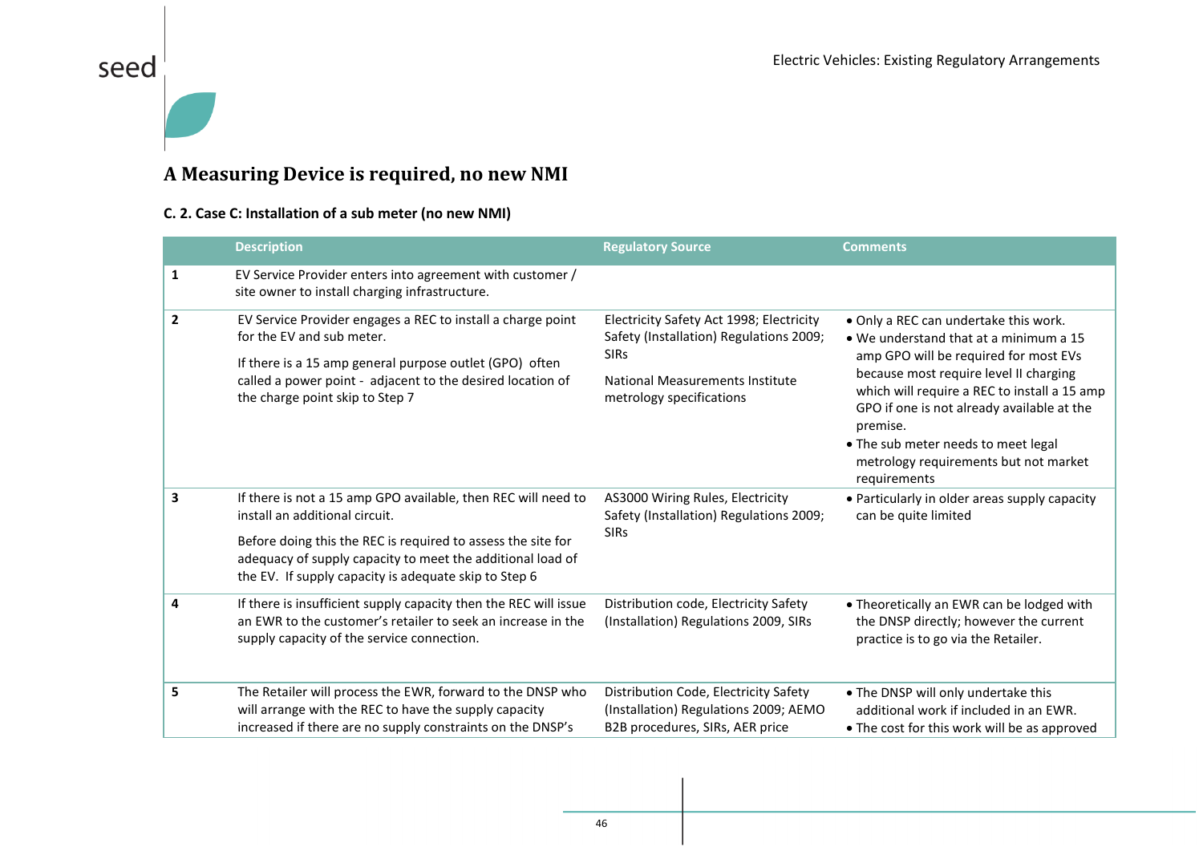# A Measuring Device is required, no new NMI

**C. 2. Case C: Installation of a sub meter (no new NMI)**

| | Description | Regulatory Source | Comments |
|---|---|---|---|
| **1** | EV Service Provider enters into agreement with customer / site owner to install charging infrastructure. | | |
| **2** | EV Service Provider engages a REC to install a charge point for the EV and sub meter.<br><br>If there is a 15 amp general purpose outlet (GPO) often called a power point - adjacent to the desired location of the charge point skip to Step 7 | Electricity Safety Act 1998; Electricity Safety (Installation) Regulations 2009; SIRs<br><br>National Measurements Institute metrology specifications | • Only a REC can undertake this work.<br>• We understand that at a minimum a 15 amp GPO will be required for most EVs because most require level II charging which will require a REC to install a 15 amp GPO if one is not already available at the premise.<br>• The sub meter needs to meet legal metrology requirements but not market requirements |
| **3** | If there is not a 15 amp GPO available, then REC will need to install an additional circuit.<br><br>Before doing this the REC is required to assess the site for adequacy of supply capacity to meet the additional load of the EV. If supply capacity is adequate skip to Step 6 | AS3000 Wiring Rules, Electricity Safety (Installation) Regulations 2009; SIRs | • Particularly in older areas supply capacity can be quite limited |
| **4** | If there is insufficient supply capacity then the REC will issue an EWR to the customer's retailer to seek an increase in the supply capacity of the service connection. | Distribution code, Electricity Safety (Installation) Regulations 2009, SIRs | • Theoretically an EWR can be lodged with the DNSP directly; however the current practice is to go via the Retailer. |
| **5** | The Retailer will process the EWR, forward to the DNSP who will arrange with the REC to have the supply capacity increased if there are no supply constraints on the DNSP's | Distribution Code, Electricity Safety (Installation) Regulations 2009; AEMO B2B procedures, SIRs, AER price | • The DNSP will only undertake this additional work if included in an EWR.<br>• The cost for this work will be as approved |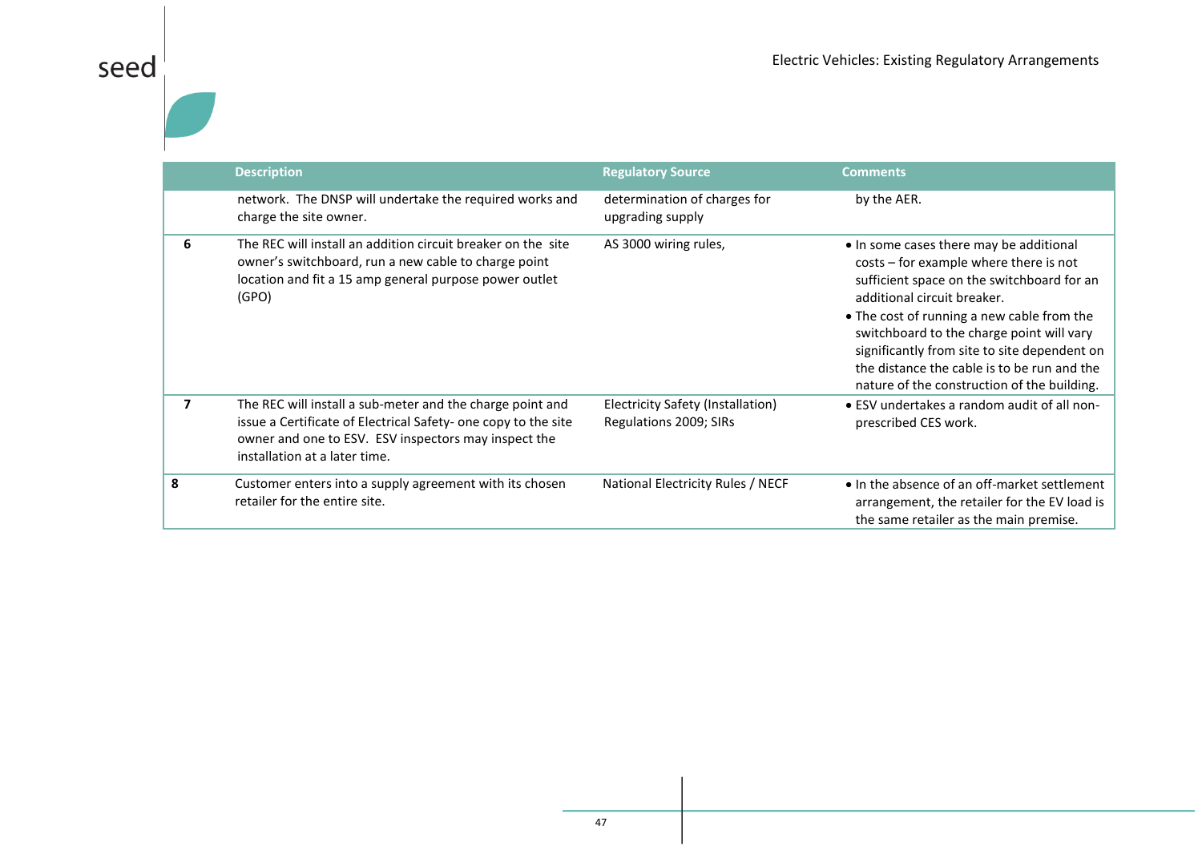| | Description | Regulatory Source | Comments |
|---|---|---|---|
| | network. The DNSP will undertake the required works and charge the site owner. | determination of charges for upgrading supply | by the AER. |
| **6** | The REC will install an addition circuit breaker on the site owner's switchboard, run a new cable to charge point location and fit a 15 amp general purpose power outlet (GPO) | AS 3000 wiring rules, | • In some cases there may be additional costs – for example where there is not sufficient space on the switchboard for an additional circuit breaker.<br>• The cost of running a new cable from the switchboard to the charge point will vary significantly from site to site dependent on the distance the cable is to be run and the nature of the construction of the building. |
| **7** | The REC will install a sub-meter and the charge point and issue a Certificate of Electrical Safety- one copy to the site owner and one to ESV. ESV inspectors may inspect the installation at a later time. | Electricity Safety (Installation) Regulations 2009; SIRs | • ESV undertakes a random audit of all non-prescribed CES work. |
| **8** | Customer enters into a supply agreement with its chosen retailer for the entire site. | National Electricity Rules / NECF | • In the absence of an off-market settlement arrangement, the retailer for the EV load is the same retailer as the main premise. |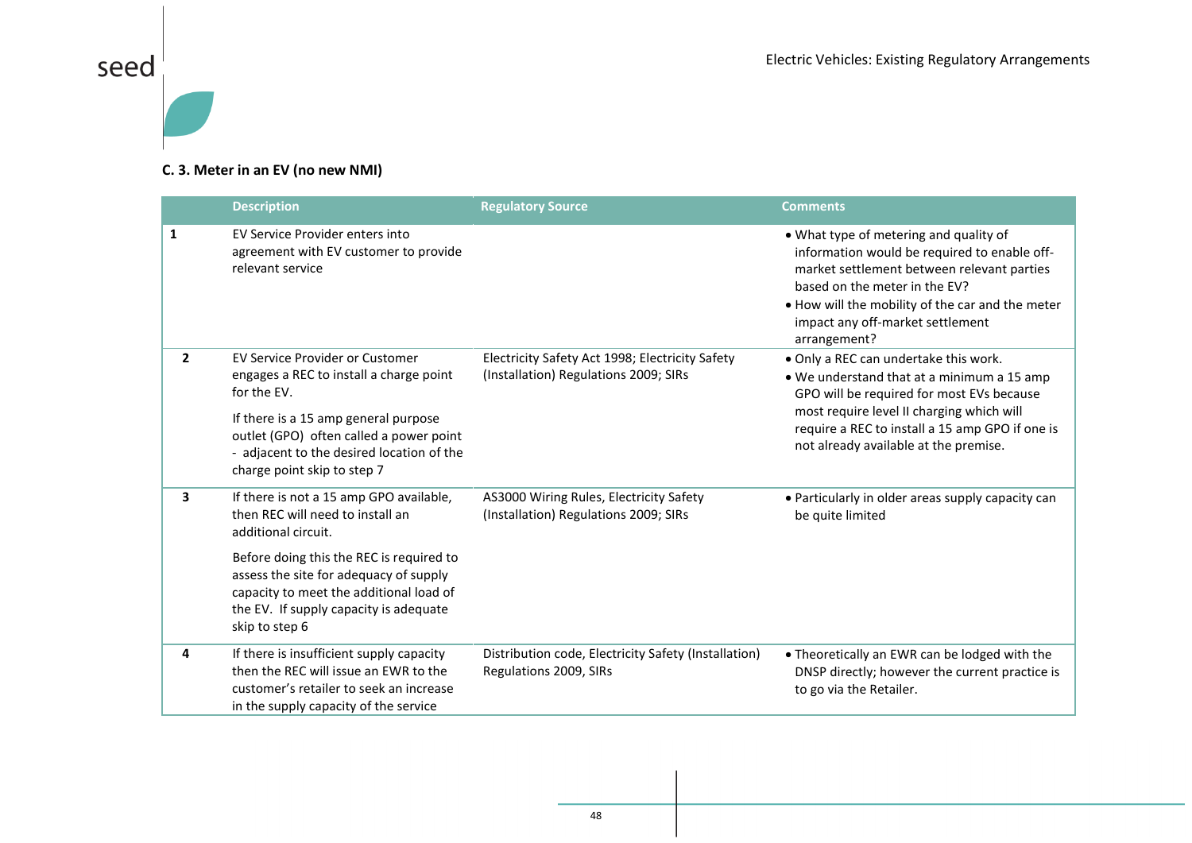### C. 3. Meter in an EV (no new NMI)

| | Description | Regulatory Source | Comments |
|---|---|---|---|
| **1** | EV Service Provider enters into agreement with EV customer to provide relevant service | | • What type of metering and quality of information would be required to enable off-market settlement between relevant parties based on the meter in the EV?<br>• How will the mobility of the car and the meter impact any off-market settlement arrangement? |
| **2** | EV Service Provider or Customer engages a REC to install a charge point for the EV.<br><br>If there is a 15 amp general purpose outlet (GPO) often called a power point - adjacent to the desired location of the charge point skip to step 7 | Electricity Safety Act 1998; Electricity Safety (Installation) Regulations 2009; SIRs | • Only a REC can undertake this work.<br>• We understand that at a minimum a 15 amp GPO will be required for most EVs because most require level II charging which will require a REC to install a 15 amp GPO if one is not already available at the premise. |
| **3** | If there is not a 15 amp GPO available, then REC will need to install an additional circuit.<br><br>Before doing this the REC is required to assess the site for adequacy of supply capacity to meet the additional load of the EV. If supply capacity is adequate skip to step 6 | AS3000 Wiring Rules, Electricity Safety (Installation) Regulations 2009; SIRs | • Particularly in older areas supply capacity can be quite limited |
| **4** | If there is insufficient supply capacity then the REC will issue an EWR to the customer's retailer to seek an increase in the supply capacity of the service | Distribution code, Electricity Safety (Installation) Regulations 2009, SIRs | • Theoretically an EWR can be lodged with the DNSP directly; however the current practice is to go via the Retailer. |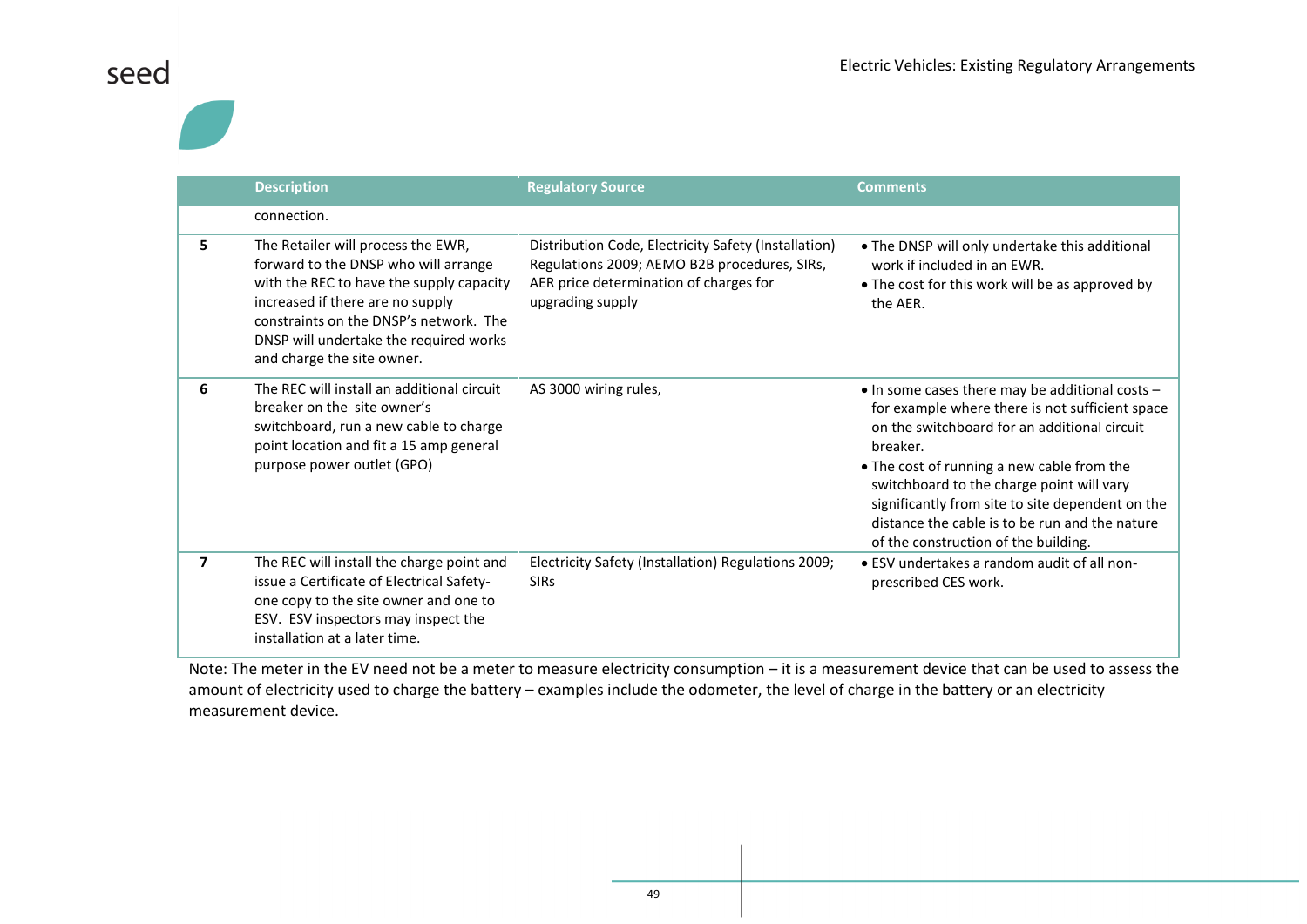| | Description | Regulatory Source | Comments |
|---|---|---|---|
| | connection. | | |
| **5** | The Retailer will process the EWR, forward to the DNSP who will arrange with the REC to have the supply capacity increased if there are no supply constraints on the DNSP's network. The DNSP will undertake the required works and charge the site owner. | Distribution Code, Electricity Safety (Installation) Regulations 2009; AEMO B2B procedures, SIRs, AER price determination of charges for upgrading supply | • The DNSP will only undertake this additional work if included in an EWR.<br>• The cost for this work will be as approved by the AER. |
| **6** | The REC will install an additional circuit breaker on the site owner's switchboard, run a new cable to charge point location and fit a 15 amp general purpose power outlet (GPO) | AS 3000 wiring rules, | • In some cases there may be additional costs – for example where there is not sufficient space on the switchboard for an additional circuit breaker.<br>• The cost of running a new cable from the switchboard to the charge point will vary significantly from site to site dependent on the distance the cable is to be run and the nature of the construction of the building. |
| **7** | The REC will install the charge point and issue a Certificate of Electrical Safety- one copy to the site owner and one to ESV. ESV inspectors may inspect the installation at a later time. | Electricity Safety (Installation) Regulations 2009; SIRs | • ESV undertakes a random audit of all non-prescribed CES work. |

Note: The meter in the EV need not be a meter to measure electricity consumption – it is a measurement device that can be used to assess the amount of electricity used to charge the battery – examples include the odometer, the level of charge in the battery or an electricity measurement device.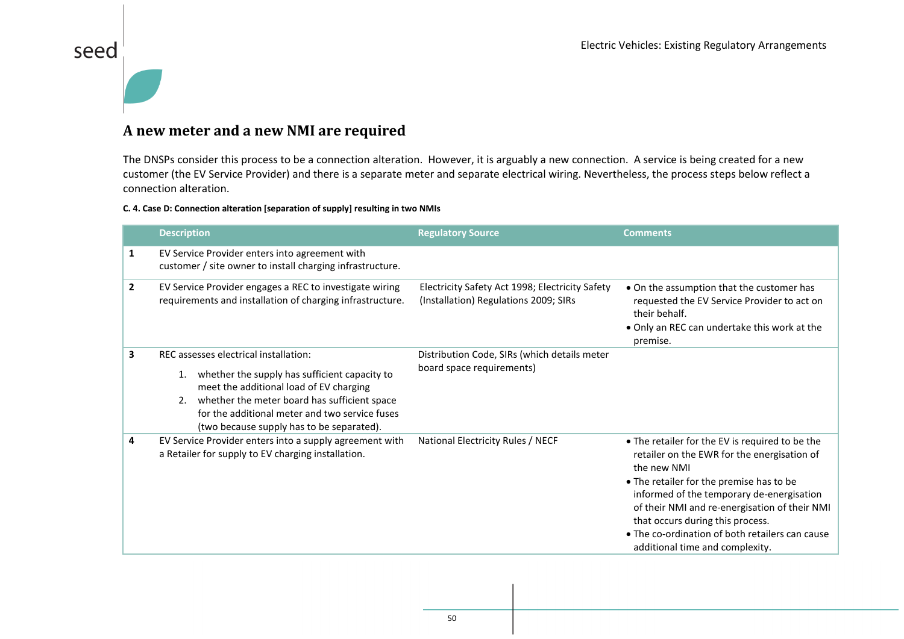## A new meter and a new NMI are required

The DNSPs consider this process to be a connection alteration. However, it is arguably a new connection. A service is being created for a new customer (the EV Service Provider) and there is a separate meter and separate electrical wiring. Nevertheless, the process steps below reflect a connection alteration.

**C. 4. Case D: Connection alteration [separation of supply] resulting in two NMIs**

| | Description | Regulatory Source | Comments |
|---|---|---|---|
| **1** | EV Service Provider enters into agreement with customer / site owner to install charging infrastructure. | | |
| **2** | EV Service Provider engages a REC to investigate wiring requirements and installation of charging infrastructure. | Electricity Safety Act 1998; Electricity Safety (Installation) Regulations 2009; SIRs | • On the assumption that the customer has requested the EV Service Provider to act on their behalf.<br>• Only an REC can undertake this work at the premise. |
| **3** | REC assesses electrical installation:<br>1. whether the supply has sufficient capacity to meet the additional load of EV charging<br>2. whether the meter board has sufficient space for the additional meter and two service fuses (two because supply has to be separated). | Distribution Code, SIRs (which details meter board space requirements) | |
| **4** | EV Service Provider enters into a supply agreement with a Retailer for supply to EV charging installation. | National Electricity Rules / NECF | • The retailer for the EV is required to be the retailer on the EWR for the energisation of the new NMI<br>• The retailer for the premise has to be informed of the temporary de-energisation of their NMI and re-energisation of their NMI that occurs during this process.<br>• The co-ordination of both retailers can cause additional time and complexity. |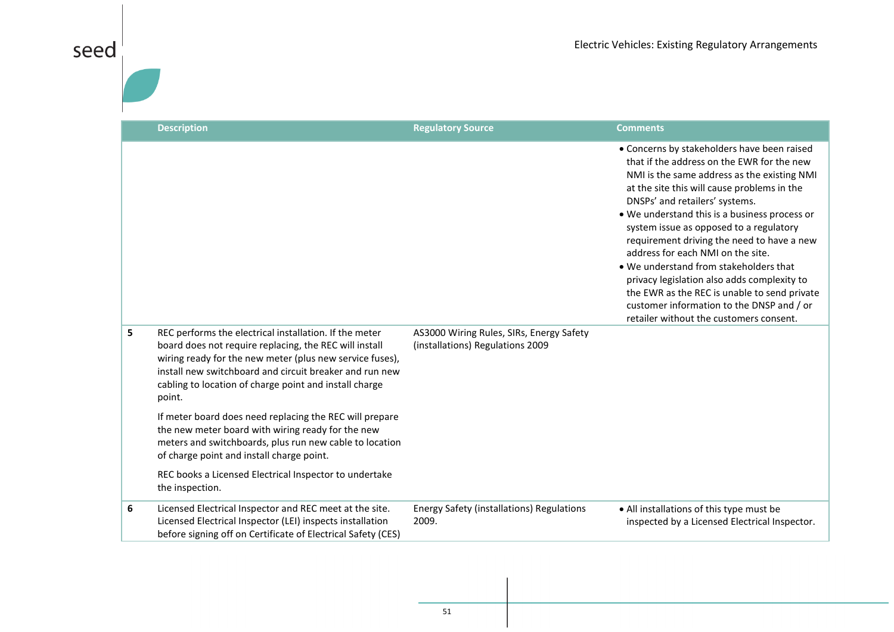| | Description | Regulatory Source | Comments |
|---|---|---|---|
| | | | • Concerns by stakeholders have been raised that if the address on the EWR for the new NMI is the same address as the existing NMI at the site this will cause problems in the DNSPs' and retailers' systems.<br>• We understand this is a business process or system issue as opposed to a regulatory requirement driving the need to have a new address for each NMI on the site.<br>• We understand from stakeholders that privacy legislation also adds complexity to the EWR as the REC is unable to send private customer information to the DNSP and / or retailer without the customers consent. |
| 5 | REC performs the electrical installation. If the meter board does not require replacing, the REC will install wiring ready for the new meter (plus new service fuses), install new switchboard and circuit breaker and run new cabling to location of charge point and install charge point.<br><br>If meter board does need replacing the REC will prepare the new meter board with wiring ready for the new meters and switchboards, plus run new cable to location of charge point and install charge point.<br><br>REC books a Licensed Electrical Inspector to undertake the inspection. | AS3000 Wiring Rules, SIRs, Energy Safety (installations) Regulations 2009 | |
| 6 | Licensed Electrical Inspector and REC meet at the site. Licensed Electrical Inspector (LEI) inspects installation before signing off on Certificate of Electrical Safety (CES) | Energy Safety (installations) Regulations 2009. | • All installations of this type must be inspected by a Licensed Electrical Inspector. |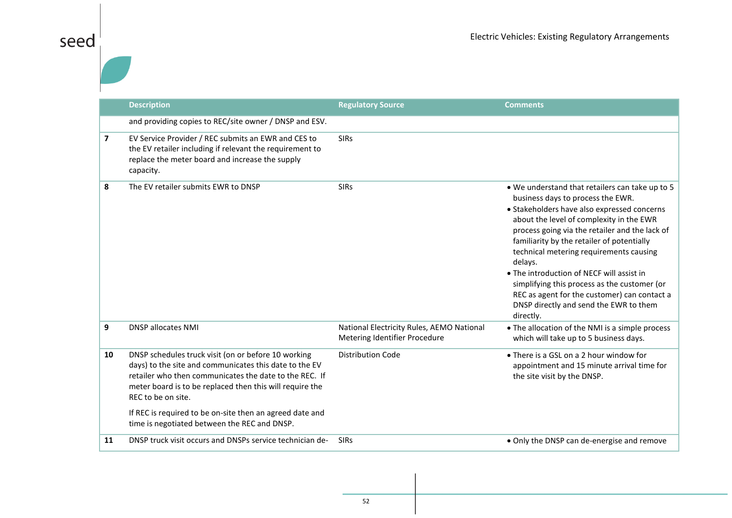| | Description | Regulatory Source | Comments |
|---|---|---|---|
| | and providing copies to REC/site owner / DNSP and ESV. | | |
| **7** | EV Service Provider / REC submits an EWR and CES to the EV retailer including if relevant the requirement to replace the meter board and increase the supply capacity. | SIRs | |
| **8** | The EV retailer submits EWR to DNSP | SIRs | • We understand that retailers can take up to 5 business days to process the EWR.<br>• Stakeholders have also expressed concerns about the level of complexity in the EWR process going via the retailer and the lack of familiarity by the retailer of potentially technical metering requirements causing delays.<br>• The introduction of NECF will assist in simplifying this process as the customer (or REC as agent for the customer) can contact a DNSP directly and send the EWR to them directly. |
| **9** | DNSP allocates NMI | National Electricity Rules, AEMO National Metering Identifier Procedure | • The allocation of the NMI is a simple process which will take up to 5 business days. |
| **10** | DNSP schedules truck visit (on or before 10 working days) to the site and communicates this date to the EV retailer who then communicates the date to the REC. If meter board is to be replaced then this will require the REC to be on site.<br><br>If REC is required to be on-site then an agreed date and time is negotiated between the REC and DNSP. | Distribution Code | • There is a GSL on a 2 hour window for appointment and 15 minute arrival time for the site visit by the DNSP. |
| **11** | DNSP truck visit occurs and DNSPs service technician de- | SIRs | • Only the DNSP can de-energise and remove |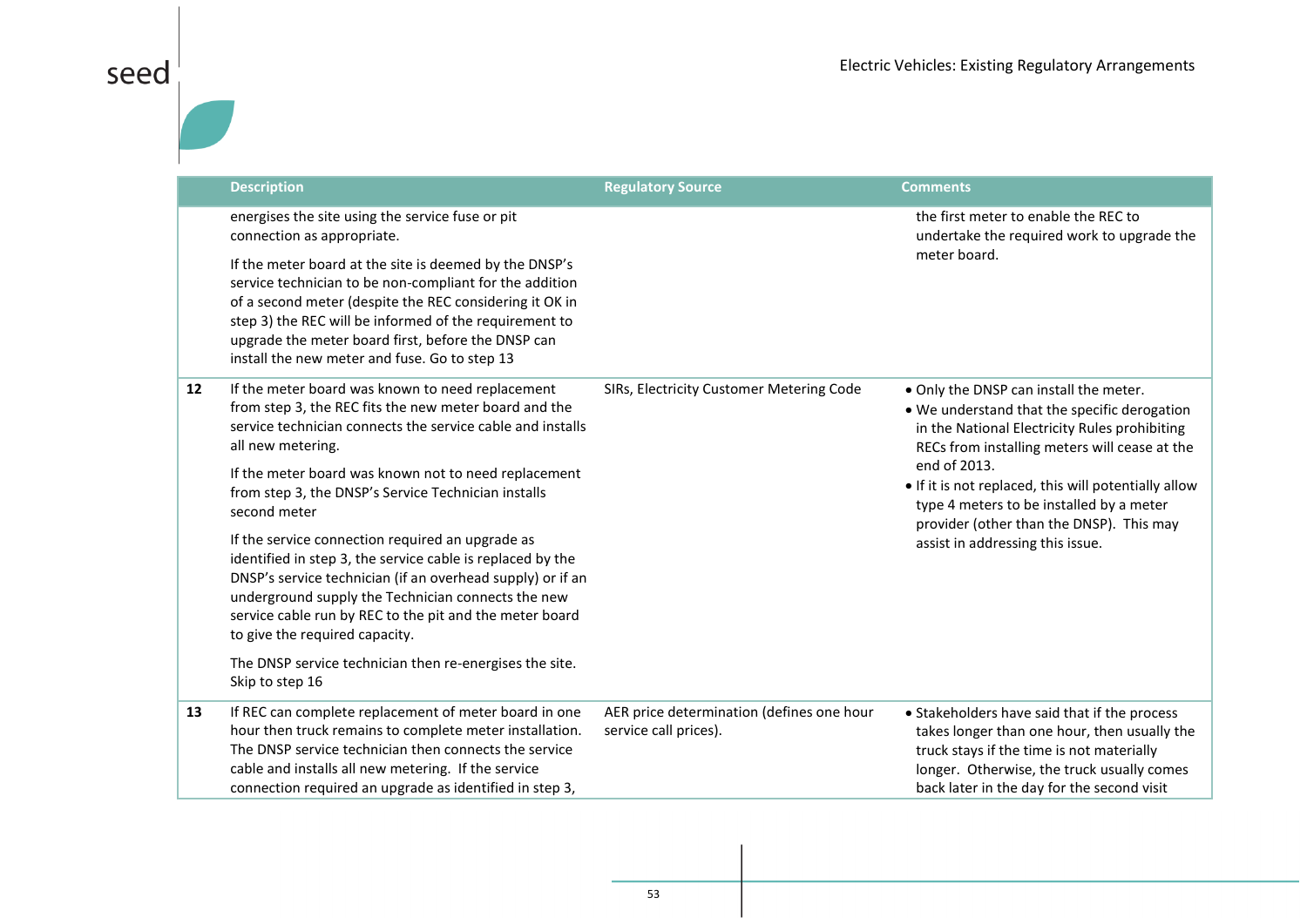| | Description | Regulatory Source | Comments |
|---|---|---|---|
| | energises the site using the service fuse or pit connection as appropriate.<br><br>If the meter board at the site is deemed by the DNSP's service technician to be non-compliant for the addition of a second meter (despite the REC considering it OK in step 3) the REC will be informed of the requirement to upgrade the meter board first, before the DNSP can install the new meter and fuse. Go to step 13 | | the first meter to enable the REC to undertake the required work to upgrade the meter board. |
| 12 | If the meter board was known to need replacement from step 3, the REC fits the new meter board and the service technician connects the service cable and installs all new metering.<br><br>If the meter board was known not to need replacement from step 3, the DNSP's Service Technician installs second meter<br><br>If the service connection required an upgrade as identified in step 3, the service cable is replaced by the DNSP's service technician (if an overhead supply) or if an underground supply the Technician connects the new service cable run by REC to the pit and the meter board to give the required capacity.<br><br>The DNSP service technician then re-energises the site. Skip to step 16 | SIRs, Electricity Customer Metering Code | • Only the DNSP can install the meter.<br>• We understand that the specific derogation in the National Electricity Rules prohibiting RECs from installing meters will cease at the end of 2013.<br>• If it is not replaced, this will potentially allow type 4 meters to be installed by a meter provider (other than the DNSP). This may assist in addressing this issue. |
| 13 | If REC can complete replacement of meter board in one hour then truck remains to complete meter installation. The DNSP service technician then connects the service cable and installs all new metering. If the service connection required an upgrade as identified in step 3, | AER price determination (defines one hour service call prices). | • Stakeholders have said that if the process takes longer than one hour, then usually the truck stays if the time is not materially longer. Otherwise, the truck usually comes back later in the day for the second visit |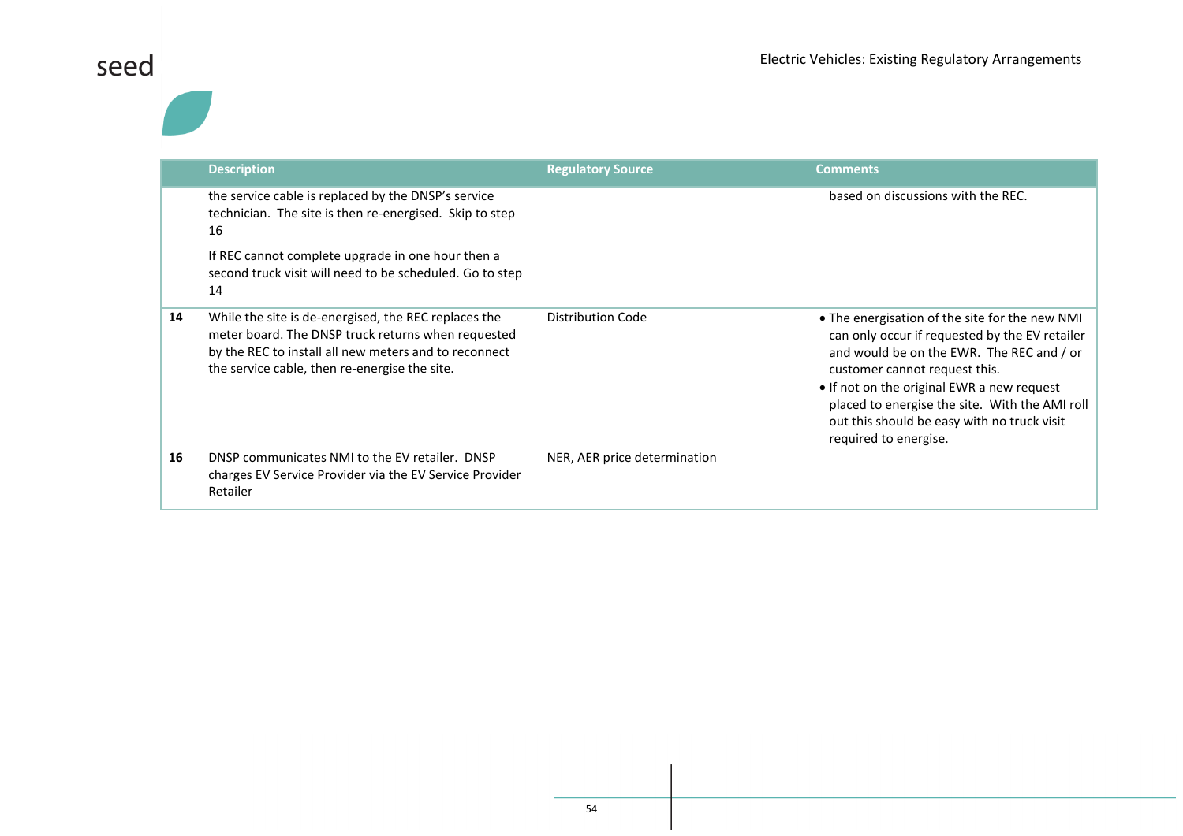| | Description | Regulatory Source | Comments |
|---|---|---|---|
| | the service cable is replaced by the DNSP's service technician. The site is then re-energised. Skip to step 16<br><br>If REC cannot complete upgrade in one hour then a second truck visit will need to be scheduled. Go to step 14 | | based on discussions with the REC. |
| **14** | While the site is de-energised, the REC replaces the meter board. The DNSP truck returns when requested by the REC to install all new meters and to reconnect the service cable, then re-energise the site. | Distribution Code | • The energisation of the site for the new NMI can only occur if requested by the EV retailer and would be on the EWR. The REC and / or customer cannot request this.<br>• If not on the original EWR a new request placed to energise the site. With the AMI roll out this should be easy with no truck visit required to energise. |
| **16** | DNSP communicates NMI to the EV retailer. DNSP charges EV Service Provider via the EV Service Provider Retailer | NER, AER price determination | |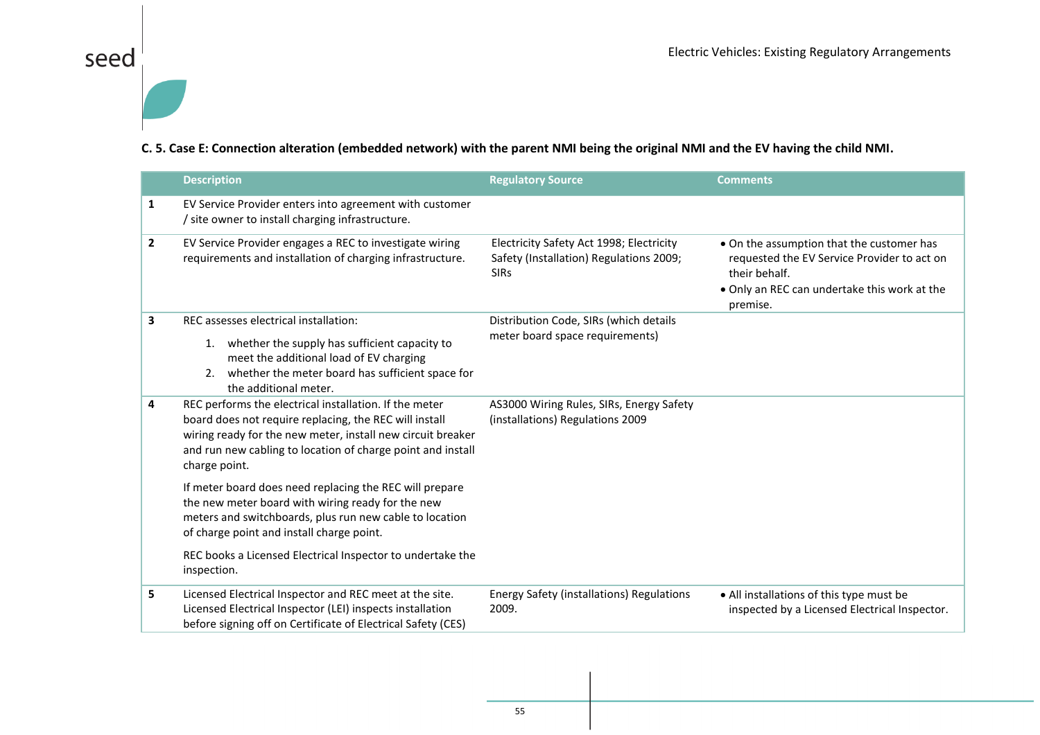**C. 5. Case E: Connection alteration (embedded network) with the parent NMI being the original NMI and the EV having the child NMI.**

| | Description | Regulatory Source | Comments |
|---|---|---|---|
| **1** | EV Service Provider enters into agreement with customer / site owner to install charging infrastructure. | | |
| **2** | EV Service Provider engages a REC to investigate wiring requirements and installation of charging infrastructure. | Electricity Safety Act 1998; Electricity Safety (Installation) Regulations 2009; SIRs | • On the assumption that the customer has requested the EV Service Provider to act on their behalf.<br>• Only an REC can undertake this work at the premise. |
| **3** | REC assesses electrical installation:<br>1. whether the supply has sufficient capacity to meet the additional load of EV charging<br>2. whether the meter board has sufficient space for the additional meter. | Distribution Code, SIRs (which details meter board space requirements) | |
| **4** | REC performs the electrical installation. If the meter board does not require replacing, the REC will install wiring ready for the new meter, install new circuit breaker and run new cabling to location of charge point and install charge point.<br><br>If meter board does need replacing the REC will prepare the new meter board with wiring ready for the new meters and switchboards, plus run new cable to location of charge point and install charge point.<br><br>REC books a Licensed Electrical Inspector to undertake the inspection. | AS3000 Wiring Rules, SIRs, Energy Safety (installations) Regulations 2009 | |
| **5** | Licensed Electrical Inspector and REC meet at the site. Licensed Electrical Inspector (LEI) inspects installation before signing off on Certificate of Electrical Safety (CES) | Energy Safety (installations) Regulations 2009. | • All installations of this type must be inspected by a Licensed Electrical Inspector. |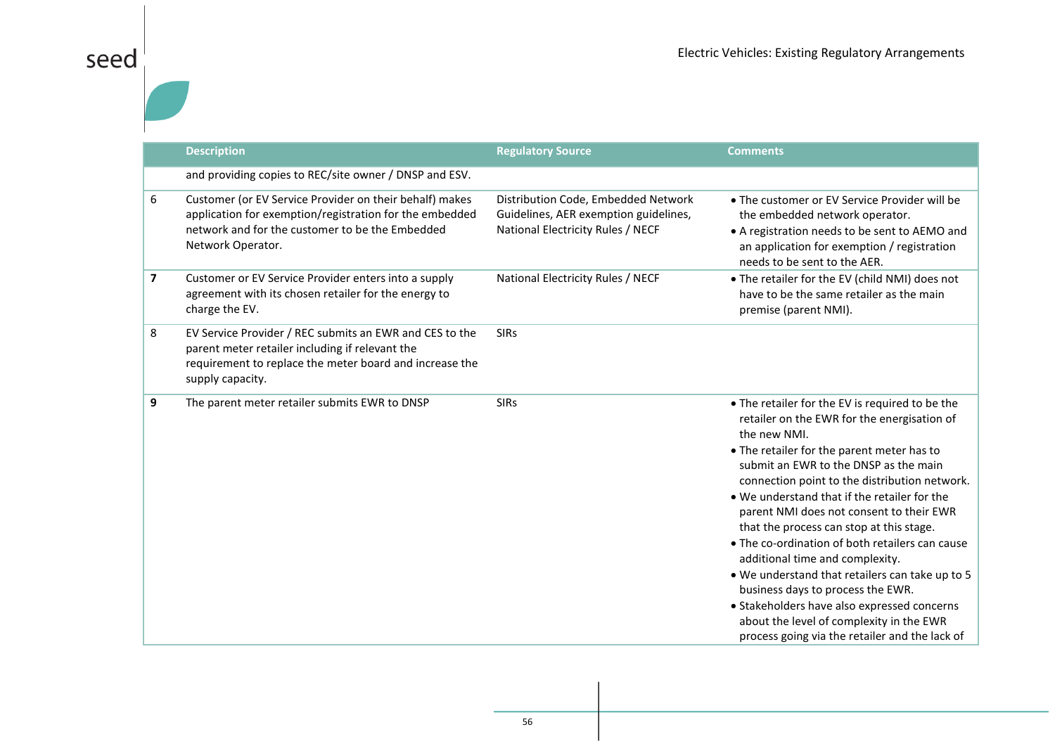| | Description | Regulatory Source | Comments |
|---|---|---|---|
| | and providing copies to REC/site owner / DNSP and ESV. | | |
| 6 | Customer (or EV Service Provider on their behalf) makes application for exemption/registration for the embedded network and for the customer to be the Embedded Network Operator. | Distribution Code, Embedded Network Guidelines, AER exemption guidelines, National Electricity Rules / NECF | • The customer or EV Service Provider will be the embedded network operator.<br>• A registration needs to be sent to AEMO and an application for exemption / registration needs to be sent to the AER. |
| **7** | Customer or EV Service Provider enters into a supply agreement with its chosen retailer for the energy to charge the EV. | National Electricity Rules / NECF | • The retailer for the EV (child NMI) does not have to be the same retailer as the main premise (parent NMI). |
| 8 | EV Service Provider / REC submits an EWR and CES to the parent meter retailer including if relevant the requirement to replace the meter board and increase the supply capacity. | SIRs | |
| **9** | The parent meter retailer submits EWR to DNSP | SIRs | • The retailer for the EV is required to be the retailer on the EWR for the energisation of the new NMI.<br>• The retailer for the parent meter has to submit an EWR to the DNSP as the main connection point to the distribution network.<br>• We understand that if the retailer for the parent NMI does not consent to their EWR that the process can stop at this stage.<br>• The co-ordination of both retailers can cause additional time and complexity.<br>• We understand that retailers can take up to 5 business days to process the EWR.<br>• Stakeholders have also expressed concerns about the level of complexity in the EWR process going via the retailer and the lack of |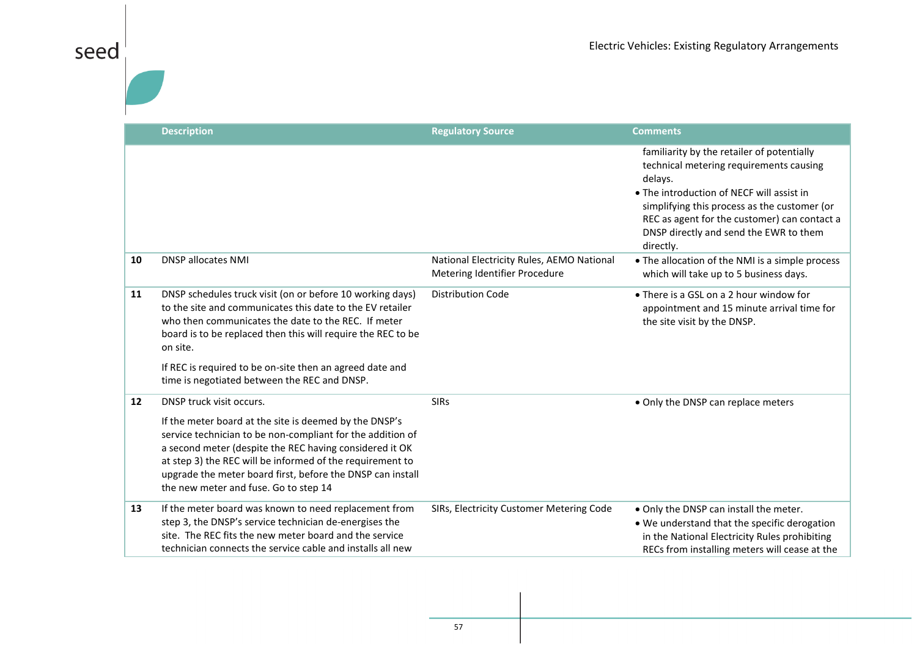|  | Description | Regulatory Source | Comments |
|---|---|---|---|
|  |  |  | familiarity by the retailer of potentially technical metering requirements causing delays.<br>• The introduction of NECF will assist in simplifying this process as the customer (or REC as agent for the customer) can contact a DNSP directly and send the EWR to them directly. |
| **10** | DNSP allocates NMI | National Electricity Rules, AEMO National Metering Identifier Procedure | • The allocation of the NMI is a simple process which will take up to 5 business days. |
| **11** | DNSP schedules truck visit (on or before 10 working days) to the site and communicates this date to the EV retailer who then communicates the date to the REC. If meter board is to be replaced then this will require the REC to be on site.<br><br>If REC is required to be on-site then an agreed date and time is negotiated between the REC and DNSP. | Distribution Code | • There is a GSL on a 2 hour window for appointment and 15 minute arrival time for the site visit by the DNSP. |
| **12** | DNSP truck visit occurs.<br><br>If the meter board at the site is deemed by the DNSP's service technician to be non-compliant for the addition of a second meter (despite the REC having considered it OK at step 3) the REC will be informed of the requirement to upgrade the meter board first, before the DNSP can install the new meter and fuse. Go to step 14 | SIRs | • Only the DNSP can replace meters |
| **13** | If the meter board was known to need replacement from step 3, the DNSP's service technician de-energises the site. The REC fits the new meter board and the service technician connects the service cable and installs all new | SIRs, Electricity Customer Metering Code | • Only the DNSP can install the meter.<br>• We understand that the specific derogation in the National Electricity Rules prohibiting RECs from installing meters will cease at the |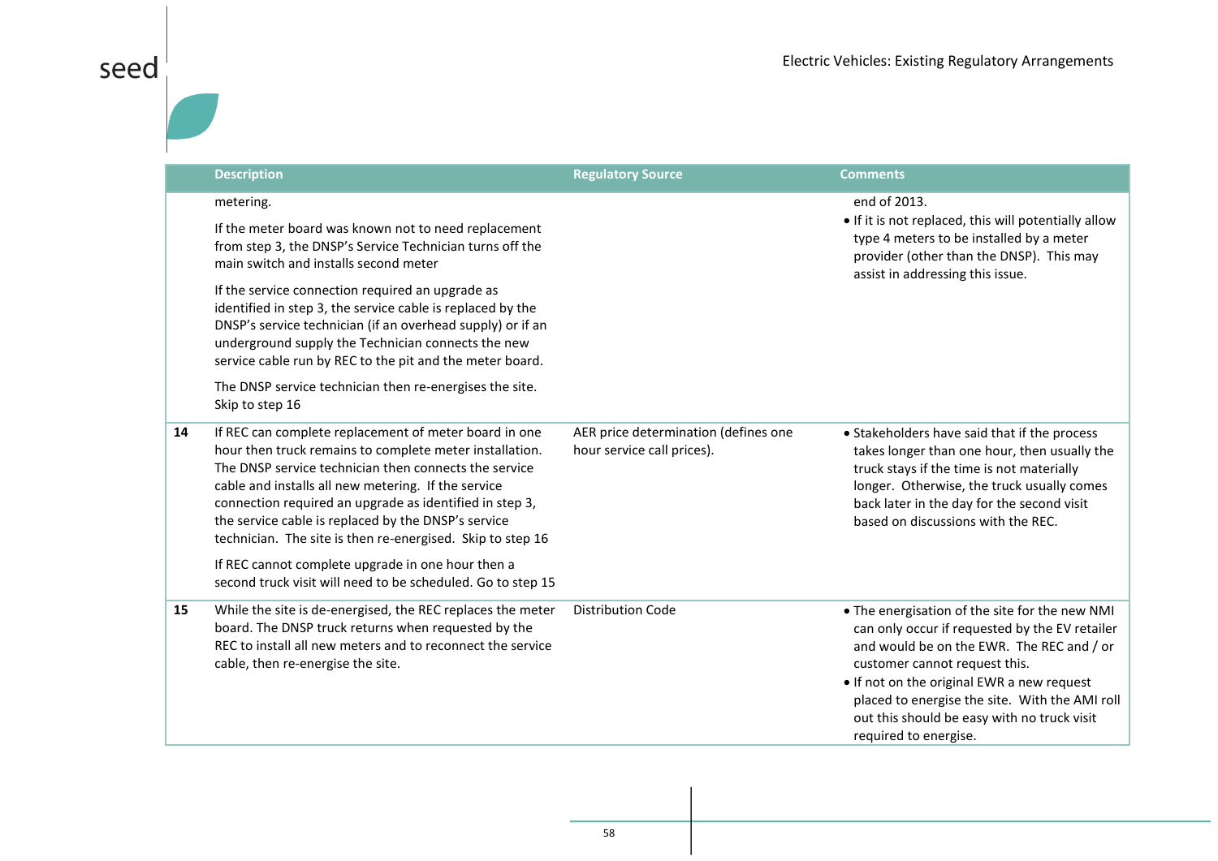| | Description | Regulatory Source | Comments |
|---|---|---|---|
| | metering.<br><br>If the meter board was known not to need replacement from step 3, the DNSP's Service Technician turns off the main switch and installs second meter<br><br>If the service connection required an upgrade as identified in step 3, the service cable is replaced by the DNSP's service technician (if an overhead supply) or if an underground supply the Technician connects the new service cable run by REC to the pit and the meter board.<br><br>The DNSP service technician then re-energises the site. Skip to step 16 | | end of 2013.<br>• If it is not replaced, this will potentially allow type 4 meters to be installed by a meter provider (other than the DNSP). This may assist in addressing this issue. |
| **14** | If REC can complete replacement of meter board in one hour then truck remains to complete meter installation. The DNSP service technician then connects the service cable and installs all new metering. If the service connection required an upgrade as identified in step 3, the service cable is replaced by the DNSP's service technician. The site is then re-energised. Skip to step 16<br><br>If REC cannot complete upgrade in one hour then a second truck visit will need to be scheduled. Go to step 15 | AER price determination (defines one hour service call prices). | • Stakeholders have said that if the process takes longer than one hour, then usually the truck stays if the time is not materially longer. Otherwise, the truck usually comes back later in the day for the second visit based on discussions with the REC. |
| **15** | While the site is de-energised, the REC replaces the meter board. The DNSP truck returns when requested by the REC to install all new meters and to reconnect the service cable, then re-energise the site. | Distribution Code | • The energisation of the site for the new NMI can only occur if requested by the EV retailer and would be on the EWR. The REC and / or customer cannot request this.<br>• If not on the original EWR a new request placed to energise the site. With the AMI roll out this should be easy with no truck visit required to energise. |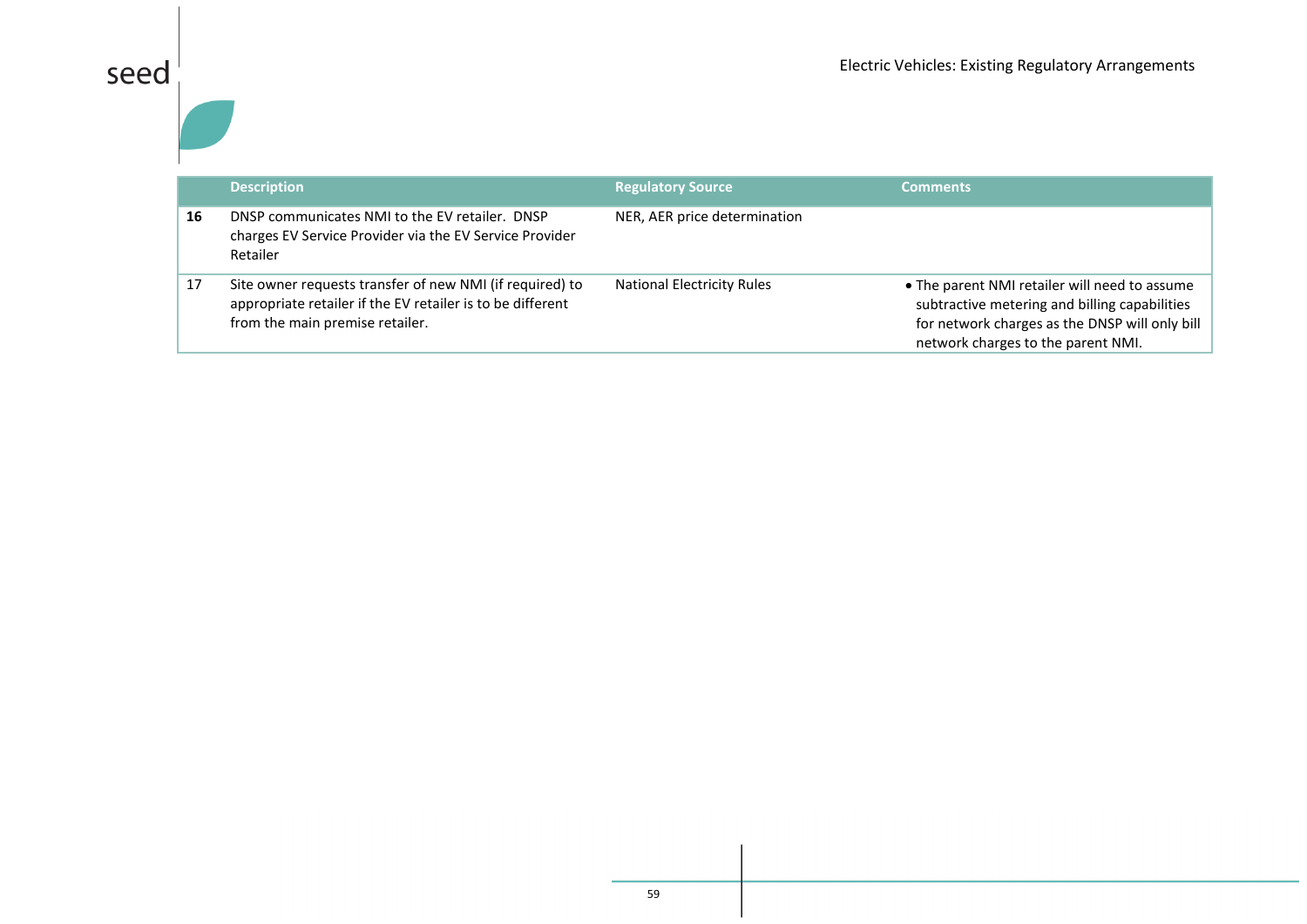| | Description | Regulatory Source | Comments |
|---|---|---|---|
| **16** | DNSP communicates NMI to the EV retailer. DNSP charges EV Service Provider via the EV Service Provider Retailer | NER, AER price determination | |
| 17 | Site owner requests transfer of new NMI (if required) to appropriate retailer if the EV retailer is to be different from the main premise retailer. | National Electricity Rules | • The parent NMI retailer will need to assume subtractive metering and billing capabilities for network charges as the DNSP will only bill network charges to the parent NMI. |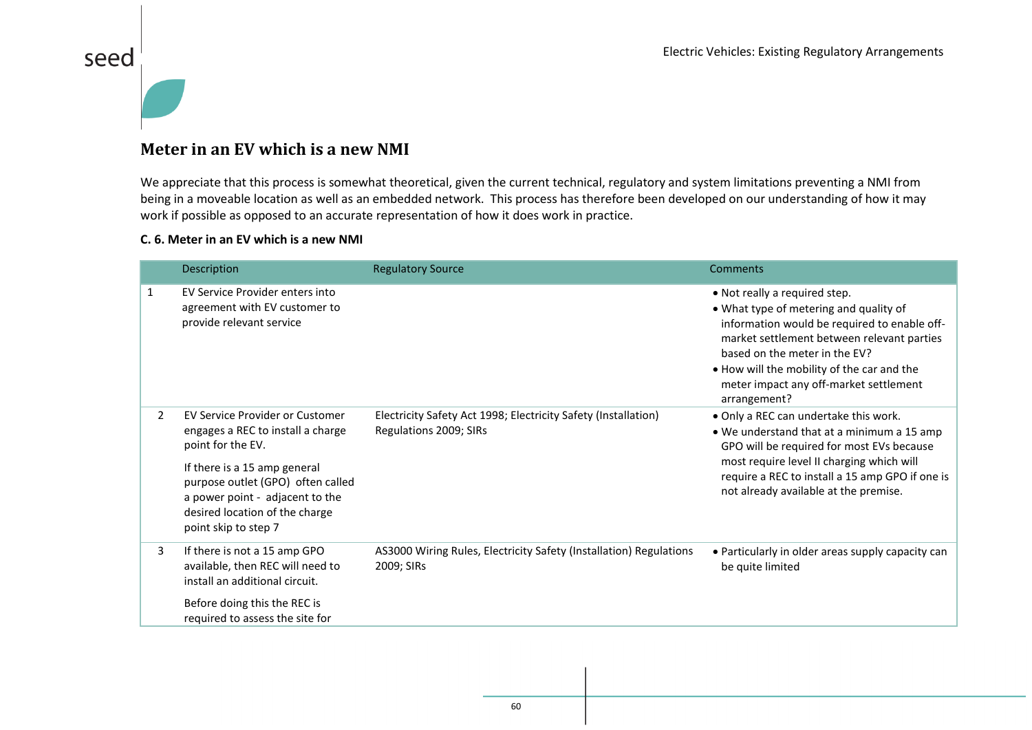## Meter in an EV which is a new NMI

We appreciate that this process is somewhat theoretical, given the current technical, regulatory and system limitations preventing a NMI from being in a moveable location as well as an embedded network. This process has therefore been developed on our understanding of how it may work if possible as opposed to an accurate representation of how it does work in practice.

**C. 6. Meter in an EV which is a new NMI**

| | Description | Regulatory Source | Comments |
|---|---|---|---|
| 1 | EV Service Provider enters into agreement with EV customer to provide relevant service | | • Not really a required step.<br>• What type of metering and quality of information would be required to enable off-market settlement between relevant parties based on the meter in the EV?<br>• How will the mobility of the car and the meter impact any off-market settlement arrangement? |
| 2 | EV Service Provider or Customer engages a REC to install a charge point for the EV.<br><br>If there is a 15 amp general purpose outlet (GPO) often called a power point - adjacent to the desired location of the charge point skip to step 7 | Electricity Safety Act 1998; Electricity Safety (Installation) Regulations 2009; SIRs | • Only a REC can undertake this work.<br>• We understand that at a minimum a 15 amp GPO will be required for most EVs because most require level II charging which will require a REC to install a 15 amp GPO if one is not already available at the premise. |
| 3 | If there is not a 15 amp GPO available, then REC will need to install an additional circuit.<br><br>Before doing this the REC is required to assess the site for | AS3000 Wiring Rules, Electricity Safety (Installation) Regulations 2009; SIRs | • Particularly in older areas supply capacity can be quite limited |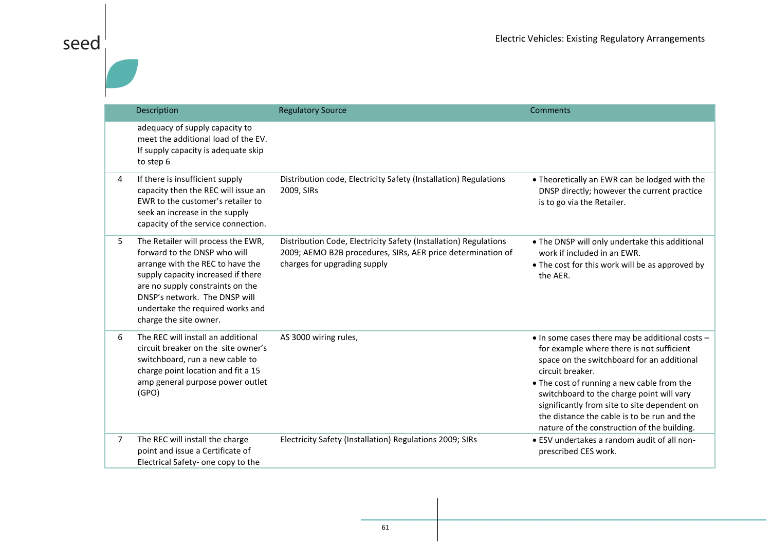| | Description | Regulatory Source | Comments |
|---|---|---|---|
| | adequacy of supply capacity to meet the additional load of the EV. If supply capacity is adequate skip to step 6 | | |
| 4 | If there is insufficient supply capacity then the REC will issue an EWR to the customer's retailer to seek an increase in the supply capacity of the service connection. | Distribution code, Electricity Safety (Installation) Regulations 2009, SIRs | • Theoretically an EWR can be lodged with the DNSP directly; however the current practice is to go via the Retailer. |
| 5 | The Retailer will process the EWR, forward to the DNSP who will arrange with the REC to have the supply capacity increased if there are no supply constraints on the DNSP's network. The DNSP will undertake the required works and charge the site owner. | Distribution Code, Electricity Safety (Installation) Regulations 2009; AEMO B2B procedures, SIRs, AER price determination of charges for upgrading supply | • The DNSP will only undertake this additional work if included in an EWR.<br>• The cost for this work will be as approved by the AER. |
| 6 | The REC will install an additional circuit breaker on the site owner's switchboard, run a new cable to charge point location and fit a 15 amp general purpose power outlet (GPO) | AS 3000 wiring rules, | • In some cases there may be additional costs – for example where there is not sufficient space on the switchboard for an additional circuit breaker.<br>• The cost of running a new cable from the switchboard to the charge point will vary significantly from site to site dependent on the distance the cable is to be run and the nature of the construction of the building. |
| 7 | The REC will install the charge point and issue a Certificate of Electrical Safety- one copy to the | Electricity Safety (Installation) Regulations 2009; SIRs | • ESV undertakes a random audit of all non-prescribed CES work. |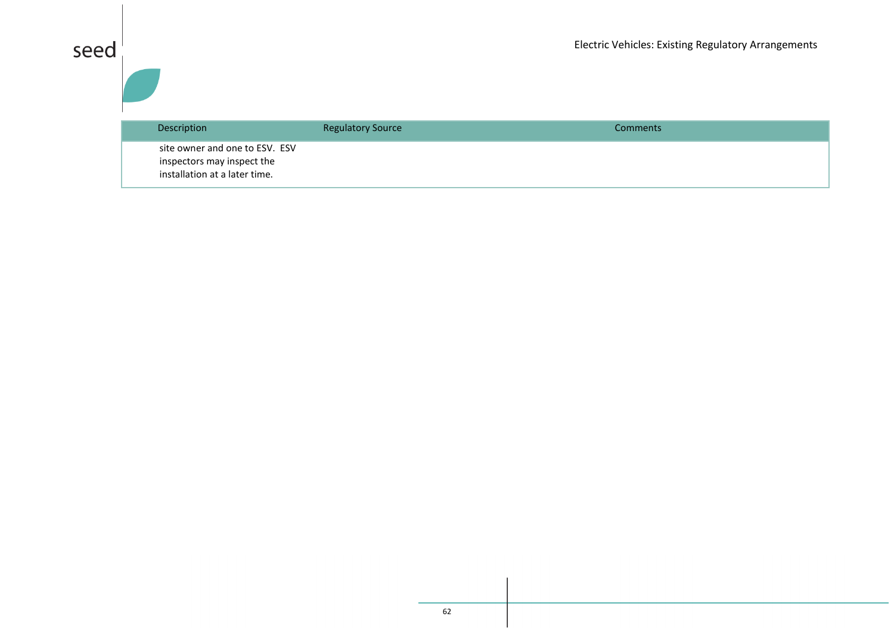| Description | Regulatory Source | Comments |
| --- | --- | --- |
| site owner and one to ESV. ESV inspectors may inspect the installation at a later time. | | |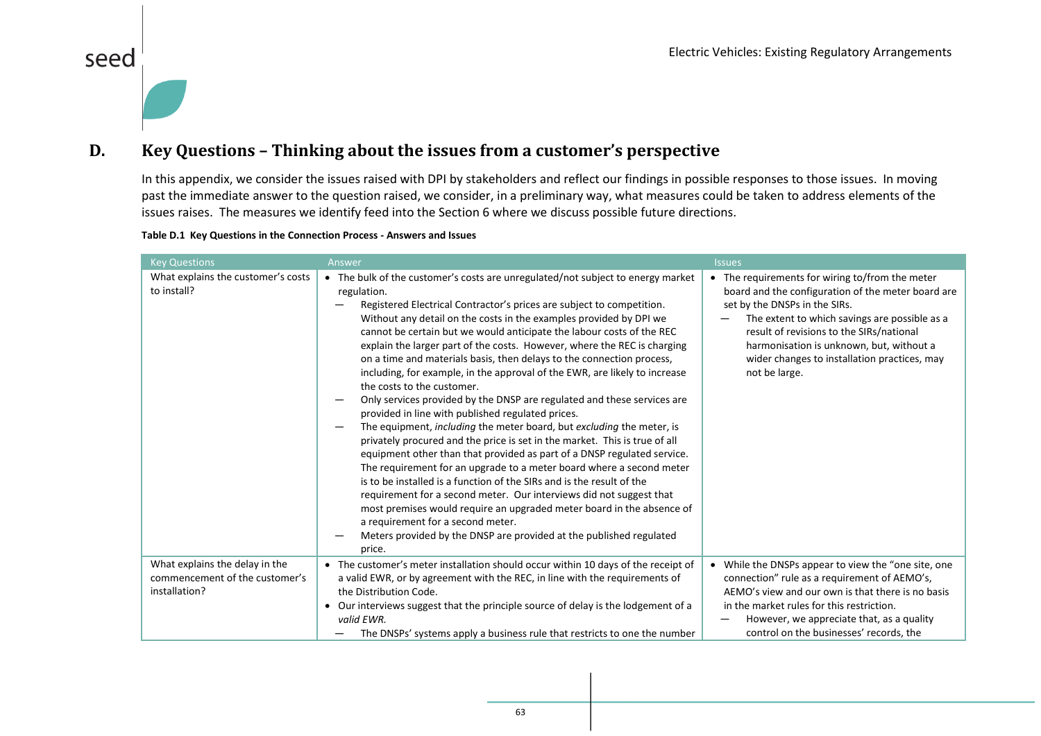# D. Key Questions – Thinking about the issues from a customer's perspective

In this appendix, we consider the issues raised with DPI by stakeholders and reflect our findings in possible responses to those issues. In moving past the immediate answer to the question raised, we consider, in a preliminary way, what measures could be taken to address elements of the issues raises. The measures we identify feed into the Section 6 where we discuss possible future directions.

**Table D.1 Key Questions in the Connection Process - Answers and Issues**

| Key Questions | Answer | Issues |
|---|---|---|
| What explains the customer's costs to install? | • The bulk of the customer's costs are unregulated/not subject to energy market regulation.<br>— Registered Electrical Contractor's prices are subject to competition. Without any detail on the costs in the examples provided by DPI we cannot be certain but we would anticipate the labour costs of the REC explain the larger part of the costs. However, where the REC is charging on a time and materials basis, then delays to the connection process, including, for example, in the approval of the EWR, are likely to increase the costs to the customer.<br>— Only services provided by the DNSP are regulated and these services are provided in line with published regulated prices.<br>— The equipment, *including* the meter board, but *excluding* the meter, is privately procured and the price is set in the market. This is true of all equipment other than that provided as part of a DNSP regulated service. The requirement for an upgrade to a meter board where a second meter is to be installed is a function of the SIRs and is the result of the requirement for a second meter. Our interviews did not suggest that most premises would require an upgraded meter board in the absence of a requirement for a second meter.<br>— Meters provided by the DNSP are provided at the published regulated price. | • The requirements for wiring to/from the meter board and the configuration of the meter board are set by the DNSPs in the SIRs.<br>— The extent to which savings are possible as a result of revisions to the SIRs/national harmonisation is unknown, but, without a wider changes to installation practices, may not be large. |
| What explains the delay in the commencement of the customer's installation? | • The customer's meter installation should occur within 10 days of the receipt of a valid EWR, or by agreement with the REC, in line with the requirements of the Distribution Code.<br>• Our interviews suggest that the principle source of delay is the lodgement of a *valid EWR.*<br>— The DNSPs' systems apply a business rule that restricts to one the number | • While the DNSPs appear to view the "one site, one connection" rule as a requirement of AEMO's, AEMO's view and our own is that there is no basis in the market rules for this restriction.<br>— However, we appreciate that, as a quality control on the businesses' records, the |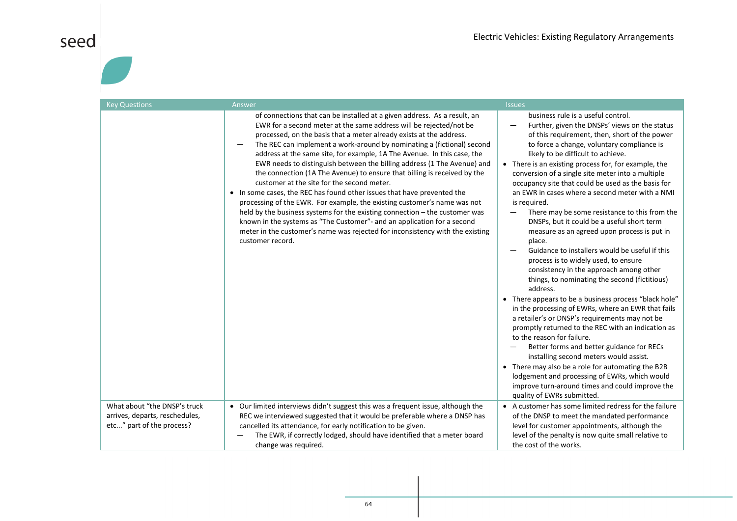| Key Questions | Answer | Issues |
|---|---|---|
| | of connections that can be installed at a given address. As a result, an EWR for a second meter at the same address will be rejected/not be processed, on the basis that a meter already exists at the address.<br>— The REC can implement a work-around by nominating a (fictional) second address at the same site, for example, 1A The Avenue. In this case, the EWR needs to distinguish between the billing address (1 The Avenue) and the connection (1A The Avenue) to ensure that billing is received by the customer at the site for the second meter.<br>• In some cases, the REC has found other issues that have prevented the processing of the EWR. For example, the existing customer's name was not held by the business systems for the existing connection – the customer was known in the systems as "The Customer"- and an application for a second meter in the customer's name was rejected for inconsistency with the existing customer record. | business rule is a useful control.<br>— Further, given the DNSPs' views on the status of this requirement, then, short of the power to force a change, voluntary compliance is likely to be difficult to achieve.<br>• There is an existing process for, for example, the conversion of a single site meter into a multiple occupancy site that could be used as the basis for an EWR in cases where a second meter with a NMI is required.<br>— There may be some resistance to this from the DNSPs, but it could be a useful short term measure as an agreed upon process is put in place.<br>— Guidance to installers would be useful if this process is to widely used, to ensure consistency in the approach among other things, to nominating the second (fictitious) address.<br>• There appears to be a business process "black hole" in the processing of EWRs, where an EWR that fails a retailer's or DNSP's requirements may not be promptly returned to the REC with an indication as to the reason for failure.<br>— Better forms and better guidance for RECs installing second meters would assist.<br>• There may also be a role for automating the B2B lodgement and processing of EWRs, which would improve turn-around times and could improve the quality of EWRs submitted. |
| What about "the DNSP's truck arrives, departs, reschedules, etc..." part of the process? | • Our limited interviews didn't suggest this was a frequent issue, although the REC we interviewed suggested that it would be preferable where a DNSP has cancelled its attendance, for early notification to be given.<br>— The EWR, if correctly lodged, should have identified that a meter board change was required. | • A customer has some limited redress for the failure of the DNSP to meet the mandated performance level for customer appointments, although the level of the penalty is now quite small relative to the cost of the works. |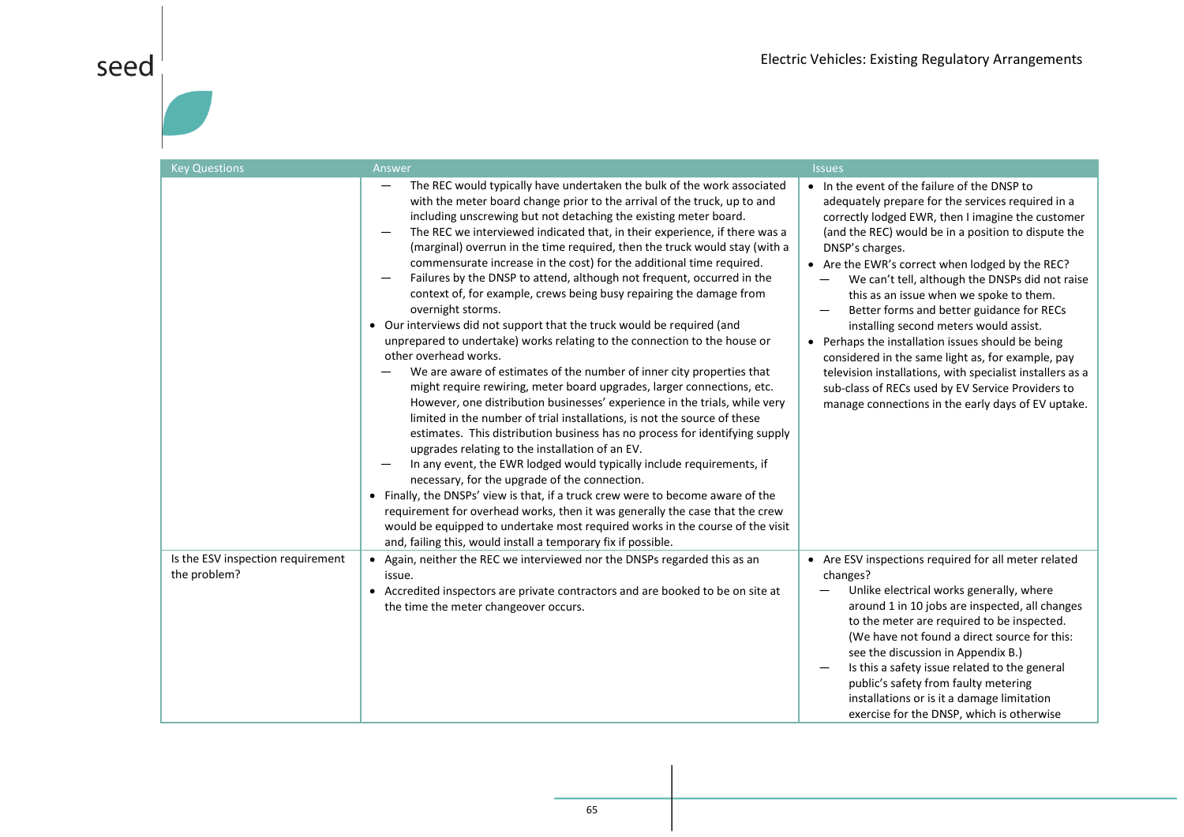| Key Questions | Answer | Issues |
|---|---|---|
| | — The REC would typically have undertaken the bulk of the work associated with the meter board change prior to the arrival of the truck, up to and including unscrewing but not detaching the existing meter board.<br>— The REC we interviewed indicated that, in their experience, if there was a (marginal) overrun in the time required, then the truck would stay (with a commensurate increase in the cost) for the additional time required.<br>— Failures by the DNSP to attend, although not frequent, occurred in the context of, for example, crews being busy repairing the damage from overnight storms.<br>• Our interviews did not support that the truck would be required (and unprepared to undertake) works relating to the connection to the house or other overhead works.<br>— We are aware of estimates of the number of inner city properties that might require rewiring, meter board upgrades, larger connections, etc. However, one distribution businesses' experience in the trials, while very limited in the number of trial installations, is not the source of these estimates. This distribution business has no process for identifying supply upgrades relating to the installation of an EV.<br>— In any event, the EWR lodged would typically include requirements, if necessary, for the upgrade of the connection.<br>• Finally, the DNSPs' view is that, if a truck crew were to become aware of the requirement for overhead works, then it was generally the case that the crew would be equipped to undertake most required works in the course of the visit and, failing this, would install a temporary fix if possible. | • In the event of the failure of the DNSP to adequately prepare for the services required in a correctly lodged EWR, then I imagine the customer (and the REC) would be in a position to dispute the DNSP's charges.<br>• Are the EWR's correct when lodged by the REC?<br>— We can't tell, although the DNSPs did not raise this as an issue when we spoke to them.<br>— Better forms and better guidance for RECs installing second meters would assist.<br>• Perhaps the installation issues should be being considered in the same light as, for example, pay television installations, with specialist installers as a sub-class of RECs used by EV Service Providers to manage connections in the early days of EV uptake. |
| Is the ESV inspection requirement the problem? | • Again, neither the REC we interviewed nor the DNSPs regarded this as an issue.<br>• Accredited inspectors are private contractors and are booked to be on site at the time the meter changeover occurs. | • Are ESV inspections required for all meter related changes?<br>— Unlike electrical works generally, where around 1 in 10 jobs are inspected, all changes to the meter are required to be inspected. (We have not found a direct source for this: see the discussion in Appendix B.)<br>— Is this a safety issue related to the general public's safety from faulty metering installations or is it a damage limitation exercise for the DNSP, which is otherwise |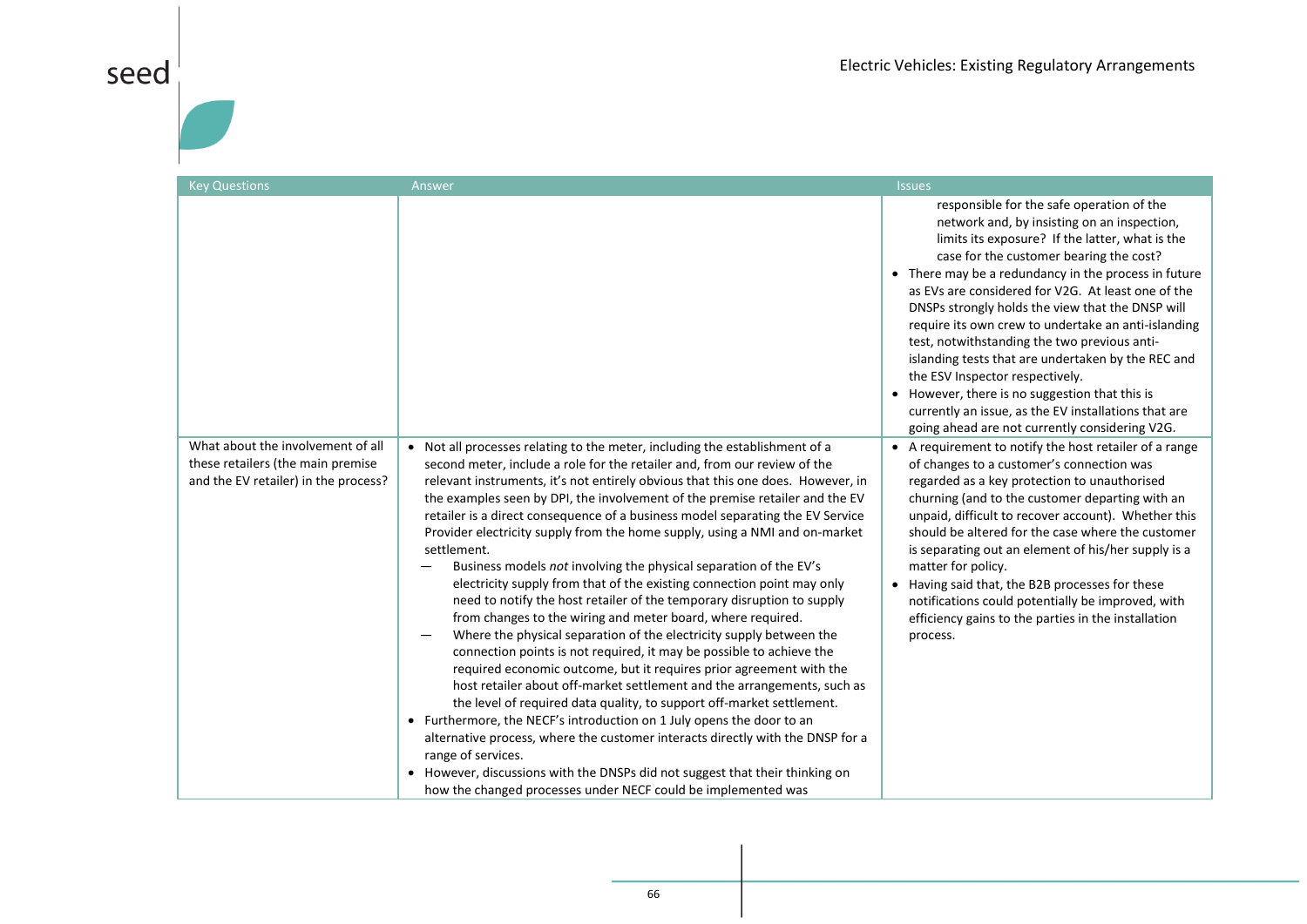| Key Questions | Answer | Issues |
|---|---|---|
| | | responsible for the safe operation of the network and, by insisting on an inspection, limits its exposure? If the latter, what is the case for the customer bearing the cost?<br>• There may be a redundancy in the process in future as EVs are considered for V2G. At least one of the DNSPs strongly holds the view that the DNSP will require its own crew to undertake an anti-islanding test, notwithstanding the two previous anti-islanding tests that are undertaken by the REC and the ESV Inspector respectively.<br>• However, there is no suggestion that this is currently an issue, as the EV installations that are going ahead are not currently considering V2G. |
| What about the involvement of all these retailers (the main premise and the EV retailer) in the process? | • Not all processes relating to the meter, including the establishment of a second meter, include a role for the retailer and, from our review of the relevant instruments, it's not entirely obvious that this one does. However, in the examples seen by DPI, the involvement of the premise retailer and the EV retailer is a direct consequence of a business model separating the EV Service Provider electricity supply from the home supply, using a NMI and on-market settlement.<br>— Business models *not* involving the physical separation of the EV's electricity supply from that of the existing connection point may only need to notify the host retailer of the temporary disruption to supply from changes to the wiring and meter board, where required.<br>— Where the physical separation of the electricity supply between the connection points is not required, it may be possible to achieve the required economic outcome, but it requires prior agreement with the host retailer about off-market settlement and the arrangements, such as the level of required data quality, to support off-market settlement.<br>• Furthermore, the NECF's introduction on 1 July opens the door to an alternative process, where the customer interacts directly with the DNSP for a range of services.<br>• However, discussions with the DNSPs did not suggest that their thinking on how the changed processes under NECF could be implemented was | • A requirement to notify the host retailer of a range of changes to a customer's connection was regarded as a key protection to unauthorised churning (and to the customer departing with an unpaid, difficult to recover account). Whether this should be altered for the case where the customer is separating out an element of his/her supply is a matter for policy.<br>• Having said that, the B2B processes for these notifications could potentially be improved, with efficiency gains to the parties in the installation process. |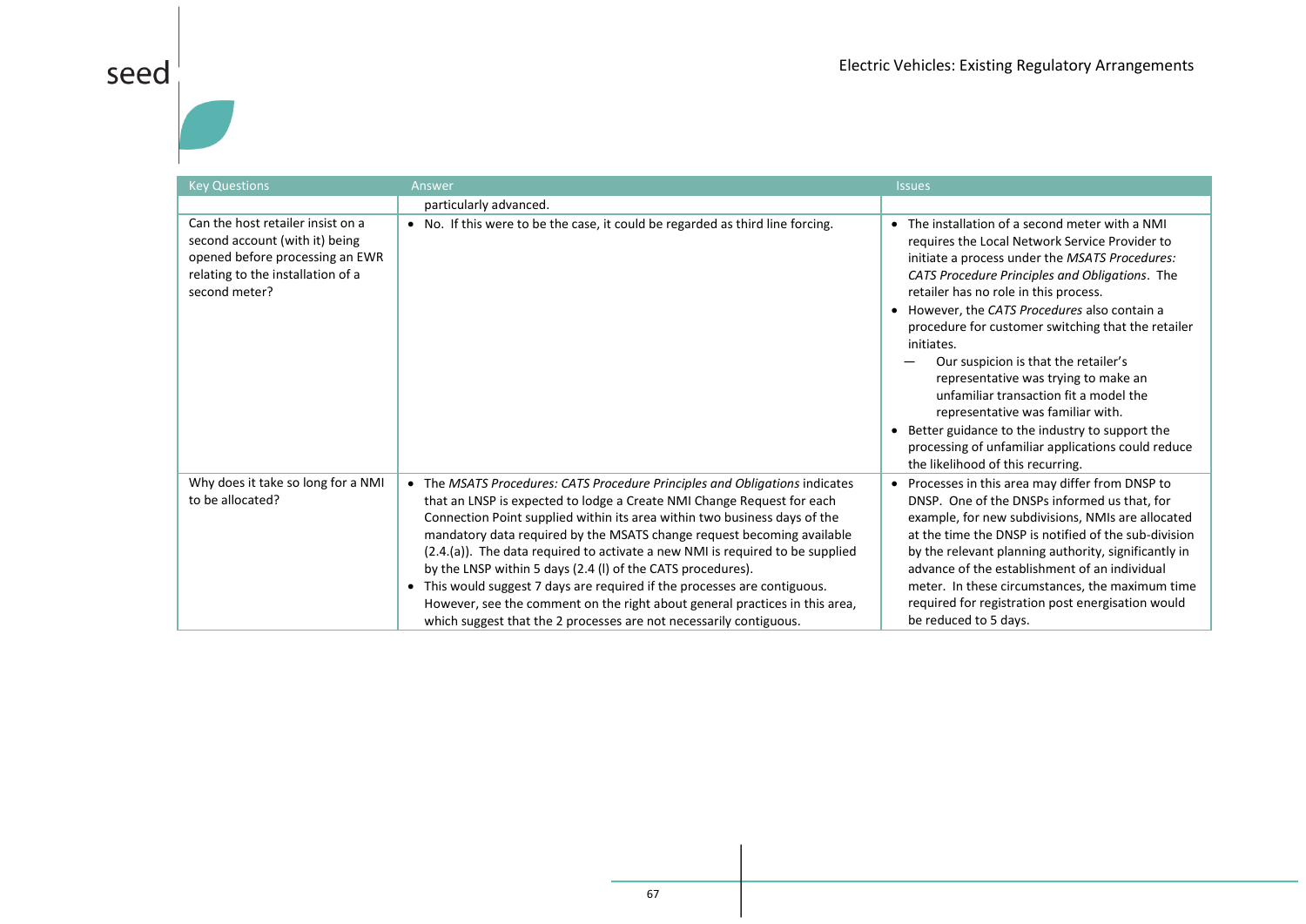| Key Questions | Answer | Issues |
| --- | --- | --- |
| | particularly advanced. | |
| Can the host retailer insist on a second account (with it) being opened before processing an EWR relating to the installation of a second meter? | • No. If this were to be the case, it could be regarded as third line forcing. | • The installation of a second meter with a NMI requires the Local Network Service Provider to initiate a process under the *MSATS Procedures: CATS Procedure Principles and Obligations*. The retailer has no role in this process. <br>• However, the *CATS Procedures* also contain a procedure for customer switching that the retailer initiates. <br>— Our suspicion is that the retailer's representative was trying to make an unfamiliar transaction fit a model the representative was familiar with. <br>• Better guidance to the industry to support the processing of unfamiliar applications could reduce the likelihood of this recurring. |
| Why does it take so long for a NMI to be allocated? | • The *MSATS Procedures: CATS Procedure Principles and Obligations* indicates that an LNSP is expected to lodge a Create NMI Change Request for each Connection Point supplied within its area within two business days of the mandatory data required by the MSATS change request becoming available (2.4.(a)). The data required to activate a new NMI is required to be supplied by the LNSP within 5 days (2.4 (l) of the CATS procedures). <br>• This would suggest 7 days are required if the processes are contiguous. However, see the comment on the right about general practices in this area, which suggest that the 2 processes are not necessarily contiguous. | • Processes in this area may differ from DNSP to DNSP. One of the DNSPs informed us that, for example, for new subdivisions, NMIs are allocated at the time the DNSP is notified of the sub-division by the relevant planning authority, significantly in advance of the establishment of an individual meter. In these circumstances, the maximum time required for registration post energisation would be reduced to 5 days. |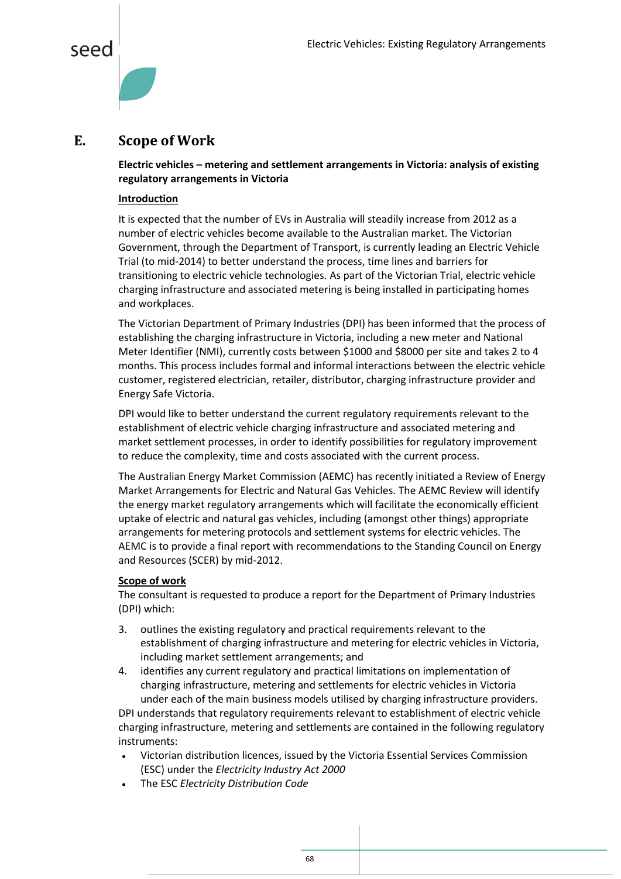# E. Scope of Work

**Electric vehicles – metering and settlement arrangements in Victoria: analysis of existing regulatory arrangements in Victoria**

**Introduction**

It is expected that the number of EVs in Australia will steadily increase from 2012 as a number of electric vehicles become available to the Australian market. The Victorian Government, through the Department of Transport, is currently leading an Electric Vehicle Trial (to mid-2014) to better understand the process, time lines and barriers for transitioning to electric vehicle technologies. As part of the Victorian Trial, electric vehicle charging infrastructure and associated metering is being installed in participating homes and workplaces.

The Victorian Department of Primary Industries (DPI) has been informed that the process of establishing the charging infrastructure in Victoria, including a new meter and National Meter Identifier (NMI), currently costs between $1000 and $8000 per site and takes 2 to 4 months. This process includes formal and informal interactions between the electric vehicle customer, registered electrician, retailer, distributor, charging infrastructure provider and Energy Safe Victoria.

DPI would like to better understand the current regulatory requirements relevant to the establishment of electric vehicle charging infrastructure and associated metering and market settlement processes, in order to identify possibilities for regulatory improvement to reduce the complexity, time and costs associated with the current process.

The Australian Energy Market Commission (AEMC) has recently initiated a Review of Energy Market Arrangements for Electric and Natural Gas Vehicles. The AEMC Review will identify the energy market regulatory arrangements which will facilitate the economically efficient uptake of electric and natural gas vehicles, including (amongst other things) appropriate arrangements for metering protocols and settlement systems for electric vehicles. The AEMC is to provide a final report with recommendations to the Standing Council on Energy and Resources (SCER) by mid-2012.

**Scope of work**

The consultant is requested to produce a report for the Department of Primary Industries (DPI) which:

3. outlines the existing regulatory and practical requirements relevant to the establishment of charging infrastructure and metering for electric vehicles in Victoria, including market settlement arrangements; and
4. identifies any current regulatory and practical limitations on implementation of charging infrastructure, metering and settlements for electric vehicles in Victoria under each of the main business models utilised by charging infrastructure providers.

DPI understands that regulatory requirements relevant to establishment of electric vehicle charging infrastructure, metering and settlements are contained in the following regulatory instruments:

- Victorian distribution licences, issued by the Victoria Essential Services Commission (ESC) under the *Electricity Industry Act 2000*
- The ESC *Electricity Distribution Code*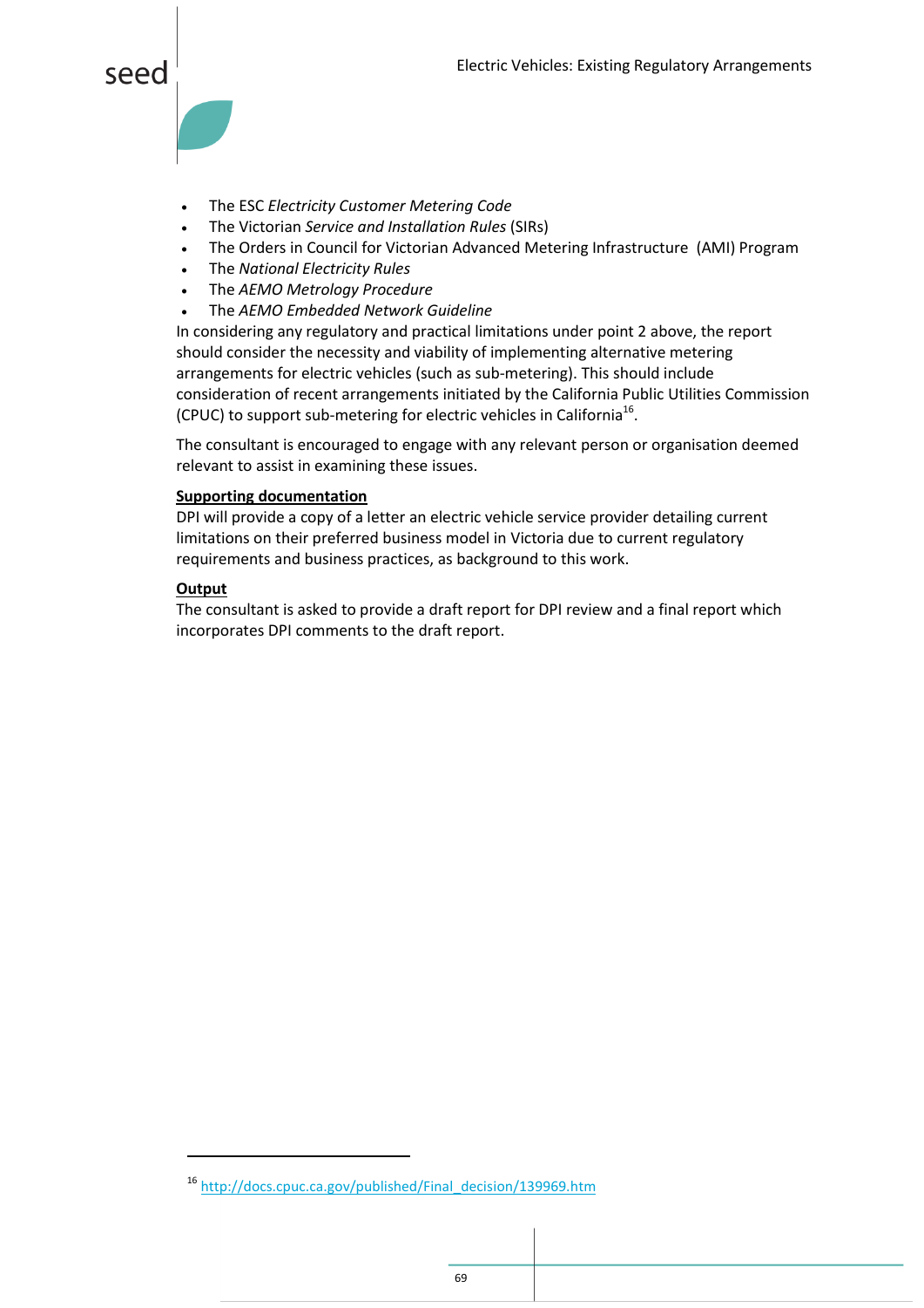- The ESC *Electricity Customer Metering Code*
- The Victorian *Service and Installation Rules* (SIRs)
- The Orders in Council for Victorian Advanced Metering Infrastructure (AMI) Program
- The *National Electricity Rules*
- The *AEMO Metrology Procedure*
- The *AEMO Embedded Network Guideline*

In considering any regulatory and practical limitations under point 2 above, the report should consider the necessity and viability of implementing alternative metering arrangements for electric vehicles (such as sub-metering). This should include consideration of recent arrangements initiated by the California Public Utilities Commission (CPUC) to support sub-metering for electric vehicles in California[16].

The consultant is encouraged to engage with any relevant person or organisation deemed relevant to assist in examining these issues.

**Supporting documentation**

DPI will provide a copy of a letter an electric vehicle service provider detailing current limitations on their preferred business model in Victoria due to current regulatory requirements and business practices, as background to this work.

**Output**

The consultant is asked to provide a draft report for DPI review and a final report which incorporates DPI comments to the draft report.

[16] http://docs.cpuc.ca.gov/published/Final_decision/139969.htm